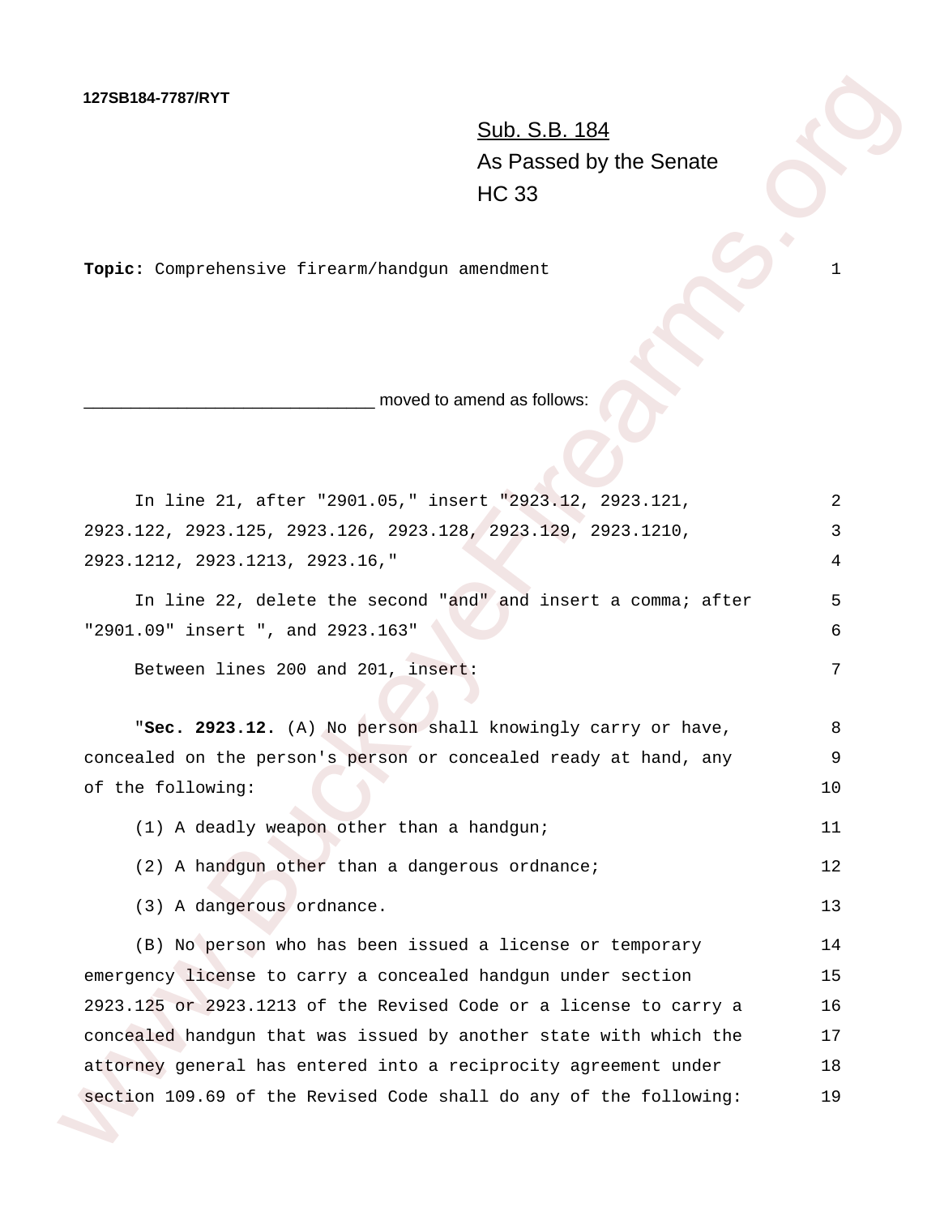127SB184-7787/RYT

Sub. S.B. 184
As Passed by the Senate
HC 33

**Topic:** Comprehensive firearm/handgun amendment 1

______________________________ moved to amend as follows:

In line 21, after "2901.05," insert "2923.12, 2923.121, 2923.122, 2923.125, 2923.126, 2923.128, 2923.129, 2923.1210, 2923.1212, 2923.1213, 2923.16," 2 3 4

In line 22, delete the second "and" and insert a comma; after "2901.09" insert ", and 2923.163" 5 6

Between lines 200 and 201, insert: 7

"**Sec. 2923.12.** (A) No person shall knowingly carry or have, concealed on the person's person or concealed ready at hand, any of the following: 8 9 10

(1) A deadly weapon other than a handgun; 11

(2) A handgun other than a dangerous ordnance; 12

(3) A dangerous ordnance. 13

(B) No person who has been issued a license or temporary emergency license to carry a concealed handgun under section 2923.125 or 2923.1213 of the Revised Code or a license to carry a concealed handgun that was issued by another state with which the attorney general has entered into a reciprocity agreement under section 109.69 of the Revised Code shall do any of the following: 14 15 16 17 18 19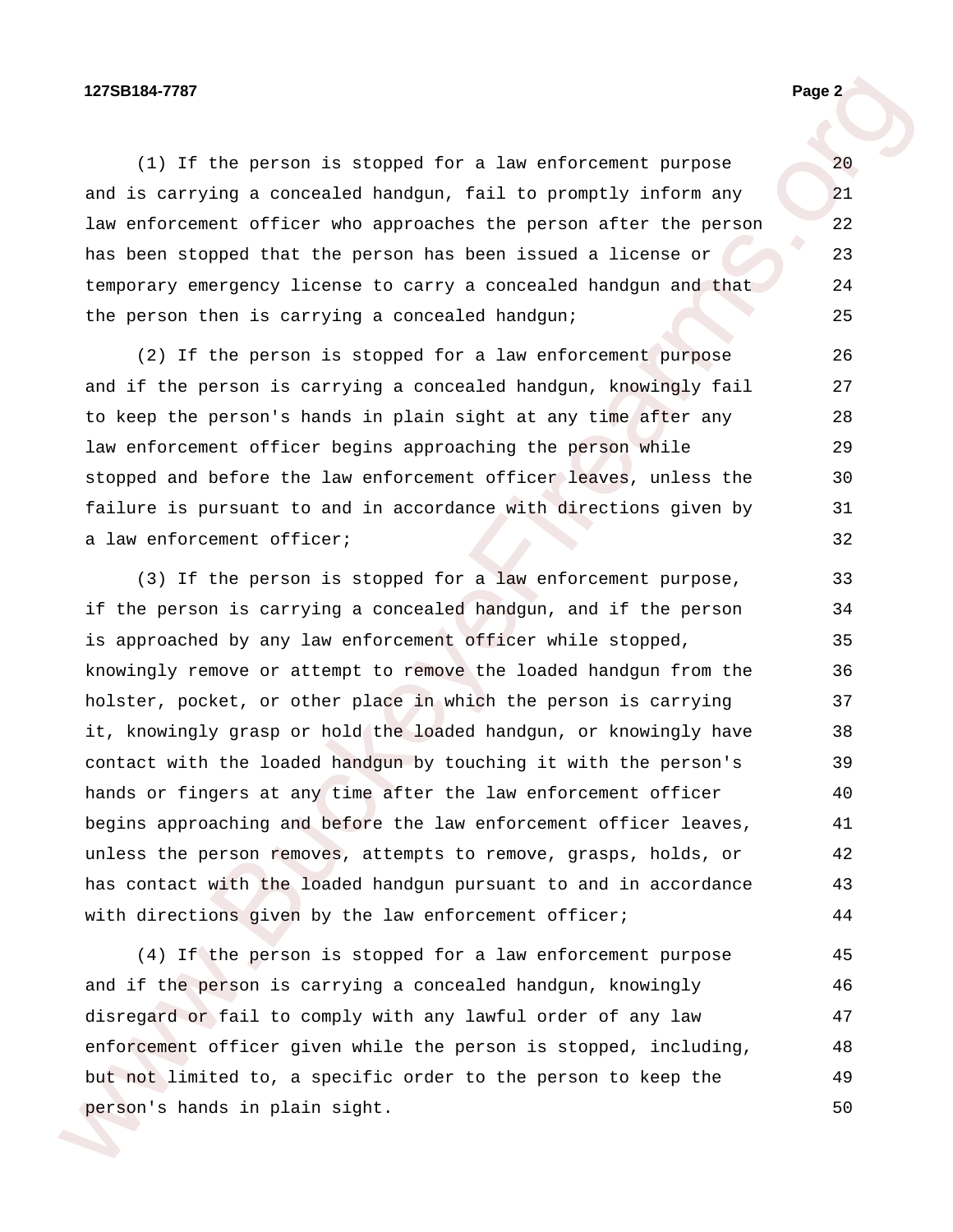(1) If the person is stopped for a law enforcement purpose and is carrying a concealed handgun, fail to promptly inform any law enforcement officer who approaches the person after the person has been stopped that the person has been issued a license or temporary emergency license to carry a concealed handgun and that the person then is carrying a concealed handgun;

(2) If the person is stopped for a law enforcement purpose and if the person is carrying a concealed handgun, knowingly fail to keep the person's hands in plain sight at any time after any law enforcement officer begins approaching the person while stopped and before the law enforcement officer leaves, unless the failure is pursuant to and in accordance with directions given by a law enforcement officer;

(3) If the person is stopped for a law enforcement purpose, if the person is carrying a concealed handgun, and if the person is approached by any law enforcement officer while stopped, knowingly remove or attempt to remove the loaded handgun from the holster, pocket, or other place in which the person is carrying it, knowingly grasp or hold the loaded handgun, or knowingly have contact with the loaded handgun by touching it with the person's hands or fingers at any time after the law enforcement officer begins approaching and before the law enforcement officer leaves, unless the person removes, attempts to remove, grasps, holds, or has contact with the loaded handgun pursuant to and in accordance with directions given by the law enforcement officer;

(4) If the person is stopped for a law enforcement purpose and if the person is carrying a concealed handgun, knowingly disregard or fail to comply with any lawful order of any law enforcement officer given while the person is stopped, including, but not limited to, a specific order to the person to keep the person's hands in plain sight.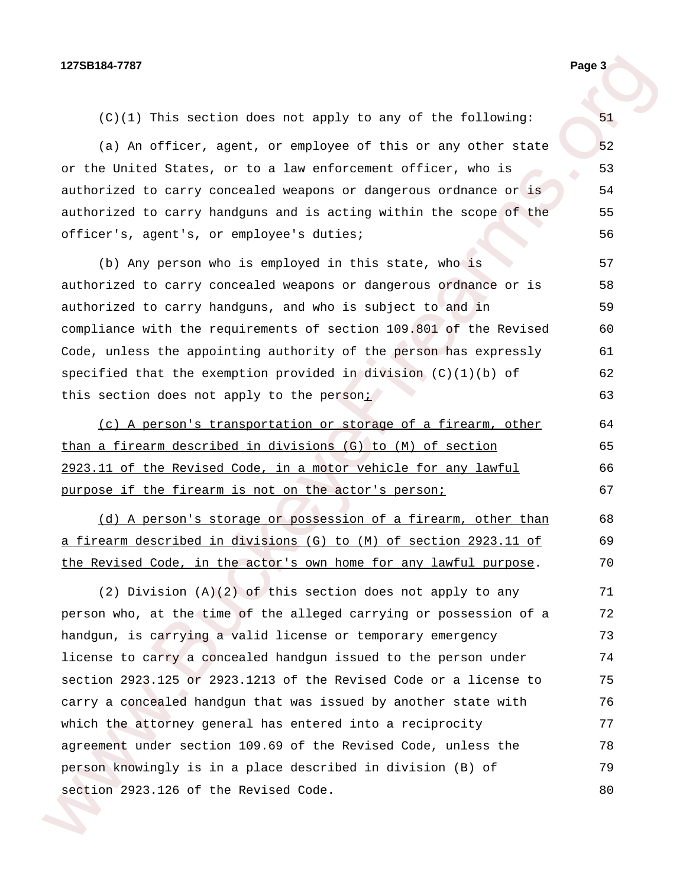(C)(1) This section does not apply to any of the following:

(a) An officer, agent, or employee of this or any other state or the United States, or to a law enforcement officer, who is authorized to carry concealed weapons or dangerous ordnance or is authorized to carry handguns and is acting within the scope of the officer's, agent's, or employee's duties;

(b) Any person who is employed in this state, who is authorized to carry concealed weapons or dangerous ordnance or is authorized to carry handguns, and who is subject to and in compliance with the requirements of section 109.801 of the Revised Code, unless the appointing authority of the person has expressly specified that the exemption provided in division (C)(1)(b) of this section does not apply to the person<u>;</u>

<u>(c) A person's transportation or storage of a firearm, other than a firearm described in divisions (G) to (M) of section 2923.11 of the Revised Code, in a motor vehicle for any lawful purpose if the firearm is not on the actor's person;</u>

<u>(d) A person's storage or possession of a firearm, other than a firearm described in divisions (G) to (M) of section 2923.11 of the Revised Code, in the actor's own home for any lawful purpose</u>.

(2) Division (A)(2) of this section does not apply to any person who, at the time of the alleged carrying or possession of a handgun, is carrying a valid license or temporary emergency license to carry a concealed handgun issued to the person under section 2923.125 or 2923.1213 of the Revised Code or a license to carry a concealed handgun that was issued by another state with which the attorney general has entered into a reciprocity agreement under section 109.69 of the Revised Code, unless the person knowingly is in a place described in division (B) of section 2923.126 of the Revised Code.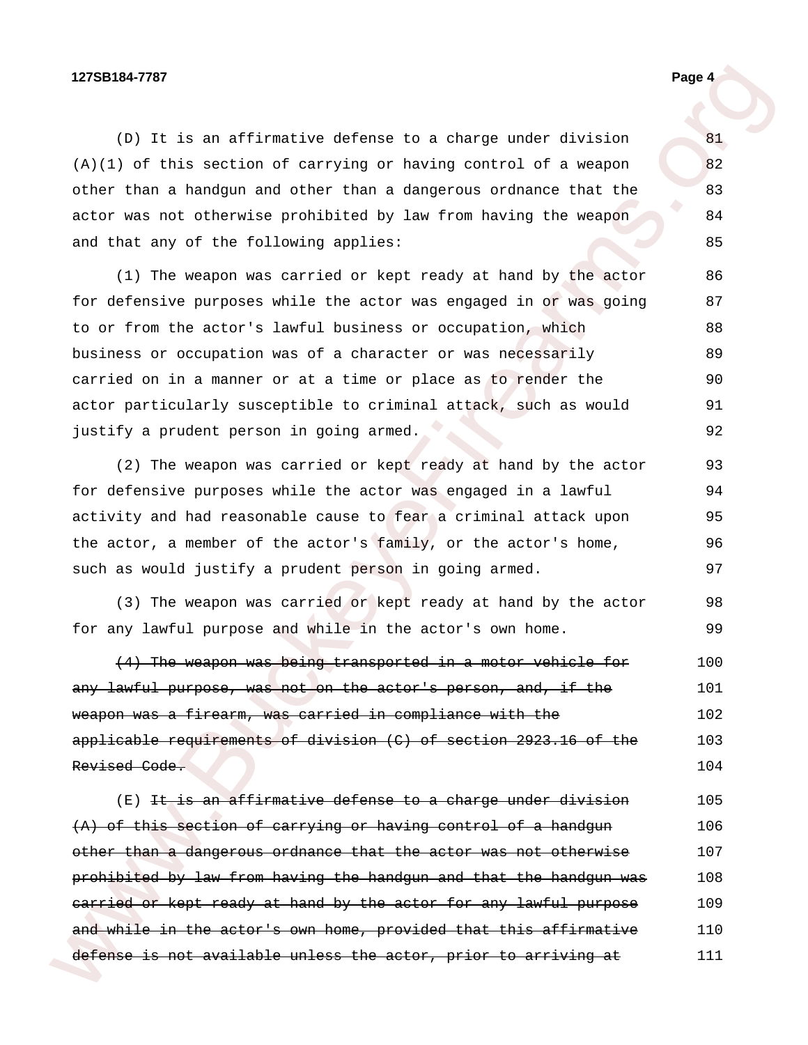(D) It is an affirmative defense to a charge under division (A)(1) of this section of carrying or having control of a weapon other than a handgun and other than a dangerous ordnance that the actor was not otherwise prohibited by law from having the weapon and that any of the following applies:

(1) The weapon was carried or kept ready at hand by the actor for defensive purposes while the actor was engaged in or was going to or from the actor's lawful business or occupation, which business or occupation was of a character or was necessarily carried on in a manner or at a time or place as to render the actor particularly susceptible to criminal attack, such as would justify a prudent person in going armed.

(2) The weapon was carried or kept ready at hand by the actor for defensive purposes while the actor was engaged in a lawful activity and had reasonable cause to fear a criminal attack upon the actor, a member of the actor's family, or the actor's home, such as would justify a prudent person in going armed.

(3) The weapon was carried or kept ready at hand by the actor for any lawful purpose and while in the actor's own home.

~~(4) The weapon was being transported in a motor vehicle for any lawful purpose, was not on the actor's person, and, if the weapon was a firearm, was carried in compliance with the applicable requirements of division (C) of section 2923.16 of the Revised Code.~~

(E) ~~It is an affirmative defense to a charge under division (A) of this section of carrying or having control of a handgun other than a dangerous ordnance that the actor was not otherwise prohibited by law from having the handgun and that the handgun was carried or kept ready at hand by the actor for any lawful purpose and while in the actor's own home, provided that this affirmative defense is not available unless the actor, prior to arriving at~~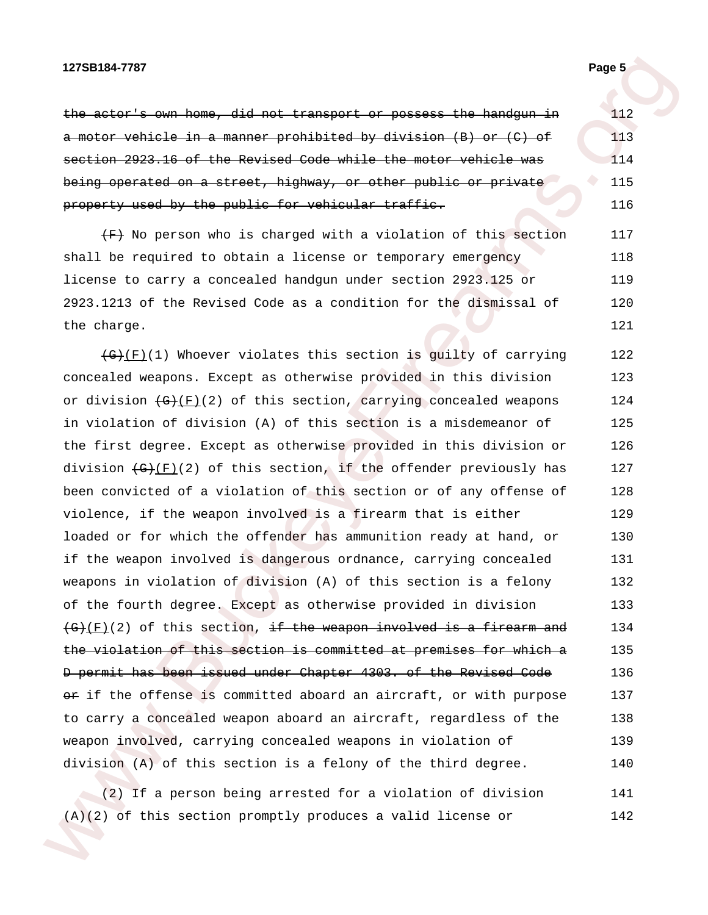~~the actor's own home, did not transport or possess the handgun in a motor vehicle in a manner prohibited by division (B) or (C) of section 2923.16 of the Revised Code while the motor vehicle was being operated on a street, highway, or other public or private property used by the public for vehicular traffic.~~

~~(F)~~ No person who is charged with a violation of this section shall be required to obtain a license or temporary emergency license to carry a concealed handgun under section 2923.125 or 2923.1213 of the Revised Code as a condition for the dismissal of the charge.

~~(G)~~<u>(F)</u>(1) Whoever violates this section is guilty of carrying concealed weapons. Except as otherwise provided in this division or division ~~(G)~~<u>(F)</u>(2) of this section, carrying concealed weapons in violation of division (A) of this section is a misdemeanor of the first degree. Except as otherwise provided in this division or division ~~(G)~~<u>(F)</u>(2) of this section, if the offender previously has been convicted of a violation of this section or of any offense of violence, if the weapon involved is a firearm that is either loaded or for which the offender has ammunition ready at hand, or if the weapon involved is dangerous ordnance, carrying concealed weapons in violation of division (A) of this section is a felony of the fourth degree. Except as otherwise provided in division ~~(G)~~<u>(F)</u>(2) of this section, ~~if the weapon involved is a firearm and the violation of this section is committed at premises for which a D permit has been issued under Chapter 4303. of the Revised Code or~~ if the offense is committed aboard an aircraft, or with purpose to carry a concealed weapon aboard an aircraft, regardless of the weapon involved, carrying concealed weapons in violation of division (A) of this section is a felony of the third degree.

(2) If a person being arrested for a violation of division (A)(2) of this section promptly produces a valid license or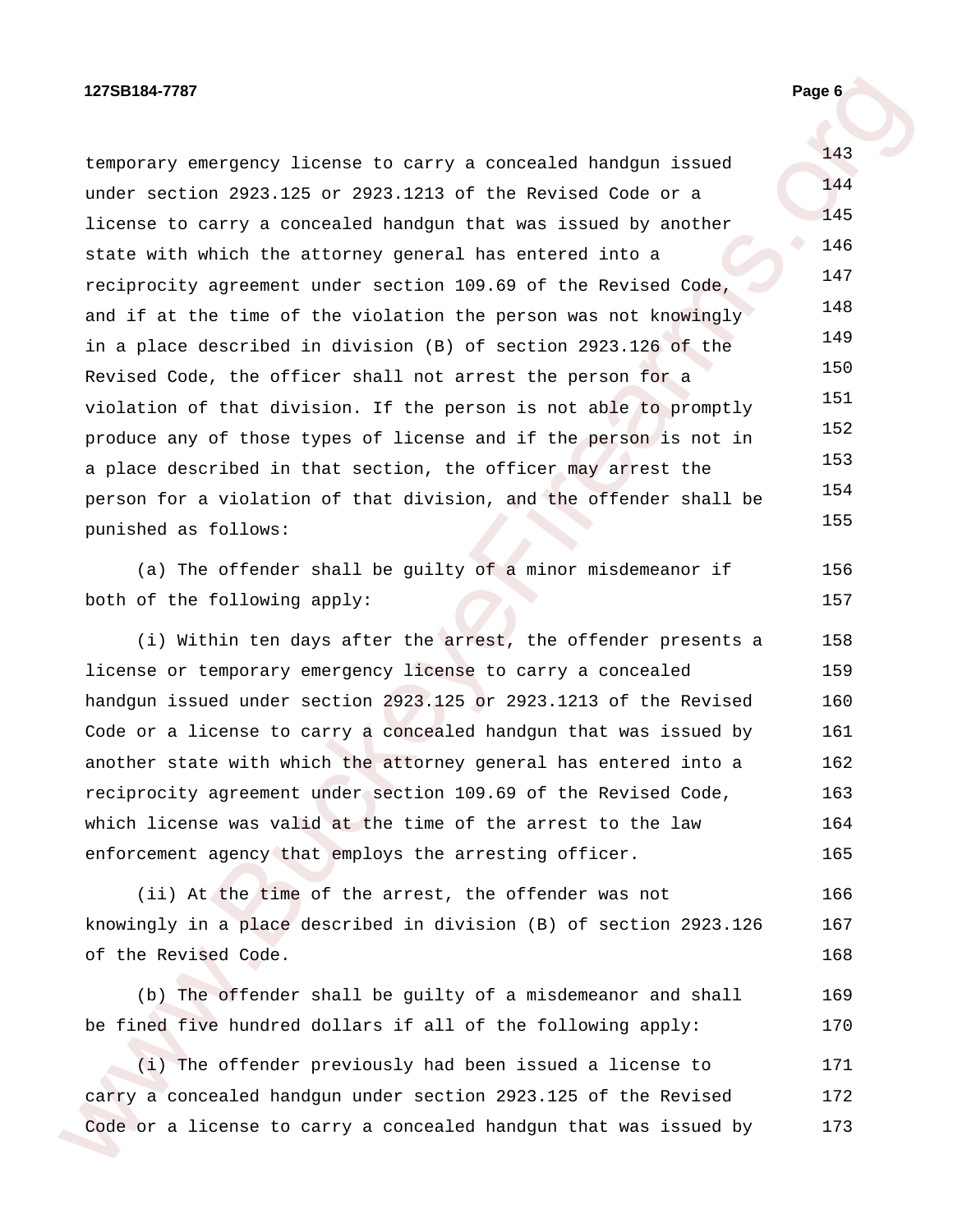temporary emergency license to carry a concealed handgun issued under section 2923.125 or 2923.1213 of the Revised Code or a license to carry a concealed handgun that was issued by another state with which the attorney general has entered into a reciprocity agreement under section 109.69 of the Revised Code, and if at the time of the violation the person was not knowingly in a place described in division (B) of section 2923.126 of the Revised Code, the officer shall not arrest the person for a violation of that division. If the person is not able to promptly produce any of those types of license and if the person is not in a place described in that section, the officer may arrest the person for a violation of that division, and the offender shall be punished as follows:

(a) The offender shall be guilty of a minor misdemeanor if both of the following apply:

(i) Within ten days after the arrest, the offender presents a license or temporary emergency license to carry a concealed handgun issued under section 2923.125 or 2923.1213 of the Revised Code or a license to carry a concealed handgun that was issued by another state with which the attorney general has entered into a reciprocity agreement under section 109.69 of the Revised Code, which license was valid at the time of the arrest to the law enforcement agency that employs the arresting officer.

(ii) At the time of the arrest, the offender was not knowingly in a place described in division (B) of section 2923.126 of the Revised Code.

(b) The offender shall be guilty of a misdemeanor and shall be fined five hundred dollars if all of the following apply:

(i) The offender previously had been issued a license to carry a concealed handgun under section 2923.125 of the Revised Code or a license to carry a concealed handgun that was issued by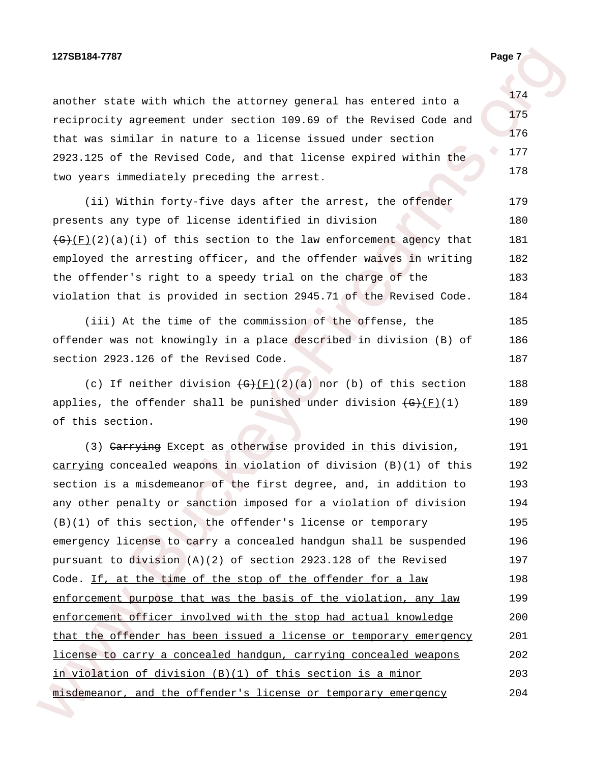another state with which the attorney general has entered into a reciprocity agreement under section 109.69 of the Revised Code and that was similar in nature to a license issued under section 2923.125 of the Revised Code, and that license expired within the two years immediately preceding the arrest.

(ii) Within forty-five days after the arrest, the offender presents any type of license identified in division ~~(G)~~(F)(2)(a)(i) of this section to the law enforcement agency that employed the arresting officer, and the offender waives in writing the offender's right to a speedy trial on the charge of the violation that is provided in section 2945.71 of the Revised Code.

(iii) At the time of the commission of the offense, the offender was not knowingly in a place described in division (B) of section 2923.126 of the Revised Code.

(c) If neither division ~~(G)~~(F)(2)(a) nor (b) of this section applies, the offender shall be punished under division ~~(G)~~(F)(1) of this section.

(3) ~~Carrying~~ Except as otherwise provided in this division, carrying concealed weapons in violation of division (B)(1) of this section is a misdemeanor of the first degree, and, in addition to any other penalty or sanction imposed for a violation of division (B)(1) of this section, the offender's license or temporary emergency license to carry a concealed handgun shall be suspended pursuant to division (A)(2) of section 2923.128 of the Revised Code. If, at the time of the stop of the offender for a law enforcement purpose that was the basis of the violation, any law enforcement officer involved with the stop had actual knowledge that the offender has been issued a license or temporary emergency license to carry a concealed handgun, carrying concealed weapons in violation of division (B)(1) of this section is a minor misdemeanor, and the offender's license or temporary emergency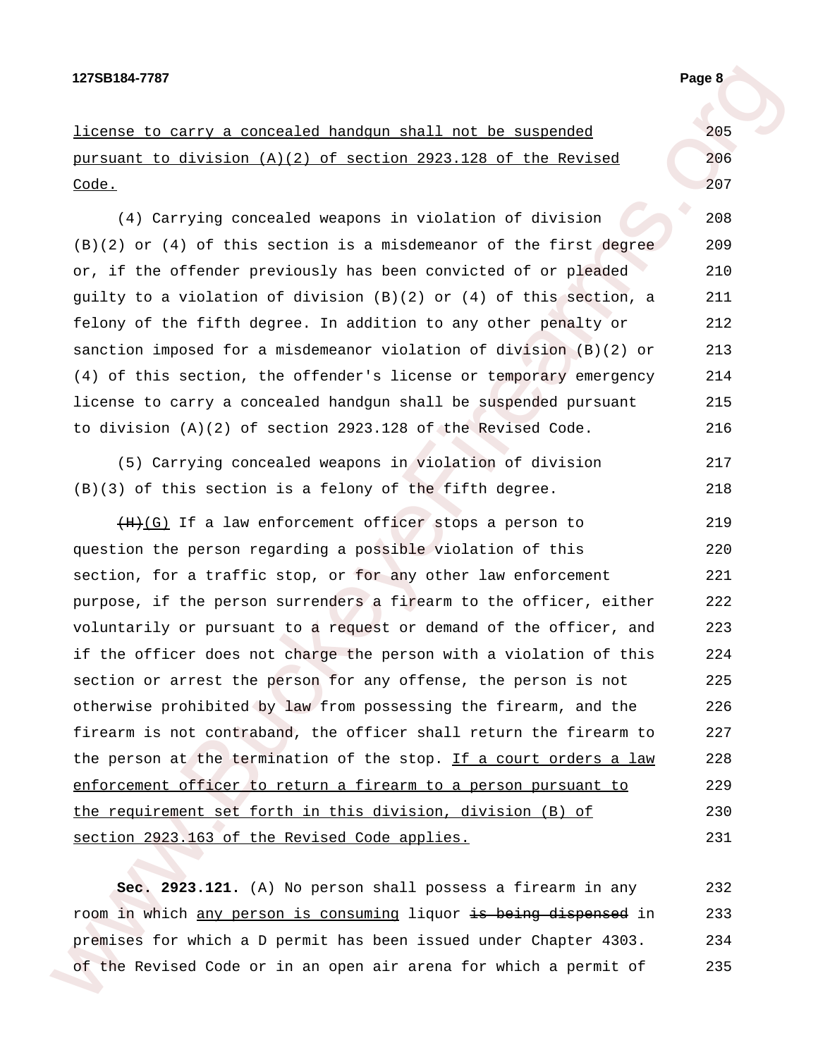license to carry a concealed handgun shall not be suspended pursuant to division (A)(2) of section 2923.128 of the Revised Code.

(4) Carrying concealed weapons in violation of division (B)(2) or (4) of this section is a misdemeanor of the first degree or, if the offender previously has been convicted of or pleaded guilty to a violation of division (B)(2) or (4) of this section, a felony of the fifth degree. In addition to any other penalty or sanction imposed for a misdemeanor violation of division (B)(2) or (4) of this section, the offender's license or temporary emergency license to carry a concealed handgun shall be suspended pursuant to division (A)(2) of section 2923.128 of the Revised Code.

(5) Carrying concealed weapons in violation of division (B)(3) of this section is a felony of the fifth degree.

~~(H)~~(G) If a law enforcement officer stops a person to question the person regarding a possible violation of this section, for a traffic stop, or for any other law enforcement purpose, if the person surrenders a firearm to the officer, either voluntarily or pursuant to a request or demand of the officer, and if the officer does not charge the person with a violation of this section or arrest the person for any offense, the person is not otherwise prohibited by law from possessing the firearm, and the firearm is not contraband, the officer shall return the firearm to the person at the termination of the stop. If a court orders a law enforcement officer to return a firearm to a person pursuant to the requirement set forth in this division, division (B) of section 2923.163 of the Revised Code applies.

**Sec. 2923.121.** (A) No person shall possess a firearm in any room in which any person is consuming liquor ~~is being dispensed~~ in premises for which a D permit has been issued under Chapter 4303. of the Revised Code or in an open air arena for which a permit of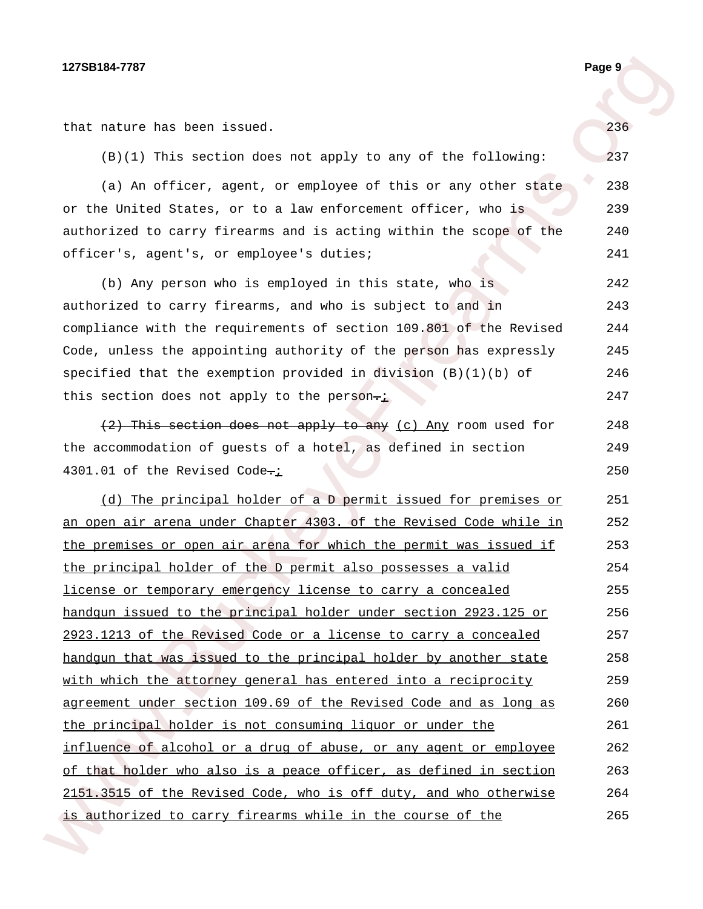that nature has been issued.

(B)(1) This section does not apply to any of the following:

(a) An officer, agent, or employee of this or any other state or the United States, or to a law enforcement officer, who is authorized to carry firearms and is acting within the scope of the officer's, agent's, or employee's duties;

(b) Any person who is employed in this state, who is authorized to carry firearms, and who is subject to and in compliance with the requirements of section 109.801 of the Revised Code, unless the appointing authority of the person has expressly specified that the exemption provided in division (B)(1)(b) of this section does not apply to the person~~.~~;

~~(2) This section does not apply to any~~ (c) Any room used for the accommodation of guests of a hotel, as defined in section 4301.01 of the Revised Code~~.~~;

(d) The principal holder of a D permit issued for premises or an open air arena under Chapter 4303. of the Revised Code while in the premises or open air arena for which the permit was issued if the principal holder of the D permit also possesses a valid license or temporary emergency license to carry a concealed handgun issued to the principal holder under section 2923.125 or 2923.1213 of the Revised Code or a license to carry a concealed handgun that was issued to the principal holder by another state with which the attorney general has entered into a reciprocity agreement under section 109.69 of the Revised Code and as long as the principal holder is not consuming liquor or under the influence of alcohol or a drug of abuse, or any agent or employee of that holder who also is a peace officer, as defined in section 2151.3515 of the Revised Code, who is off duty, and who otherwise is authorized to carry firearms while in the course of the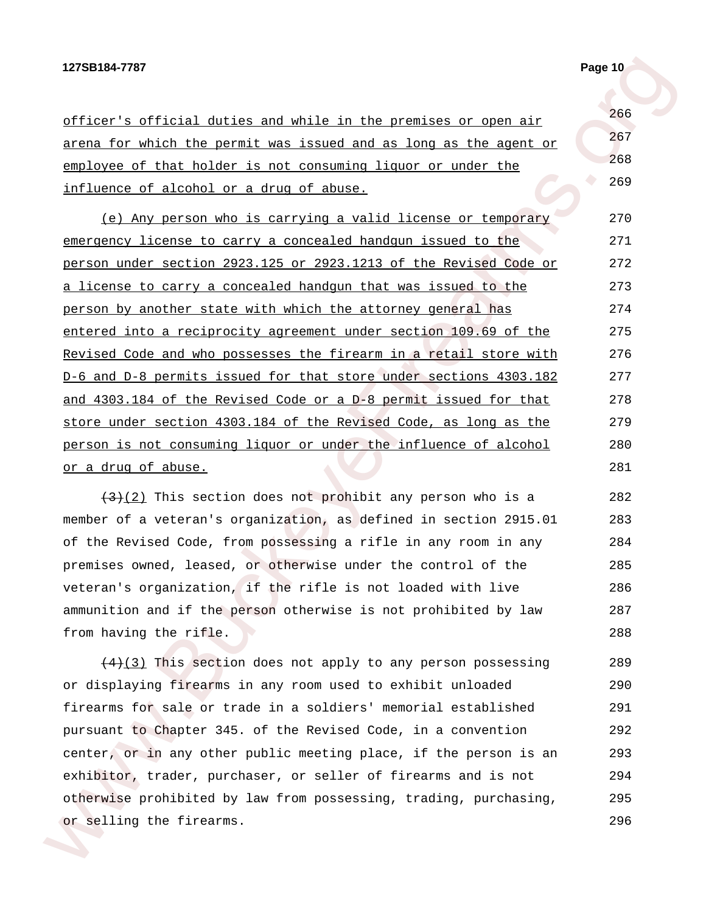officer's official duties and while in the premises or open air arena for which the permit was issued and as long as the agent or employee of that holder is not consuming liquor or under the influence of alcohol or a drug of abuse.

(e) Any person who is carrying a valid license or temporary emergency license to carry a concealed handgun issued to the person under section 2923.125 or 2923.1213 of the Revised Code or a license to carry a concealed handgun that was issued to the person by another state with which the attorney general has entered into a reciprocity agreement under section 109.69 of the Revised Code and who possesses the firearm in a retail store with D-6 and D-8 permits issued for that store under sections 4303.182 and 4303.184 of the Revised Code or a D-8 permit issued for that store under section 4303.184 of the Revised Code, as long as the person is not consuming liquor or under the influence of alcohol or a drug of abuse.

~~(3)~~(2) This section does not prohibit any person who is a member of a veteran's organization, as defined in section 2915.01 of the Revised Code, from possessing a rifle in any room in any premises owned, leased, or otherwise under the control of the veteran's organization, if the rifle is not loaded with live ammunition and if the person otherwise is not prohibited by law from having the rifle.

~~(4)~~(3) This section does not apply to any person possessing or displaying firearms in any room used to exhibit unloaded firearms for sale or trade in a soldiers' memorial established pursuant to Chapter 345. of the Revised Code, in a convention center, or in any other public meeting place, if the person is an exhibitor, trader, purchaser, or seller of firearms and is not otherwise prohibited by law from possessing, trading, purchasing, or selling the firearms.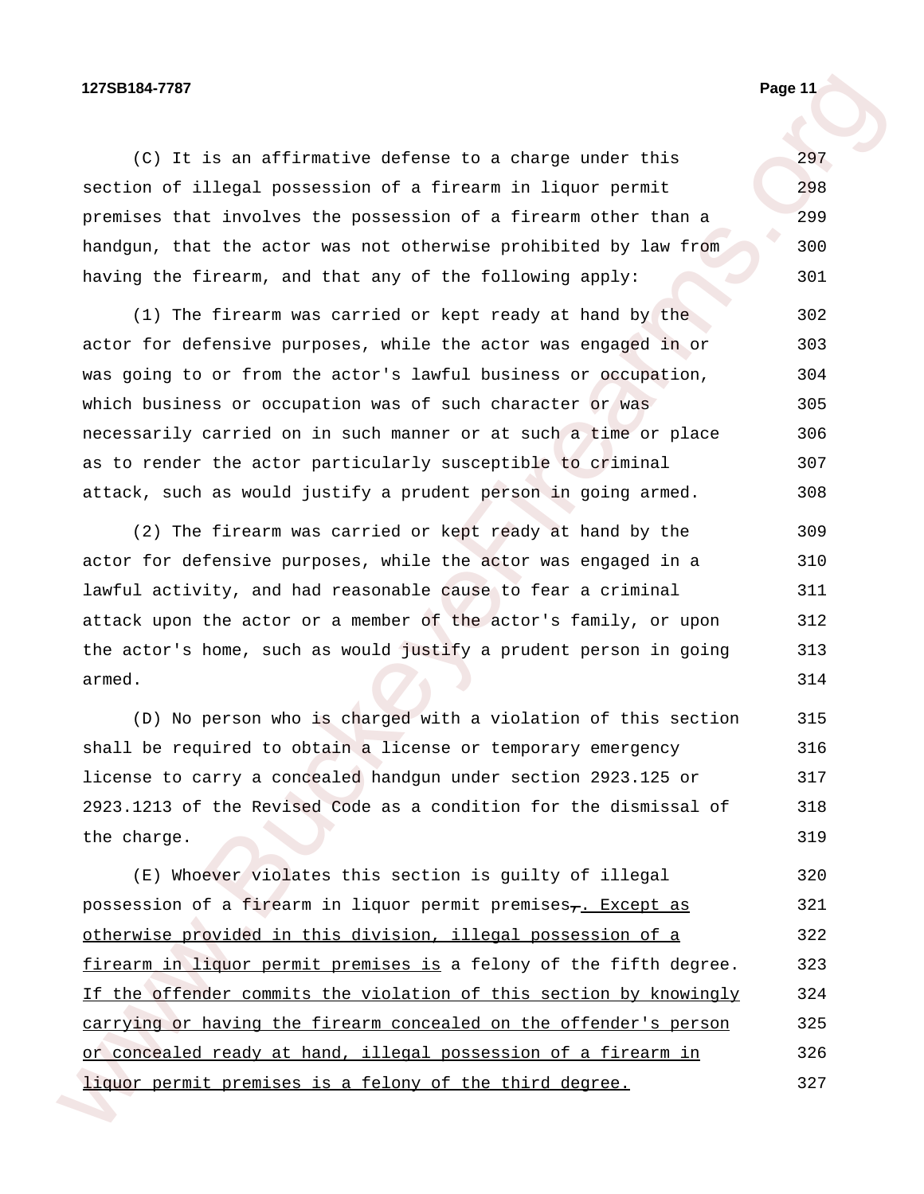(C) It is an affirmative defense to a charge under this section of illegal possession of a firearm in liquor permit premises that involves the possession of a firearm other than a handgun, that the actor was not otherwise prohibited by law from having the firearm, and that any of the following apply:

(1) The firearm was carried or kept ready at hand by the actor for defensive purposes, while the actor was engaged in or was going to or from the actor's lawful business or occupation, which business or occupation was of such character or was necessarily carried on in such manner or at such a time or place as to render the actor particularly susceptible to criminal attack, such as would justify a prudent person in going armed.

(2) The firearm was carried or kept ready at hand by the actor for defensive purposes, while the actor was engaged in a lawful activity, and had reasonable cause to fear a criminal attack upon the actor or a member of the actor's family, or upon the actor's home, such as would justify a prudent person in going armed.

(D) No person who is charged with a violation of this section shall be required to obtain a license or temporary emergency license to carry a concealed handgun under section 2923.125 or 2923.1213 of the Revised Code as a condition for the dismissal of the charge.

(E) Whoever violates this section is guilty of illegal possession of a firearm in liquor permit premises~~,~~ <u>. Except as otherwise provided in this division, illegal possession of a firearm in liquor permit premises is</u> a felony of the fifth degree. <u>If the offender commits the violation of this section by knowingly carrying or having the firearm concealed on the offender's person or concealed ready at hand, illegal possession of a firearm in liquor permit premises is a felony of the third degree.</u>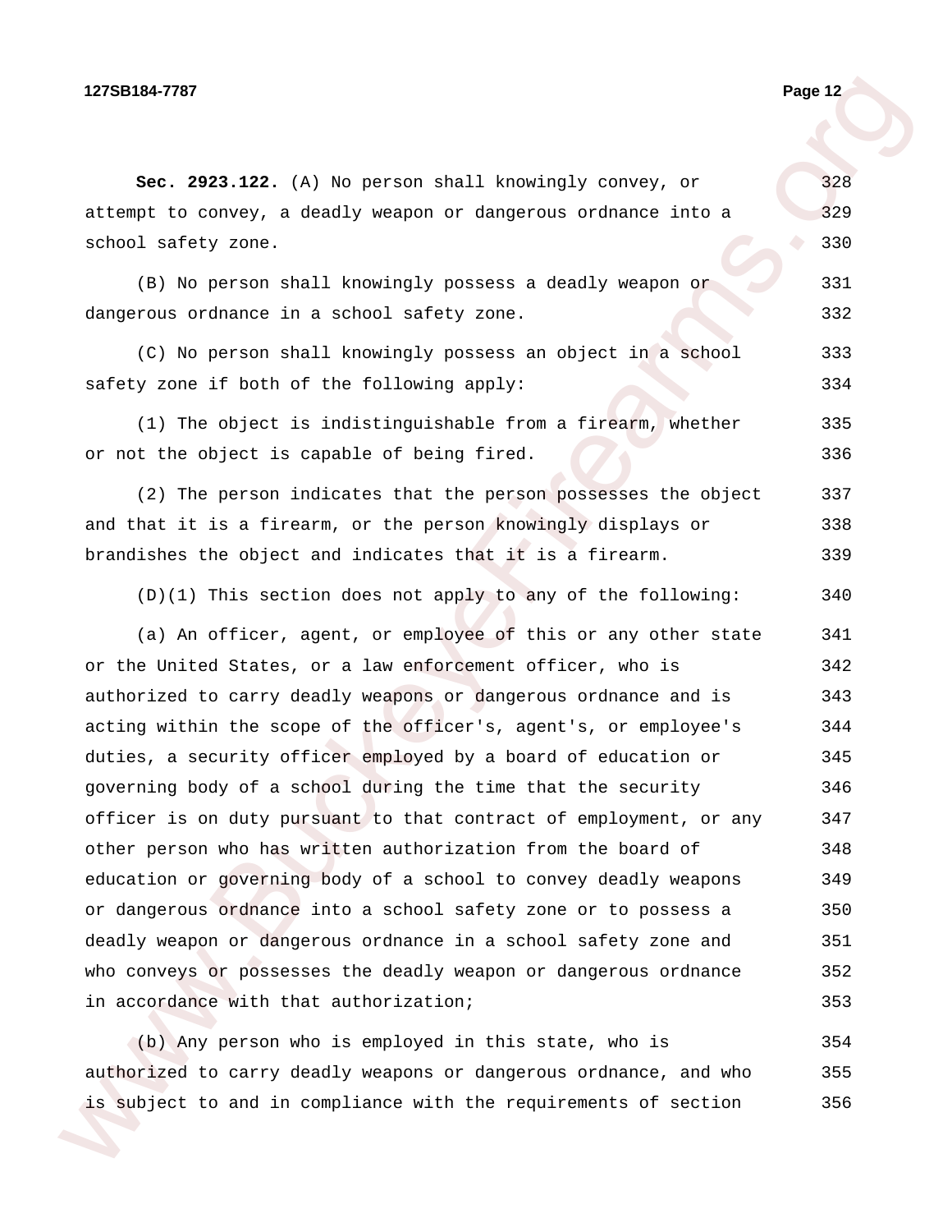**Sec. 2923.122.** (A) No person shall knowingly convey, or attempt to convey, a deadly weapon or dangerous ordnance into a school safety zone.

(B) No person shall knowingly possess a deadly weapon or dangerous ordnance in a school safety zone.

(C) No person shall knowingly possess an object in a school safety zone if both of the following apply:

(1) The object is indistinguishable from a firearm, whether or not the object is capable of being fired.

(2) The person indicates that the person possesses the object and that it is a firearm, or the person knowingly displays or brandishes the object and indicates that it is a firearm.

(D)(1) This section does not apply to any of the following:

(a) An officer, agent, or employee of this or any other state or the United States, or a law enforcement officer, who is authorized to carry deadly weapons or dangerous ordnance and is acting within the scope of the officer's, agent's, or employee's duties, a security officer employed by a board of education or governing body of a school during the time that the security officer is on duty pursuant to that contract of employment, or any other person who has written authorization from the board of education or governing body of a school to convey deadly weapons or dangerous ordnance into a school safety zone or to possess a deadly weapon or dangerous ordnance in a school safety zone and who conveys or possesses the deadly weapon or dangerous ordnance in accordance with that authorization;

(b) Any person who is employed in this state, who is authorized to carry deadly weapons or dangerous ordnance, and who is subject to and in compliance with the requirements of section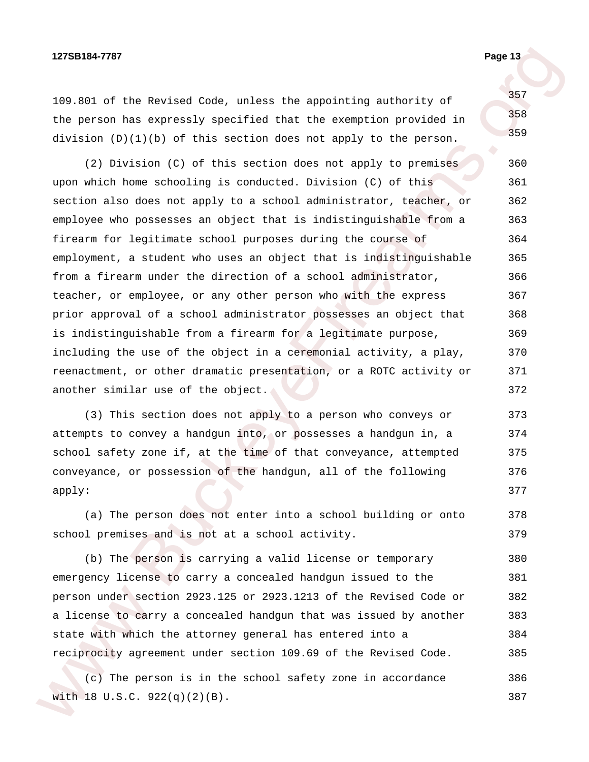109.801 of the Revised Code, unless the appointing authority of the person has expressly specified that the exemption provided in division (D)(1)(b) of this section does not apply to the person.

(2) Division (C) of this section does not apply to premises upon which home schooling is conducted. Division (C) of this section also does not apply to a school administrator, teacher, or employee who possesses an object that is indistinguishable from a firearm for legitimate school purposes during the course of employment, a student who uses an object that is indistinguishable from a firearm under the direction of a school administrator, teacher, or employee, or any other person who with the express prior approval of a school administrator possesses an object that is indistinguishable from a firearm for a legitimate purpose, including the use of the object in a ceremonial activity, a play, reenactment, or other dramatic presentation, or a ROTC activity or another similar use of the object.

(3) This section does not apply to a person who conveys or attempts to convey a handgun into, or possesses a handgun in, a school safety zone if, at the time of that conveyance, attempted conveyance, or possession of the handgun, all of the following apply:

(a) The person does not enter into a school building or onto school premises and is not at a school activity.

(b) The person is carrying a valid license or temporary emergency license to carry a concealed handgun issued to the person under section 2923.125 or 2923.1213 of the Revised Code or a license to carry a concealed handgun that was issued by another state with which the attorney general has entered into a reciprocity agreement under section 109.69 of the Revised Code.

(c) The person is in the school safety zone in accordance with 18 U.S.C. 922(q)(2)(B).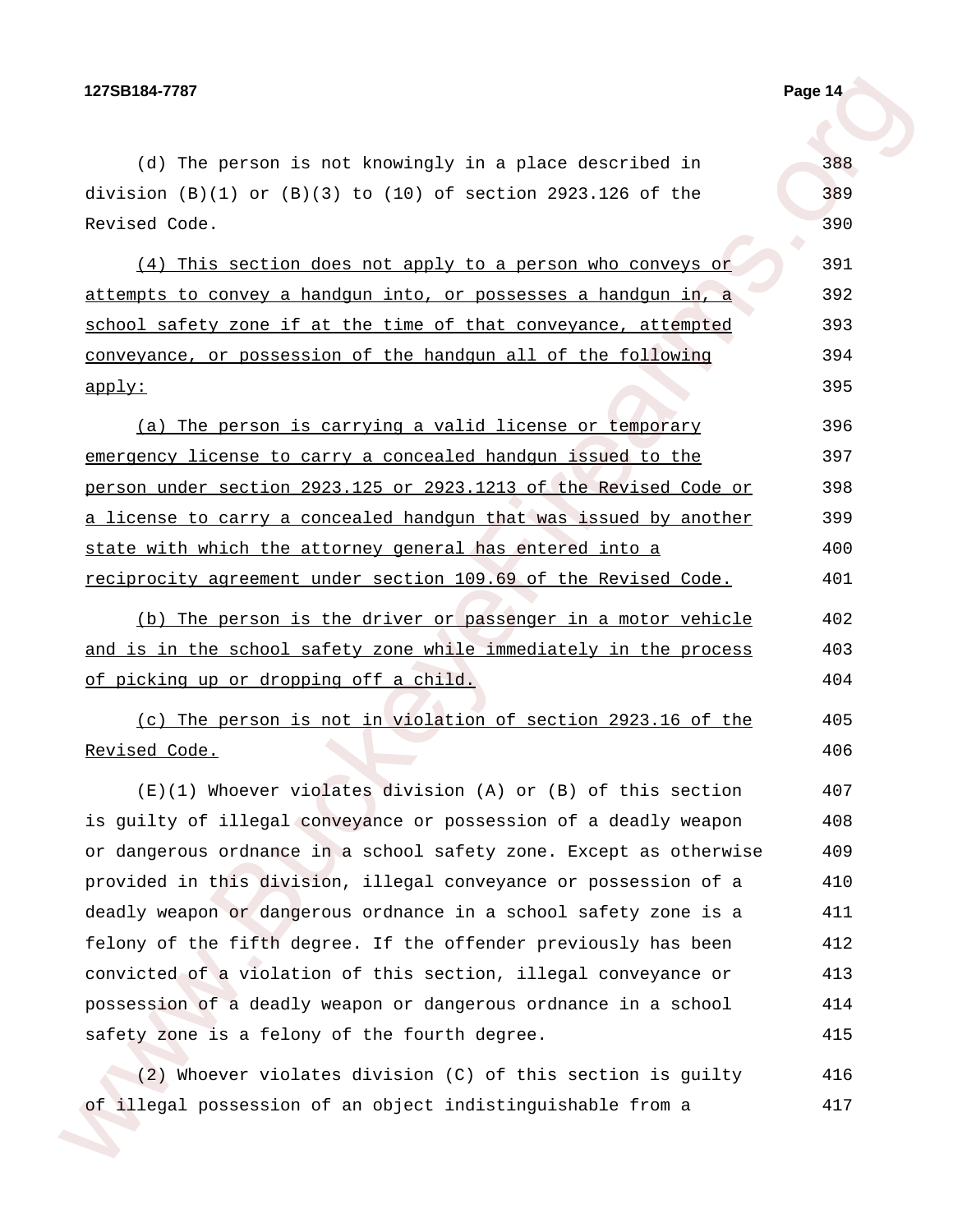(d) The person is not knowingly in a place described in division (B)(1) or (B)(3) to (10) of section 2923.126 of the Revised Code.

<u>(4) This section does not apply to a person who conveys or attempts to convey a handgun into, or possesses a handgun in, a school safety zone if at the time of that conveyance, attempted conveyance, or possession of the handgun all of the following apply:</u>

<u>(a) The person is carrying a valid license or temporary emergency license to carry a concealed handgun issued to the person under section 2923.125 or 2923.1213 of the Revised Code or a license to carry a concealed handgun that was issued by another state with which the attorney general has entered into a reciprocity agreement under section 109.69 of the Revised Code.</u>

<u>(b) The person is the driver or passenger in a motor vehicle and is in the school safety zone while immediately in the process of picking up or dropping off a child.</u>

<u>(c) The person is not in violation of section 2923.16 of the Revised Code.</u>

(E)(1) Whoever violates division (A) or (B) of this section is guilty of illegal conveyance or possession of a deadly weapon or dangerous ordnance in a school safety zone. Except as otherwise provided in this division, illegal conveyance or possession of a deadly weapon or dangerous ordnance in a school safety zone is a felony of the fifth degree. If the offender previously has been convicted of a violation of this section, illegal conveyance or possession of a deadly weapon or dangerous ordnance in a school safety zone is a felony of the fourth degree.

(2) Whoever violates division (C) of this section is guilty of illegal possession of an object indistinguishable from a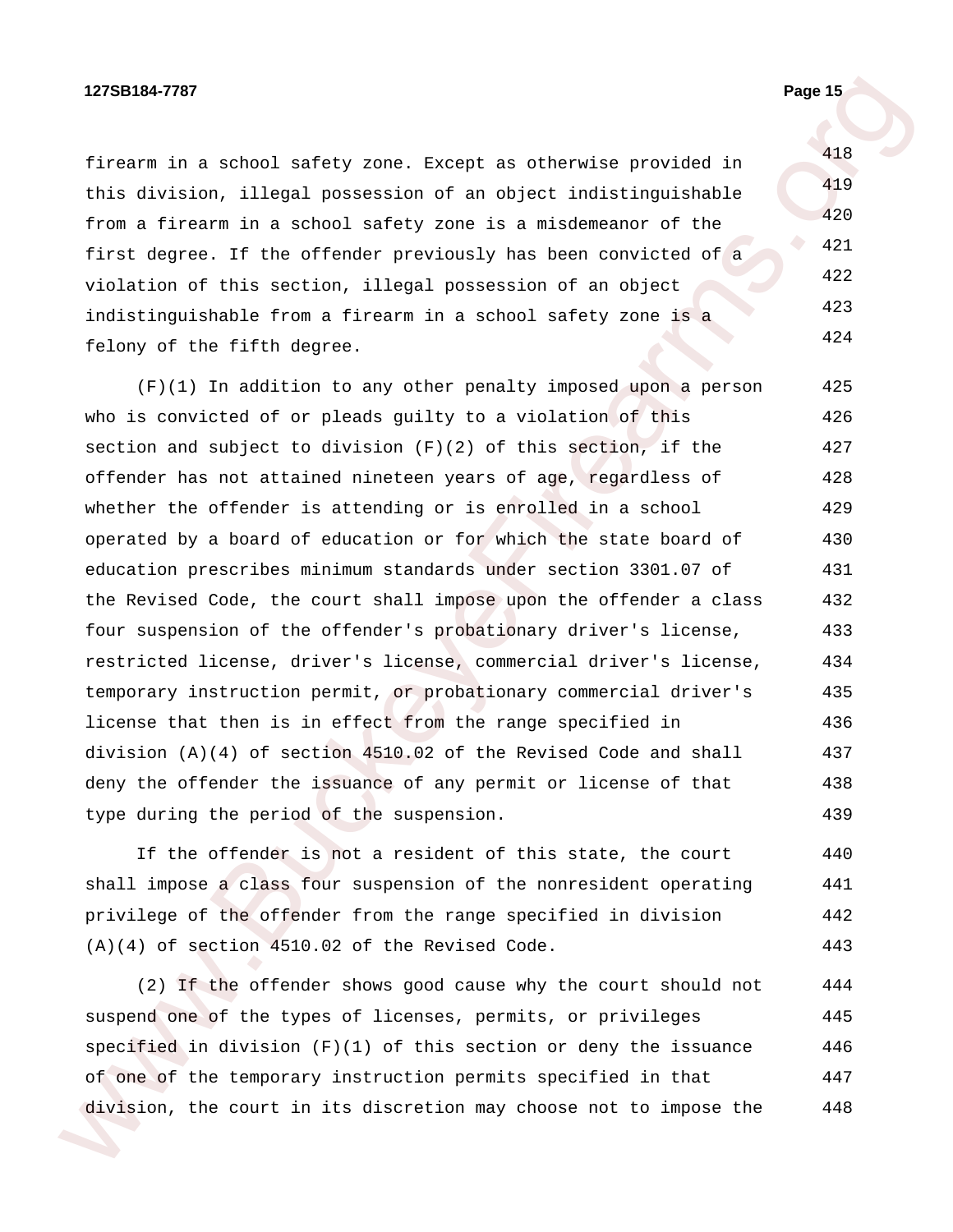firearm in a school safety zone. Except as otherwise provided in this division, illegal possession of an object indistinguishable from a firearm in a school safety zone is a misdemeanor of the first degree. If the offender previously has been convicted of a violation of this section, illegal possession of an object indistinguishable from a firearm in a school safety zone is a felony of the fifth degree.

(F)(1) In addition to any other penalty imposed upon a person who is convicted of or pleads guilty to a violation of this section and subject to division (F)(2) of this section, if the offender has not attained nineteen years of age, regardless of whether the offender is attending or is enrolled in a school operated by a board of education or for which the state board of education prescribes minimum standards under section 3301.07 of the Revised Code, the court shall impose upon the offender a class four suspension of the offender's probationary driver's license, restricted license, driver's license, commercial driver's license, temporary instruction permit, or probationary commercial driver's license that then is in effect from the range specified in division (A)(4) of section 4510.02 of the Revised Code and shall deny the offender the issuance of any permit or license of that type during the period of the suspension.

If the offender is not a resident of this state, the court shall impose a class four suspension of the nonresident operating privilege of the offender from the range specified in division (A)(4) of section 4510.02 of the Revised Code.

(2) If the offender shows good cause why the court should not suspend one of the types of licenses, permits, or privileges specified in division (F)(1) of this section or deny the issuance of one of the temporary instruction permits specified in that division, the court in its discretion may choose not to impose the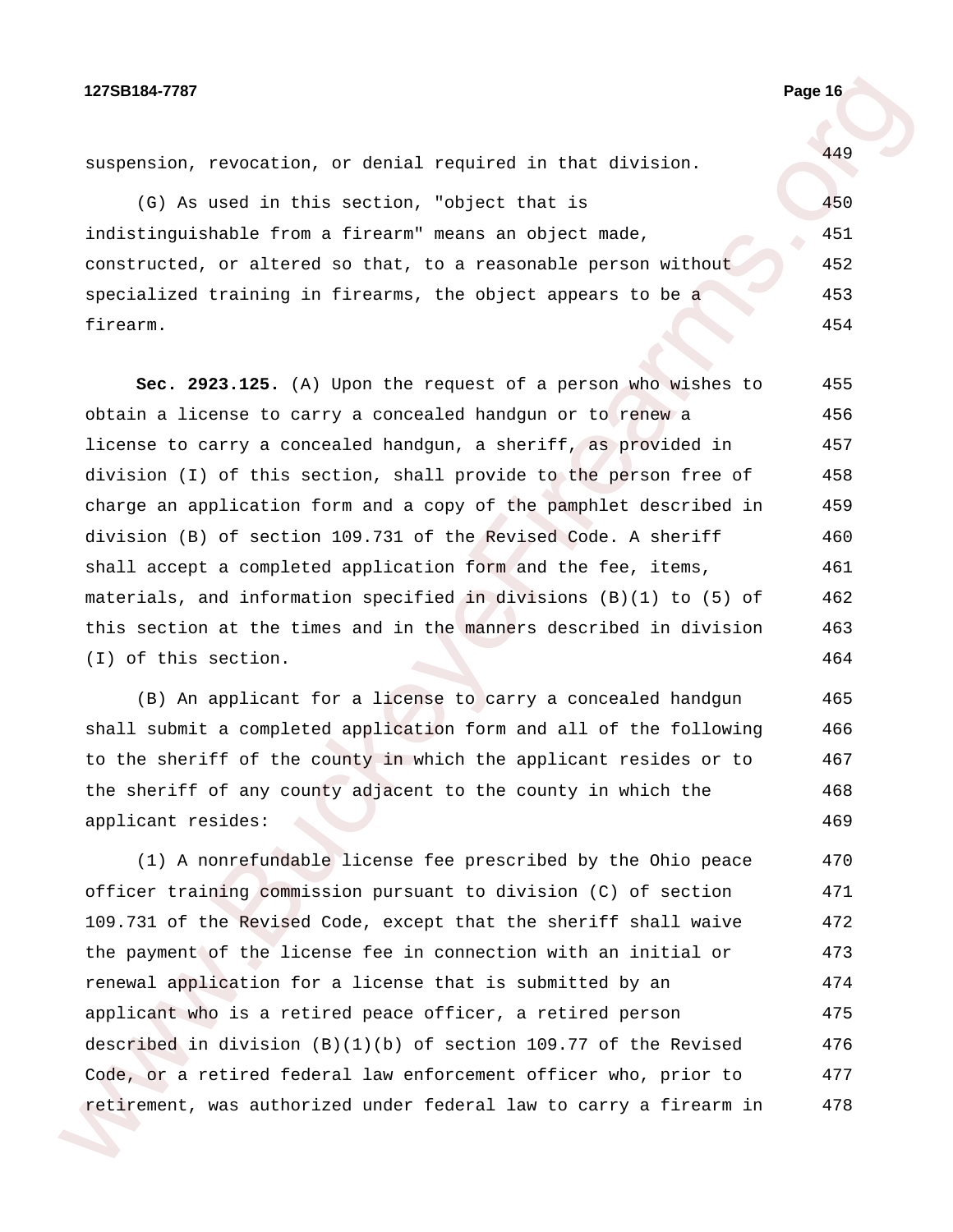suspension, revocation, or denial required in that division.

(G) As used in this section, "object that is indistinguishable from a firearm" means an object made, constructed, or altered so that, to a reasonable person without specialized training in firearms, the object appears to be a firearm.

**Sec. 2923.125.** (A) Upon the request of a person who wishes to obtain a license to carry a concealed handgun or to renew a license to carry a concealed handgun, a sheriff, as provided in division (I) of this section, shall provide to the person free of charge an application form and a copy of the pamphlet described in division (B) of section 109.731 of the Revised Code. A sheriff shall accept a completed application form and the fee, items, materials, and information specified in divisions (B)(1) to (5) of this section at the times and in the manners described in division (I) of this section.

(B) An applicant for a license to carry a concealed handgun shall submit a completed application form and all of the following to the sheriff of the county in which the applicant resides or to the sheriff of any county adjacent to the county in which the applicant resides:

(1) A nonrefundable license fee prescribed by the Ohio peace officer training commission pursuant to division (C) of section 109.731 of the Revised Code, except that the sheriff shall waive the payment of the license fee in connection with an initial or renewal application for a license that is submitted by an applicant who is a retired peace officer, a retired person described in division (B)(1)(b) of section 109.77 of the Revised Code, or a retired federal law enforcement officer who, prior to retirement, was authorized under federal law to carry a firearm in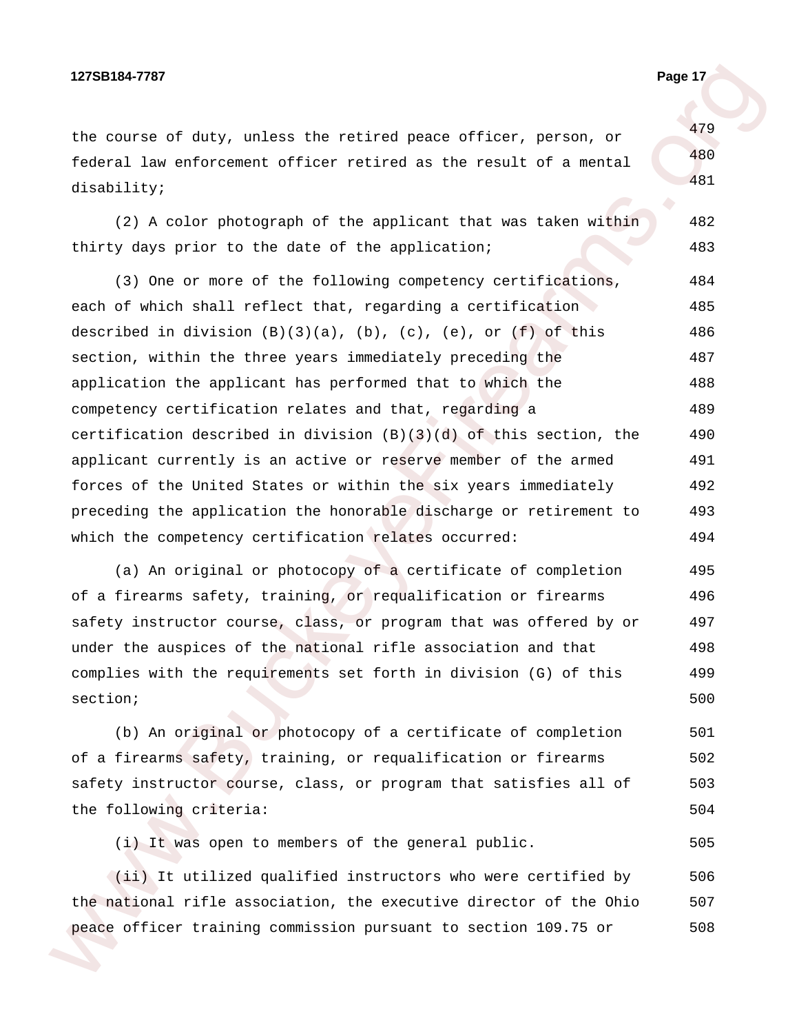the course of duty, unless the retired peace officer, person, or federal law enforcement officer retired as the result of a mental disability;

(2) A color photograph of the applicant that was taken within thirty days prior to the date of the application;

(3) One or more of the following competency certifications, each of which shall reflect that, regarding a certification described in division (B)(3)(a), (b), (c), (e), or (f) of this section, within the three years immediately preceding the application the applicant has performed that to which the competency certification relates and that, regarding a certification described in division (B)(3)(d) of this section, the applicant currently is an active or reserve member of the armed forces of the United States or within the six years immediately preceding the application the honorable discharge or retirement to which the competency certification relates occurred:

(a) An original or photocopy of a certificate of completion of a firearms safety, training, or requalification or firearms safety instructor course, class, or program that was offered by or under the auspices of the national rifle association and that complies with the requirements set forth in division (G) of this section;

(b) An original or photocopy of a certificate of completion of a firearms safety, training, or requalification or firearms safety instructor course, class, or program that satisfies all of the following criteria:

(i) It was open to members of the general public.

(ii) It utilized qualified instructors who were certified by the national rifle association, the executive director of the Ohio peace officer training commission pursuant to section 109.75 or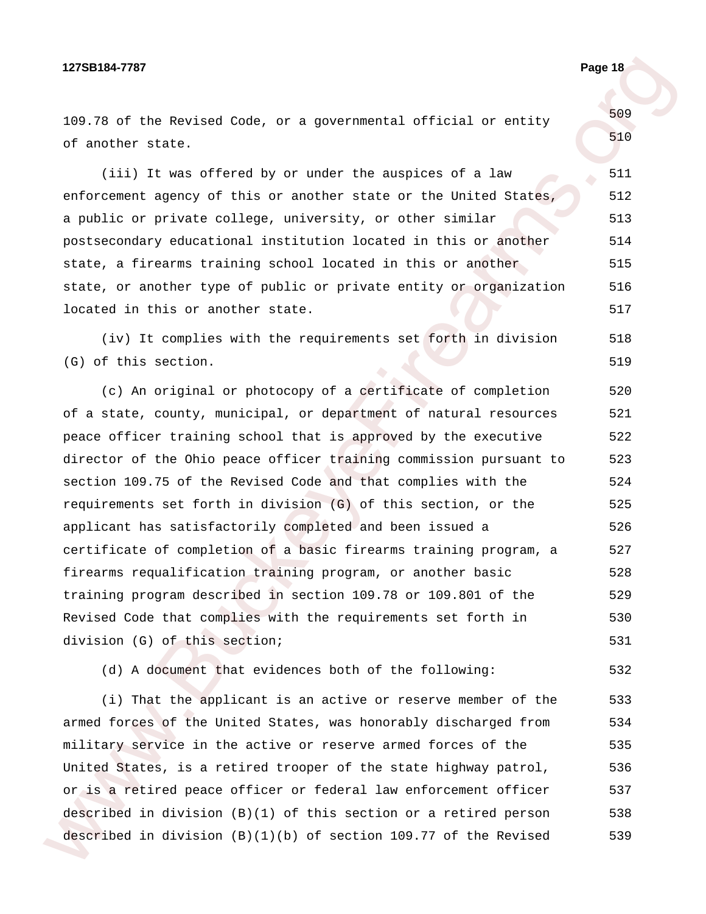109.78 of the Revised Code, or a governmental official or entity of another state.

(iii) It was offered by or under the auspices of a law enforcement agency of this or another state or the United States, a public or private college, university, or other similar postsecondary educational institution located in this or another state, a firearms training school located in this or another state, or another type of public or private entity or organization located in this or another state.

(iv) It complies with the requirements set forth in division (G) of this section.

(c) An original or photocopy of a certificate of completion of a state, county, municipal, or department of natural resources peace officer training school that is approved by the executive director of the Ohio peace officer training commission pursuant to section 109.75 of the Revised Code and that complies with the requirements set forth in division (G) of this section, or the applicant has satisfactorily completed and been issued a certificate of completion of a basic firearms training program, a firearms requalification training program, or another basic training program described in section 109.78 or 109.801 of the Revised Code that complies with the requirements set forth in division (G) of this section;

(d) A document that evidences both of the following:

(i) That the applicant is an active or reserve member of the armed forces of the United States, was honorably discharged from military service in the active or reserve armed forces of the United States, is a retired trooper of the state highway patrol, or is a retired peace officer or federal law enforcement officer described in division (B)(1) of this section or a retired person described in division (B)(1)(b) of section 109.77 of the Revised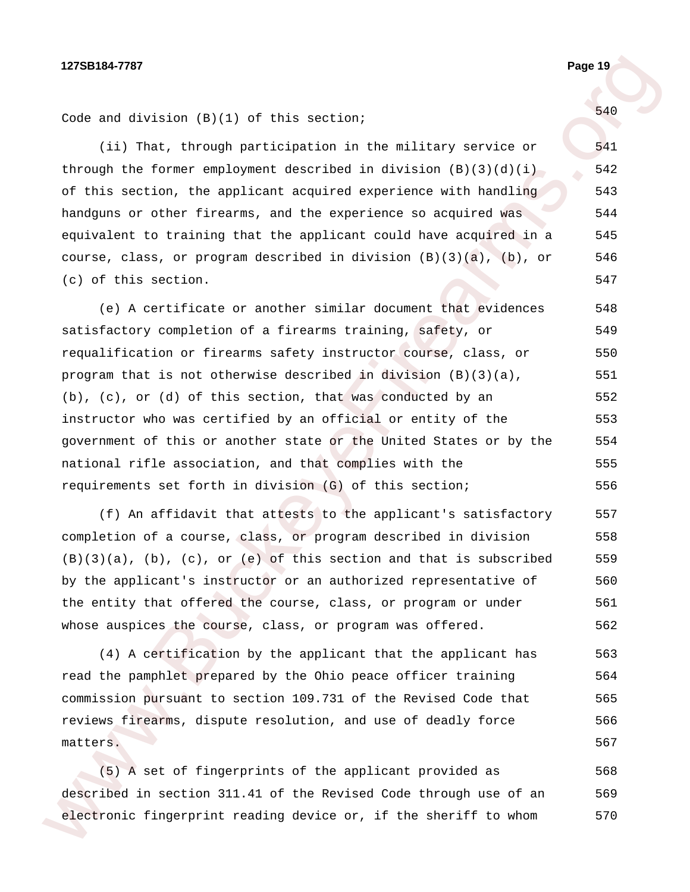Code and division (B)(1) of this section;

(ii) That, through participation in the military service or through the former employment described in division (B)(3)(d)(i) of this section, the applicant acquired experience with handling handguns or other firearms, and the experience so acquired was equivalent to training that the applicant could have acquired in a course, class, or program described in division (B)(3)(a), (b), or (c) of this section.

(e) A certificate or another similar document that evidences satisfactory completion of a firearms training, safety, or requalification or firearms safety instructor course, class, or program that is not otherwise described in division (B)(3)(a), (b), (c), or (d) of this section, that was conducted by an instructor who was certified by an official or entity of the government of this or another state or the United States or by the national rifle association, and that complies with the requirements set forth in division (G) of this section;

(f) An affidavit that attests to the applicant's satisfactory completion of a course, class, or program described in division (B)(3)(a), (b), (c), or (e) of this section and that is subscribed by the applicant's instructor or an authorized representative of the entity that offered the course, class, or program or under whose auspices the course, class, or program was offered.

(4) A certification by the applicant that the applicant has read the pamphlet prepared by the Ohio peace officer training commission pursuant to section 109.731 of the Revised Code that reviews firearms, dispute resolution, and use of deadly force matters.

(5) A set of fingerprints of the applicant provided as described in section 311.41 of the Revised Code through use of an electronic fingerprint reading device or, if the sheriff to whom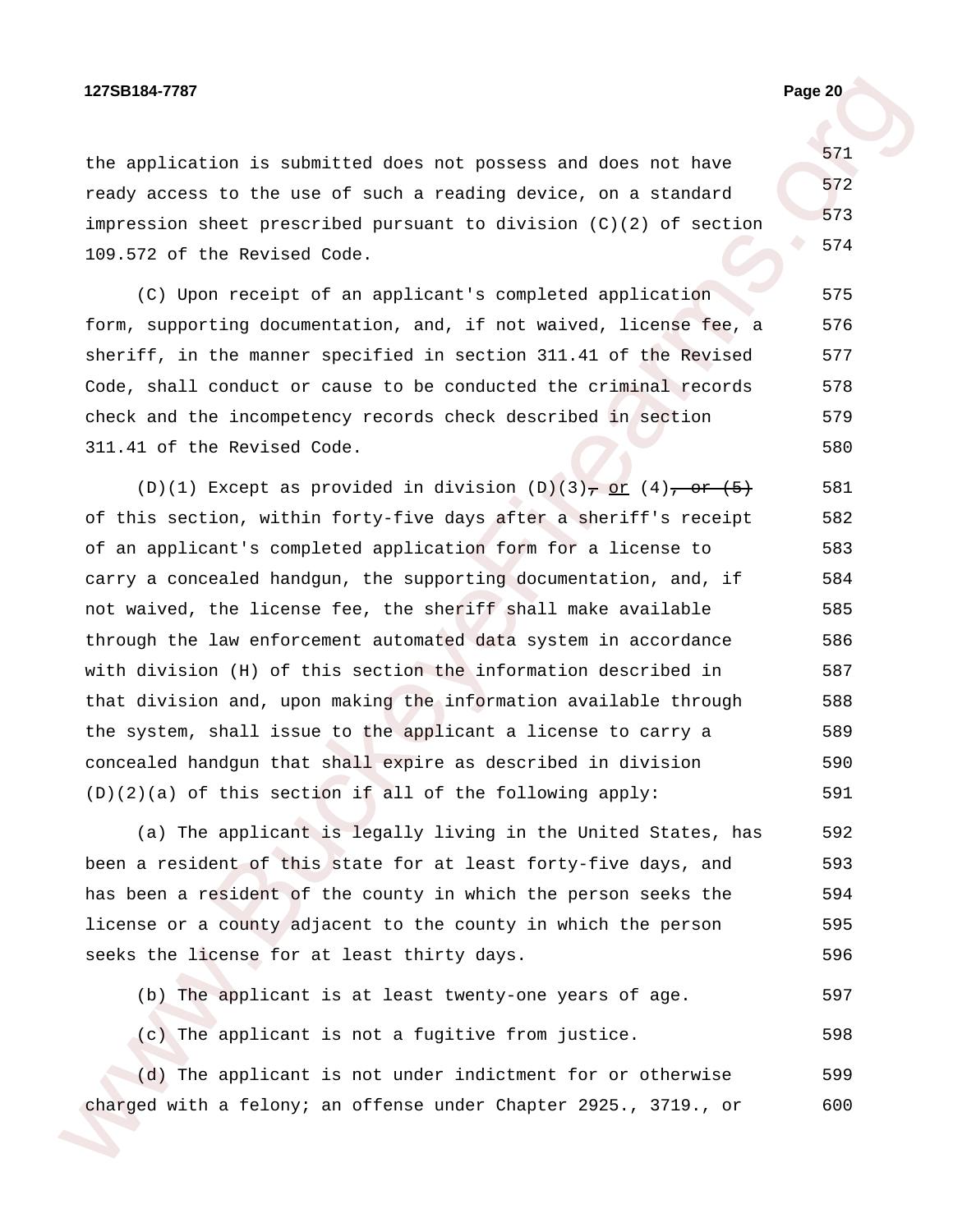the application is submitted does not possess and does not have ready access to the use of such a reading device, on a standard impression sheet prescribed pursuant to division (C)(2) of section 109.572 of the Revised Code.

(C) Upon receipt of an applicant's completed application form, supporting documentation, and, if not waived, license fee, a sheriff, in the manner specified in section 311.41 of the Revised Code, shall conduct or cause to be conducted the criminal records check and the incompetency records check described in section 311.41 of the Revised Code.

(D)(1) Except as provided in division (D)(3)~~,~~ or (4)~~, or (5)~~ of this section, within forty-five days after a sheriff's receipt of an applicant's completed application form for a license to carry a concealed handgun, the supporting documentation, and, if not waived, the license fee, the sheriff shall make available through the law enforcement automated data system in accordance with division (H) of this section the information described in that division and, upon making the information available through the system, shall issue to the applicant a license to carry a concealed handgun that shall expire as described in division (D)(2)(a) of this section if all of the following apply:

(a) The applicant is legally living in the United States, has been a resident of this state for at least forty-five days, and has been a resident of the county in which the person seeks the license or a county adjacent to the county in which the person seeks the license for at least thirty days.

(b) The applicant is at least twenty-one years of age.

(c) The applicant is not a fugitive from justice.

(d) The applicant is not under indictment for or otherwise charged with a felony; an offense under Chapter 2925., 3719., or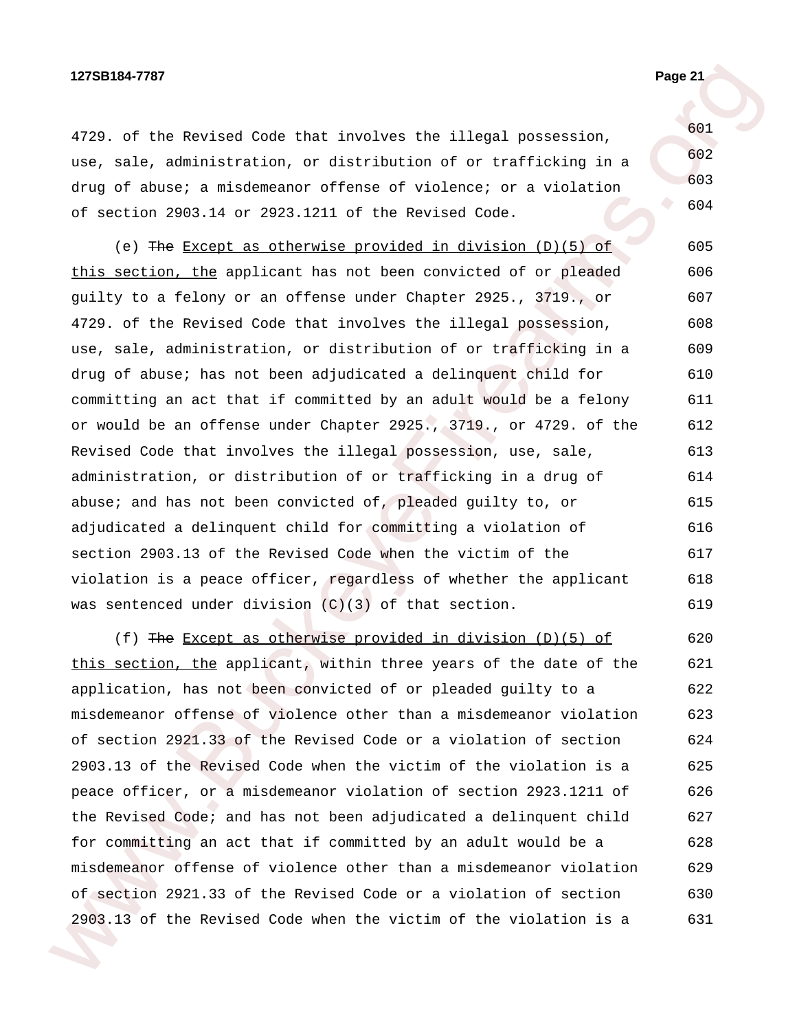4729. of the Revised Code that involves the illegal possession, use, sale, administration, or distribution of or trafficking in a drug of abuse; a misdemeanor offense of violence; or a violation of section 2903.14 or 2923.1211 of the Revised Code.

(e) ~~The~~ <u>Except as otherwise provided in division (D)(5) of this section, the</u> applicant has not been convicted of or pleaded guilty to a felony or an offense under Chapter 2925., 3719., or 4729. of the Revised Code that involves the illegal possession, use, sale, administration, or distribution of or trafficking in a drug of abuse; has not been adjudicated a delinquent child for committing an act that if committed by an adult would be a felony or would be an offense under Chapter 2925., 3719., or 4729. of the Revised Code that involves the illegal possession, use, sale, administration, or distribution of or trafficking in a drug of abuse; and has not been convicted of, pleaded guilty to, or adjudicated a delinquent child for committing a violation of section 2903.13 of the Revised Code when the victim of the violation is a peace officer, regardless of whether the applicant was sentenced under division (C)(3) of that section.

(f) ~~The~~ <u>Except as otherwise provided in division (D)(5) of this section, the</u> applicant, within three years of the date of the application, has not been convicted of or pleaded guilty to a misdemeanor offense of violence other than a misdemeanor violation of section 2921.33 of the Revised Code or a violation of section 2903.13 of the Revised Code when the victim of the violation is a peace officer, or a misdemeanor violation of section 2923.1211 of the Revised Code; and has not been adjudicated a delinquent child for committing an act that if committed by an adult would be a misdemeanor offense of violence other than a misdemeanor violation of section 2921.33 of the Revised Code or a violation of section 2903.13 of the Revised Code when the victim of the violation is a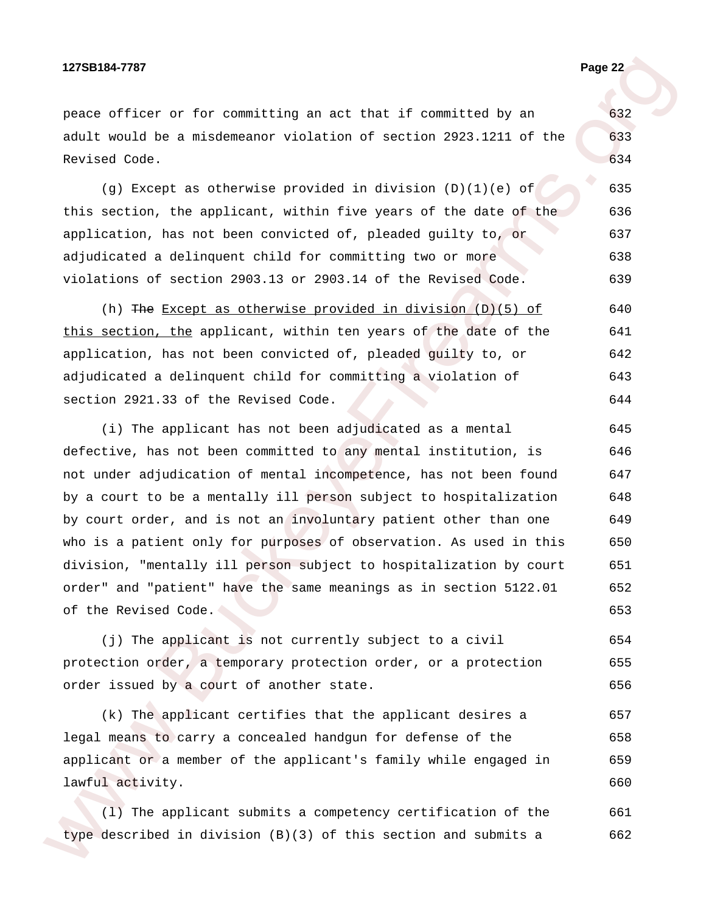peace officer or for committing an act that if committed by an adult would be a misdemeanor violation of section 2923.1211 of the Revised Code.

(g) Except as otherwise provided in division (D)(1)(e) of this section, the applicant, within five years of the date of the application, has not been convicted of, pleaded guilty to, or adjudicated a delinquent child for committing two or more violations of section 2903.13 or 2903.14 of the Revised Code.

(h) ~~The~~ <u>Except as otherwise provided in division (D)(5) of this section, the</u> applicant, within ten years of the date of the application, has not been convicted of, pleaded guilty to, or adjudicated a delinquent child for committing a violation of section 2921.33 of the Revised Code.

(i) The applicant has not been adjudicated as a mental defective, has not been committed to any mental institution, is not under adjudication of mental incompetence, has not been found by a court to be a mentally ill person subject to hospitalization by court order, and is not an involuntary patient other than one who is a patient only for purposes of observation. As used in this division, "mentally ill person subject to hospitalization by court order" and "patient" have the same meanings as in section 5122.01 of the Revised Code.

(j) The applicant is not currently subject to a civil protection order, a temporary protection order, or a protection order issued by a court of another state.

(k) The applicant certifies that the applicant desires a legal means to carry a concealed handgun for defense of the applicant or a member of the applicant's family while engaged in lawful activity.

(l) The applicant submits a competency certification of the type described in division (B)(3) of this section and submits a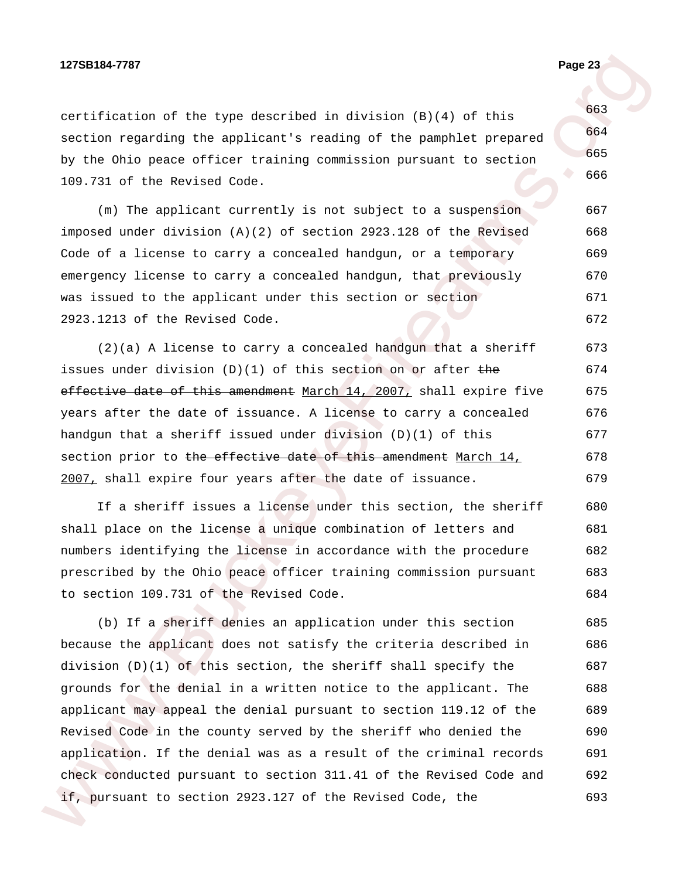certification of the type described in division (B)(4) of this section regarding the applicant's reading of the pamphlet prepared by the Ohio peace officer training commission pursuant to section 109.731 of the Revised Code.

(m) The applicant currently is not subject to a suspension imposed under division (A)(2) of section 2923.128 of the Revised Code of a license to carry a concealed handgun, or a temporary emergency license to carry a concealed handgun, that previously was issued to the applicant under this section or section 2923.1213 of the Revised Code.

(2)(a) A license to carry a concealed handgun that a sheriff issues under division (D)(1) of this section on or after ~~the effective date of this amendment~~ March 14, 2007, shall expire five years after the date of issuance. A license to carry a concealed handgun that a sheriff issued under division (D)(1) of this section prior to ~~the effective date of this amendment~~ March 14, 2007, shall expire four years after the date of issuance.

If a sheriff issues a license under this section, the sheriff shall place on the license a unique combination of letters and numbers identifying the license in accordance with the procedure prescribed by the Ohio peace officer training commission pursuant to section 109.731 of the Revised Code.

(b) If a sheriff denies an application under this section because the applicant does not satisfy the criteria described in division (D)(1) of this section, the sheriff shall specify the grounds for the denial in a written notice to the applicant. The applicant may appeal the denial pursuant to section 119.12 of the Revised Code in the county served by the sheriff who denied the application. If the denial was as a result of the criminal records check conducted pursuant to section 311.41 of the Revised Code and if, pursuant to section 2923.127 of the Revised Code, the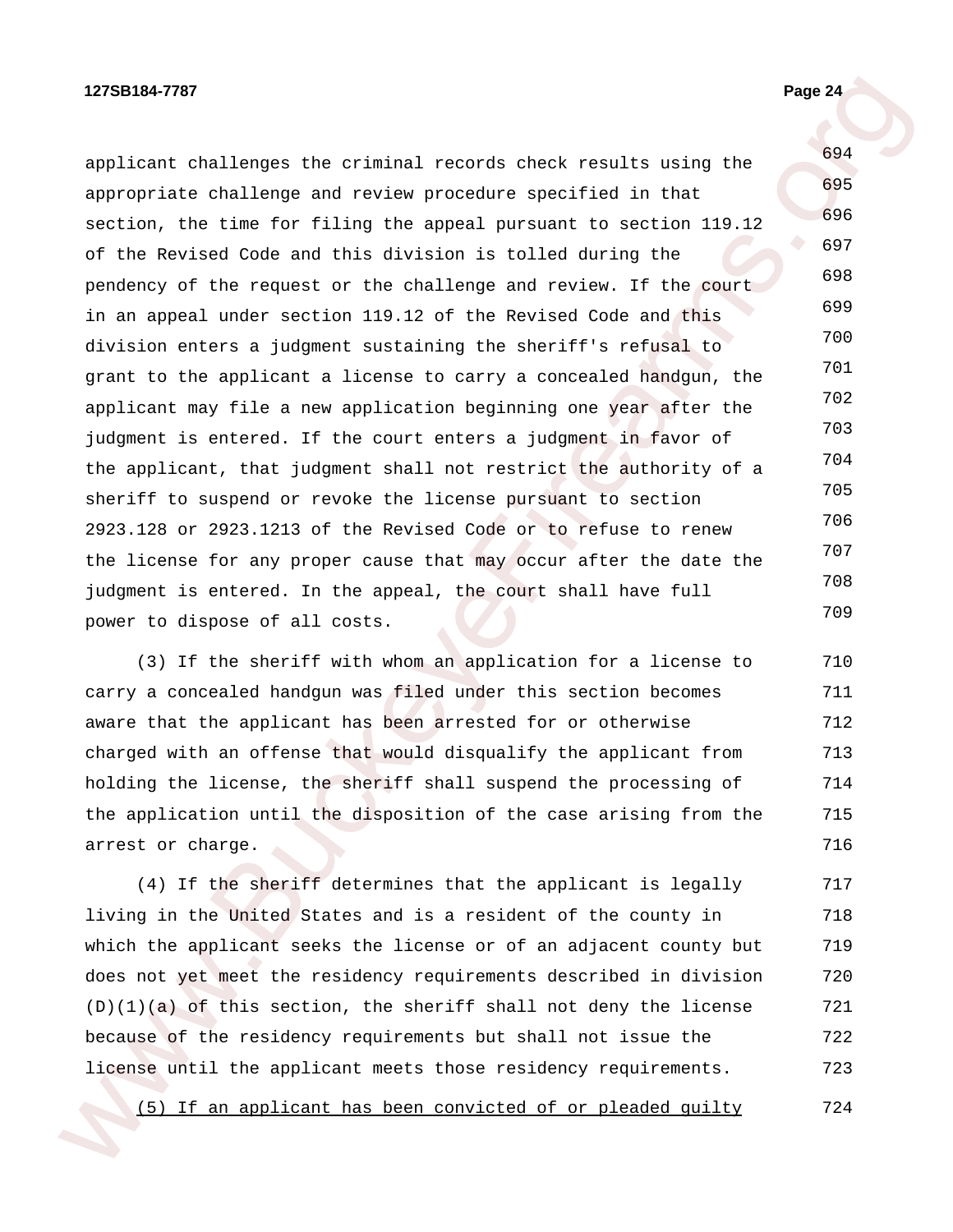applicant challenges the criminal records check results using the appropriate challenge and review procedure specified in that section, the time for filing the appeal pursuant to section 119.12 of the Revised Code and this division is tolled during the pendency of the request or the challenge and review. If the court in an appeal under section 119.12 of the Revised Code and this division enters a judgment sustaining the sheriff's refusal to grant to the applicant a license to carry a concealed handgun, the applicant may file a new application beginning one year after the judgment is entered. If the court enters a judgment in favor of the applicant, that judgment shall not restrict the authority of a sheriff to suspend or revoke the license pursuant to section 2923.128 or 2923.1213 of the Revised Code or to refuse to renew the license for any proper cause that may occur after the date the judgment is entered. In the appeal, the court shall have full power to dispose of all costs.

(3) If the sheriff with whom an application for a license to carry a concealed handgun was filed under this section becomes aware that the applicant has been arrested for or otherwise charged with an offense that would disqualify the applicant from holding the license, the sheriff shall suspend the processing of the application until the disposition of the case arising from the arrest or charge.

(4) If the sheriff determines that the applicant is legally living in the United States and is a resident of the county in which the applicant seeks the license or of an adjacent county but does not yet meet the residency requirements described in division (D)(1)(a) of this section, the sheriff shall not deny the license because of the residency requirements but shall not issue the license until the applicant meets those residency requirements.

<u>(5) If an applicant has been convicted of or pleaded guilty</u>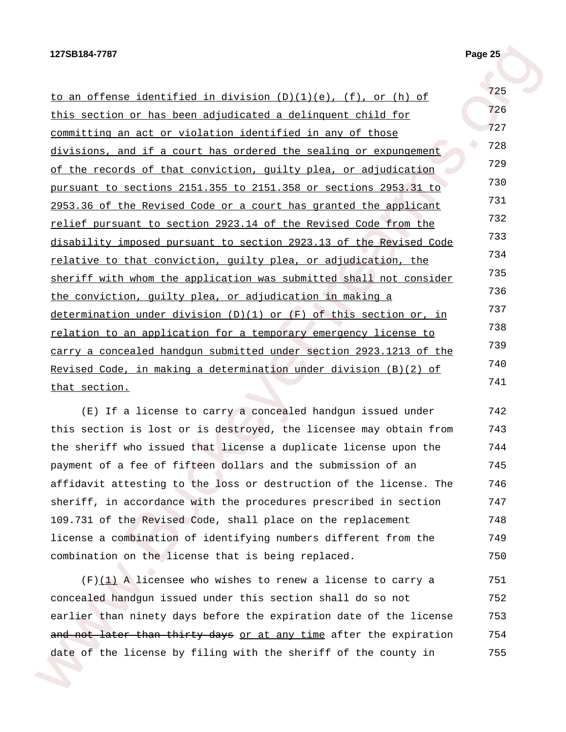to an offense identified in division (D)(1)(e), (f), or (h) of this section or has been adjudicated a delinquent child for committing an act or violation identified in any of those divisions, and if a court has ordered the sealing or expungement of the records of that conviction, guilty plea, or adjudication pursuant to sections 2151.355 to 2151.358 or sections 2953.31 to 2953.36 of the Revised Code or a court has granted the applicant relief pursuant to section 2923.14 of the Revised Code from the disability imposed pursuant to section 2923.13 of the Revised Code relative to that conviction, guilty plea, or adjudication, the sheriff with whom the application was submitted shall not consider the conviction, guilty plea, or adjudication in making a determination under division (D)(1) or (F) of this section or, in relation to an application for a temporary emergency license to carry a concealed handgun submitted under section 2923.1213 of the Revised Code, in making a determination under division (B)(2) of that section.

(E) If a license to carry a concealed handgun issued under this section is lost or is destroyed, the licensee may obtain from the sheriff who issued that license a duplicate license upon the payment of a fee of fifteen dollars and the submission of an affidavit attesting to the loss or destruction of the license. The sheriff, in accordance with the procedures prescribed in section 109.731 of the Revised Code, shall place on the replacement license a combination of identifying numbers different from the combination on the license that is being replaced.

(F)(1) A licensee who wishes to renew a license to carry a concealed handgun issued under this section shall do so not earlier than ninety days before the expiration date of the license ~~and not later than thirty days~~ or at any time after the expiration date of the license by filing with the sheriff of the county in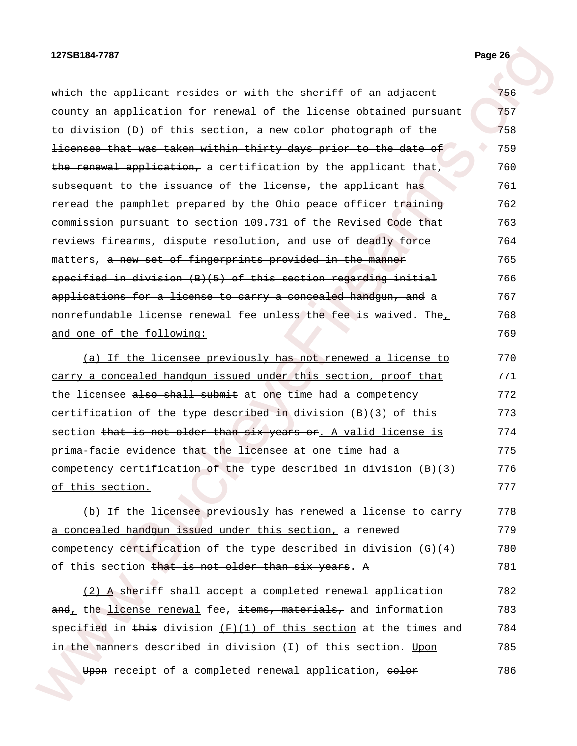which the applicant resides or with the sheriff of an adjacent county an application for renewal of the license obtained pursuant to division (D) of this section, ~~a new color photograph of the licensee that was taken within thirty days prior to the date of the renewal application,~~ a certification by the applicant that, subsequent to the issuance of the license, the applicant has reread the pamphlet prepared by the Ohio peace officer training commission pursuant to section 109.731 of the Revised Code that reviews firearms, dispute resolution, and use of deadly force matters, ~~a new set of fingerprints provided in the manner specified in division (B)(5) of this section regarding initial applications for a license to carry a concealed handgun, and~~ a nonrefundable license renewal fee unless the fee is waived~~. The~~<u>,</u> <u>and one of the following:</u>

<u>(a) If the licensee previously has not renewed a license to carry a concealed handgun issued under this section, proof that the</u> licensee ~~also shall submit~~ <u>at one time had</u> a competency certification of the type described in division (B)(3) of this section ~~that is not older than six years or~~<u>. A valid license is prima-facie evidence that the licensee at one time had a competency certification of the type described in division (B)(3) of this section.</u>

<u>(b) If the licensee previously has renewed a license to carry a concealed handgun issued under this section,</u> a renewed competency certification of the type described in division (G)(4) of this section ~~that is not older than six years~~. ~~A~~

<u>(2) A</u> sheriff shall accept a completed renewal application ~~and~~<u>,</u> the <u>license renewal</u> fee, ~~items, materials,~~ and information specified in ~~this~~ division <u>(F)(1) of this section</u> at the times and in the manners described in division (I) of this section. <u>Upon</u>

~~Upon~~ receipt of a completed renewal application, ~~color~~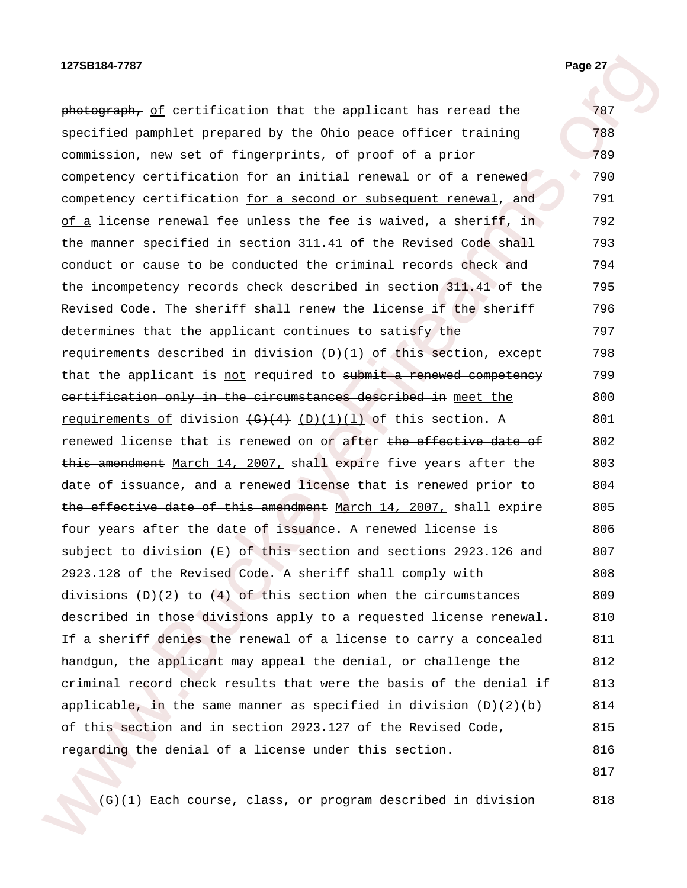~~photograph,~~ <u>of</u> certification that the applicant has reread the specified pamphlet prepared by the Ohio peace officer training commission, ~~new set of fingerprints,~~ <u>of proof of a prior</u> competency certification <u>for an initial renewal</u> or <u>of a</u> renewed competency certification <u>for a second or subsequent renewal</u>, and <u>of a</u> license renewal fee unless the fee is waived, a sheriff, in the manner specified in section 311.41 of the Revised Code shall conduct or cause to be conducted the criminal records check and the incompetency records check described in section 311.41 of the Revised Code. The sheriff shall renew the license if the sheriff determines that the applicant continues to satisfy the requirements described in division (D)(1) of this section, except that the applicant is <u>not</u> required to ~~submit a renewed competency certification only in the circumstances described in~~ <u>meet the requirements of</u> division ~~(G)(4)~~ <u>(D)(1)(l)</u> of this section. A renewed license that is renewed on or after ~~the effective date of this amendment~~ <u>March 14, 2007,</u> shall expire five years after the date of issuance, and a renewed license that is renewed prior to ~~the effective date of this amendment~~ <u>March 14, 2007,</u> shall expire four years after the date of issuance. A renewed license is subject to division (E) of this section and sections 2923.126 and 2923.128 of the Revised Code. A sheriff shall comply with divisions (D)(2) to (4) of this section when the circumstances described in those divisions apply to a requested license renewal. If a sheriff denies the renewal of a license to carry a concealed handgun, the applicant may appeal the denial, or challenge the criminal record check results that were the basis of the denial if applicable, in the same manner as specified in division (D)(2)(b) of this section and in section 2923.127 of the Revised Code, regarding the denial of a license under this section.

(G)(1) Each course, class, or program described in division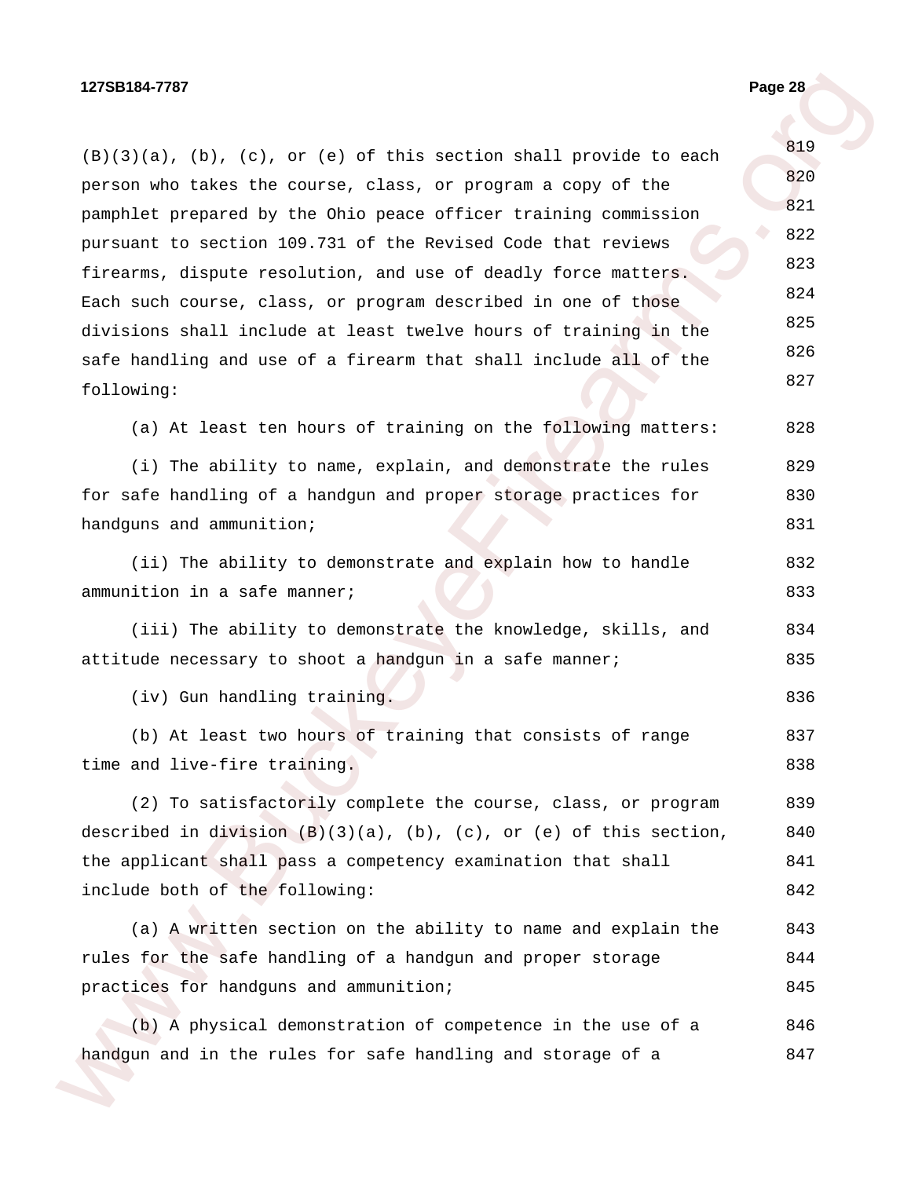(B)(3)(a), (b), (c), or (e) of this section shall provide to each person who takes the course, class, or program a copy of the pamphlet prepared by the Ohio peace officer training commission pursuant to section 109.731 of the Revised Code that reviews firearms, dispute resolution, and use of deadly force matters. Each such course, class, or program described in one of those divisions shall include at least twelve hours of training in the safe handling and use of a firearm that shall include all of the following:

(a) At least ten hours of training on the following matters:

(i) The ability to name, explain, and demonstrate the rules for safe handling of a handgun and proper storage practices for handguns and ammunition;

(ii) The ability to demonstrate and explain how to handle ammunition in a safe manner;

(iii) The ability to demonstrate the knowledge, skills, and attitude necessary to shoot a handgun in a safe manner;

(iv) Gun handling training.

(b) At least two hours of training that consists of range time and live-fire training.

(2) To satisfactorily complete the course, class, or program described in division (B)(3)(a), (b), (c), or (e) of this section, the applicant shall pass a competency examination that shall include both of the following:

(a) A written section on the ability to name and explain the rules for the safe handling of a handgun and proper storage practices for handguns and ammunition;

(b) A physical demonstration of competence in the use of a handgun and in the rules for safe handling and storage of a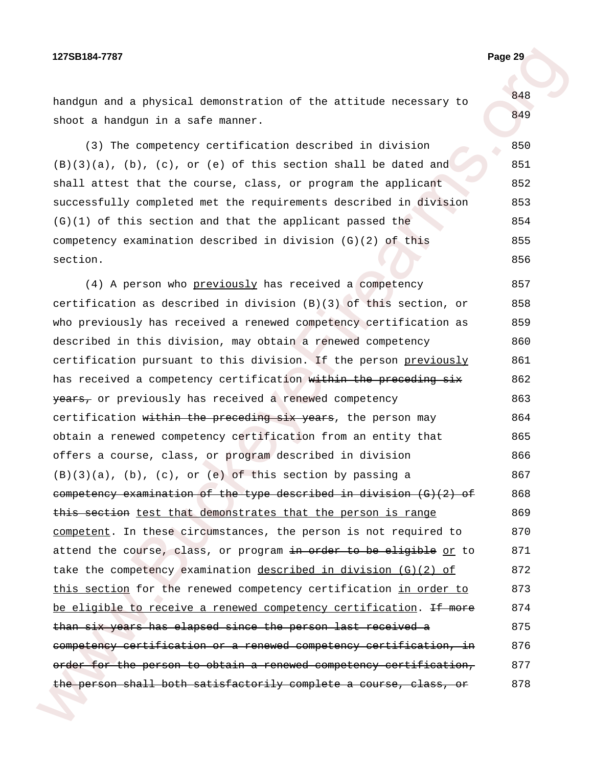handgun and a physical demonstration of the attitude necessary to shoot a handgun in a safe manner.

(3) The competency certification described in division (B)(3)(a), (b), (c), or (e) of this section shall be dated and shall attest that the course, class, or program the applicant successfully completed met the requirements described in division (G)(1) of this section and that the applicant passed the competency examination described in division (G)(2) of this section.

(4) A person who <u>previously</u> has received a competency certification as described in division (B)(3) of this section, or who previously has received a renewed competency certification as described in this division, may obtain a renewed competency certification pursuant to this division. If the person <u>previously</u> has received a competency certification ~~within the preceding six years,~~ or previously has received a renewed competency certification ~~within the preceding six years~~, the person may obtain a renewed competency certification from an entity that offers a course, class, or program described in division (B)(3)(a), (b), (c), or (e) of this section by passing a ~~competency examination of the type described in division (G)(2) of this section~~ <u>test that demonstrates that the person is range competent</u>. In these circumstances, the person is not required to attend the course, class, or program ~~in order to be eligible~~ <u>or</u> to take the competency examination <u>described in division (G)(2) of this section</u> for the renewed competency certification <u>in order to be eligible to receive a renewed competency certification</u>. ~~If more than six years has elapsed since the person last received a competency certification or a renewed competency certification, in order for the person to obtain a renewed competency certification, the person shall both satisfactorily complete a course, class, or~~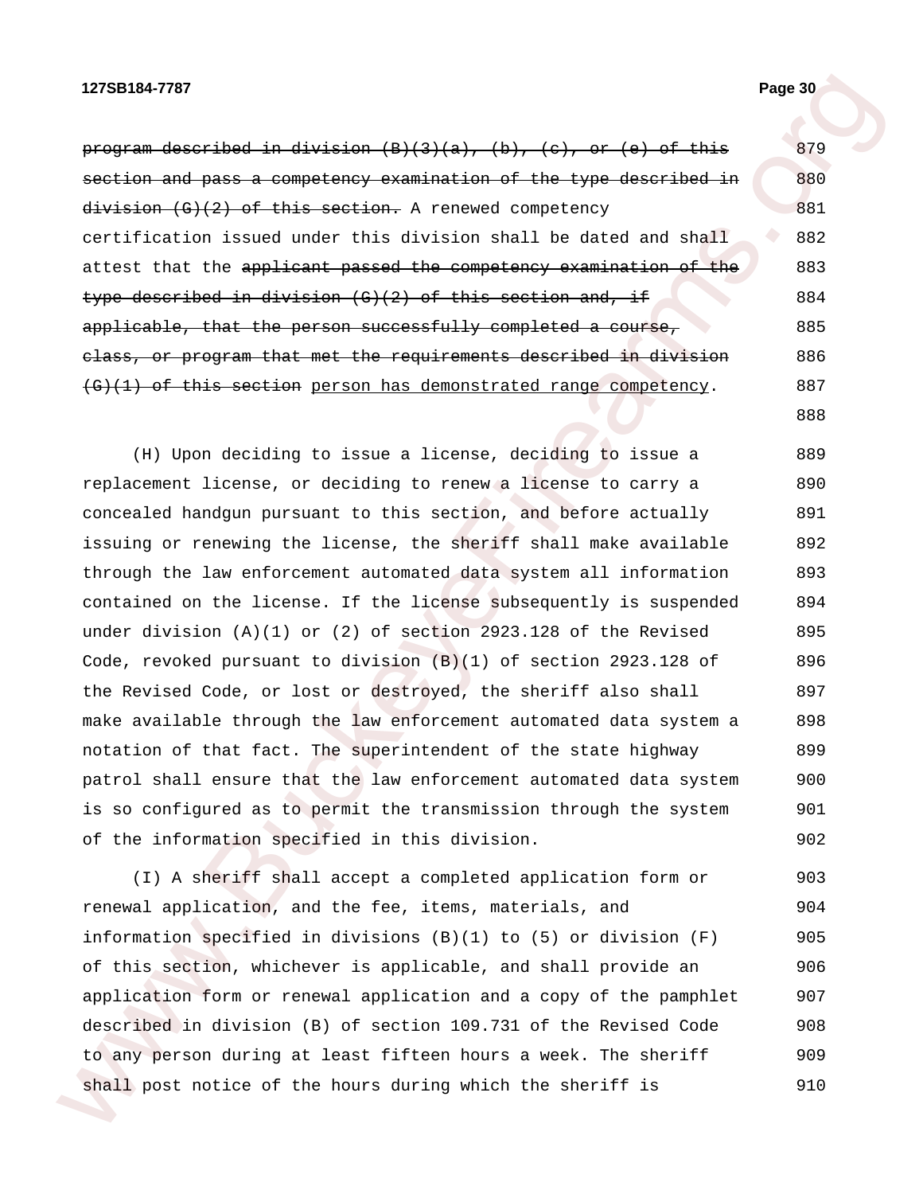~~program described in division (B)(3)(a), (b), (c), or (e) of this section and pass a competency examination of the type described in division (G)(2) of this section.~~ A renewed competency certification issued under this division shall be dated and shall attest that the ~~applicant passed the competency examination of the type described in division (G)(2) of this section and, if applicable, that the person successfully completed a course, class, or program that met the requirements described in division (G)(1) of this section~~ <u>person has demonstrated range competency</u>.

(H) Upon deciding to issue a license, deciding to issue a replacement license, or deciding to renew a license to carry a concealed handgun pursuant to this section, and before actually issuing or renewing the license, the sheriff shall make available through the law enforcement automated data system all information contained on the license. If the license subsequently is suspended under division (A)(1) or (2) of section 2923.128 of the Revised Code, revoked pursuant to division (B)(1) of section 2923.128 of the Revised Code, or lost or destroyed, the sheriff also shall make available through the law enforcement automated data system a notation of that fact. The superintendent of the state highway patrol shall ensure that the law enforcement automated data system is so configured as to permit the transmission through the system of the information specified in this division.

(I) A sheriff shall accept a completed application form or renewal application, and the fee, items, materials, and information specified in divisions (B)(1) to (5) or division (F) of this section, whichever is applicable, and shall provide an application form or renewal application and a copy of the pamphlet described in division (B) of section 109.731 of the Revised Code to any person during at least fifteen hours a week. The sheriff shall post notice of the hours during which the sheriff is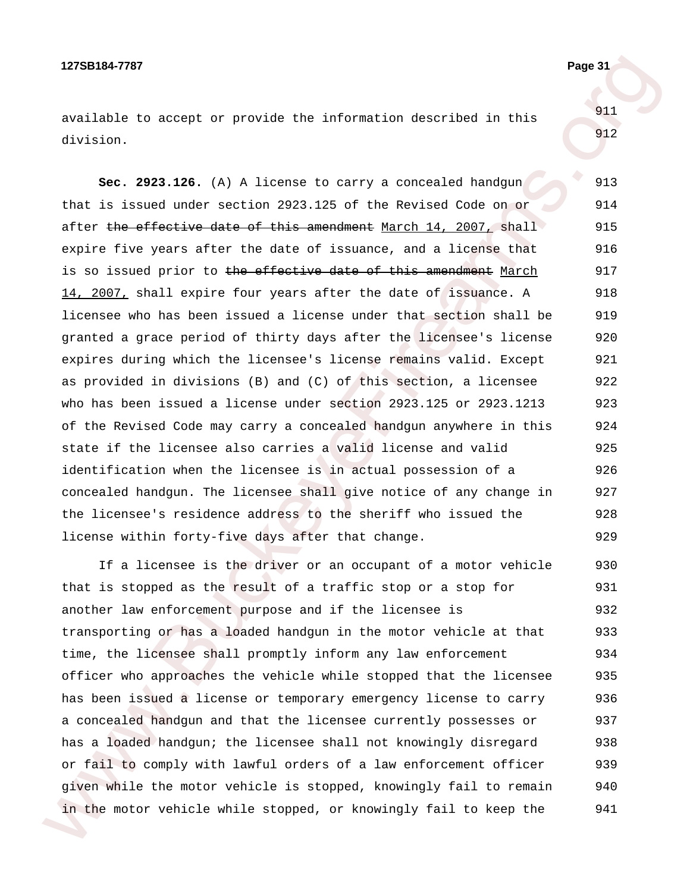available to accept or provide the information described in this division.

**Sec. 2923.126.** (A) A license to carry a concealed handgun that is issued under section 2923.125 of the Revised Code on or after ~~the effective date of this amendment~~ March 14, 2007, shall expire five years after the date of issuance, and a license that is so issued prior to ~~the effective date of this amendment~~ March 14, 2007, shall expire four years after the date of issuance. A licensee who has been issued a license under that section shall be granted a grace period of thirty days after the licensee's license expires during which the licensee's license remains valid. Except as provided in divisions (B) and (C) of this section, a licensee who has been issued a license under section 2923.125 or 2923.1213 of the Revised Code may carry a concealed handgun anywhere in this state if the licensee also carries a valid license and valid identification when the licensee is in actual possession of a concealed handgun. The licensee shall give notice of any change in the licensee's residence address to the sheriff who issued the license within forty-five days after that change.

If a licensee is the driver or an occupant of a motor vehicle that is stopped as the result of a traffic stop or a stop for another law enforcement purpose and if the licensee is transporting or has a loaded handgun in the motor vehicle at that time, the licensee shall promptly inform any law enforcement officer who approaches the vehicle while stopped that the licensee has been issued a license or temporary emergency license to carry a concealed handgun and that the licensee currently possesses or has a loaded handgun; the licensee shall not knowingly disregard or fail to comply with lawful orders of a law enforcement officer given while the motor vehicle is stopped, knowingly fail to remain in the motor vehicle while stopped, or knowingly fail to keep the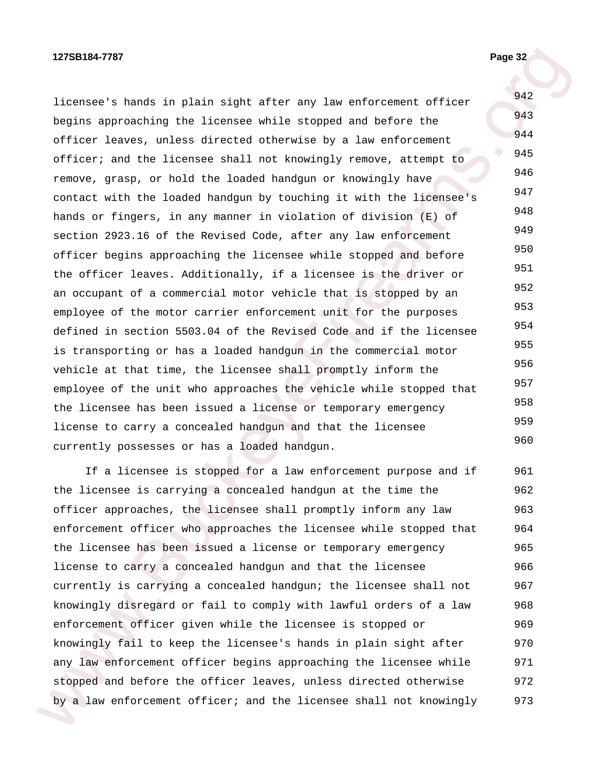licensee's hands in plain sight after any law enforcement officer begins approaching the licensee while stopped and before the officer leaves, unless directed otherwise by a law enforcement officer; and the licensee shall not knowingly remove, attempt to remove, grasp, or hold the loaded handgun or knowingly have contact with the loaded handgun by touching it with the licensee's hands or fingers, in any manner in violation of division (E) of section 2923.16 of the Revised Code, after any law enforcement officer begins approaching the licensee while stopped and before the officer leaves. Additionally, if a licensee is the driver or an occupant of a commercial motor vehicle that is stopped by an employee of the motor carrier enforcement unit for the purposes defined in section 5503.04 of the Revised Code and if the licensee is transporting or has a loaded handgun in the commercial motor vehicle at that time, the licensee shall promptly inform the employee of the unit who approaches the vehicle while stopped that the licensee has been issued a license or temporary emergency license to carry a concealed handgun and that the licensee currently possesses or has a loaded handgun.

If a licensee is stopped for a law enforcement purpose and if the licensee is carrying a concealed handgun at the time the officer approaches, the licensee shall promptly inform any law enforcement officer who approaches the licensee while stopped that the licensee has been issued a license or temporary emergency license to carry a concealed handgun and that the licensee currently is carrying a concealed handgun; the licensee shall not knowingly disregard or fail to comply with lawful orders of a law enforcement officer given while the licensee is stopped or knowingly fail to keep the licensee's hands in plain sight after any law enforcement officer begins approaching the licensee while stopped and before the officer leaves, unless directed otherwise by a law enforcement officer; and the licensee shall not knowingly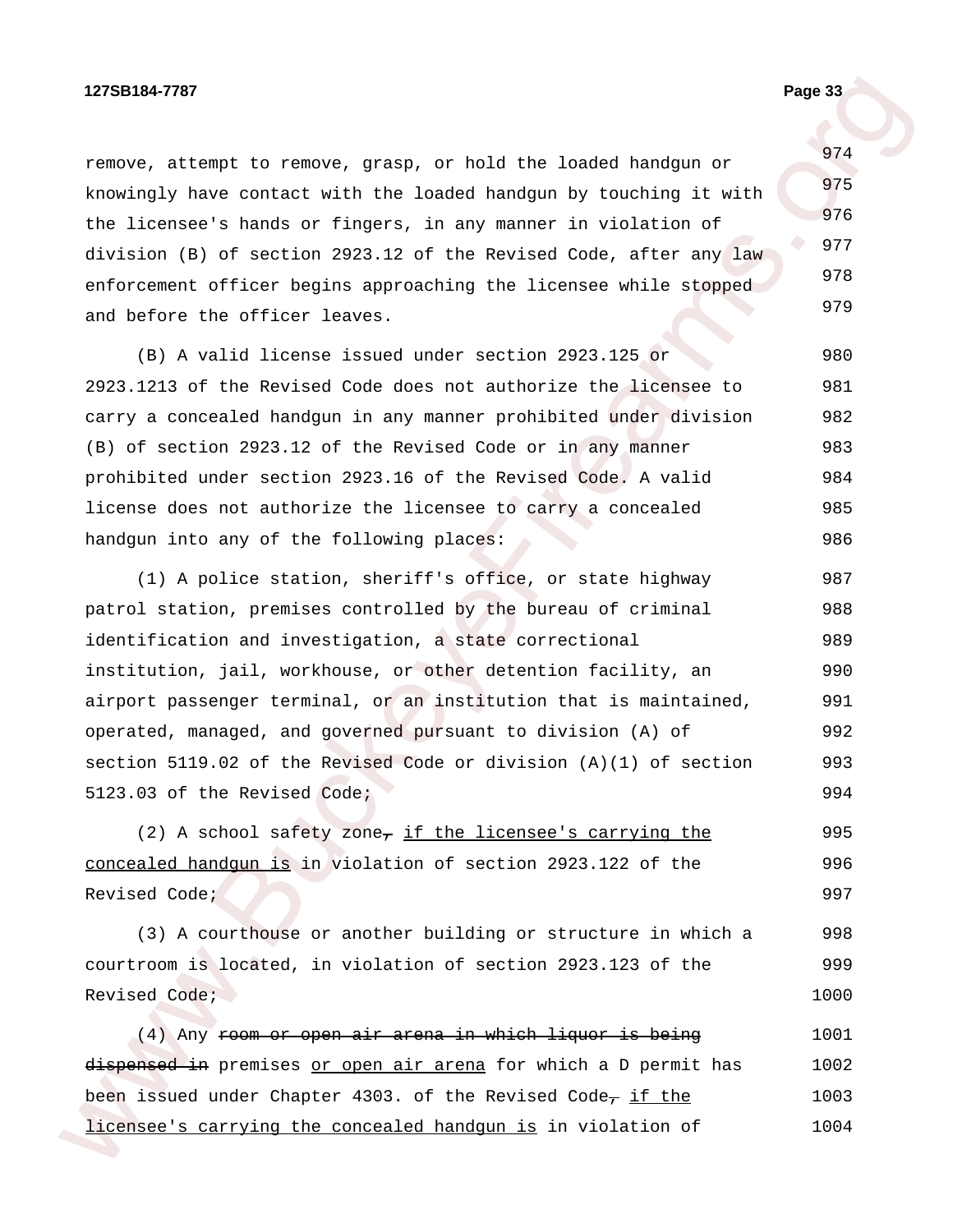remove, attempt to remove, grasp, or hold the loaded handgun or knowingly have contact with the loaded handgun by touching it with the licensee's hands or fingers, in any manner in violation of division (B) of section 2923.12 of the Revised Code, after any law enforcement officer begins approaching the licensee while stopped and before the officer leaves.

(B) A valid license issued under section 2923.125 or 2923.1213 of the Revised Code does not authorize the licensee to carry a concealed handgun in any manner prohibited under division (B) of section 2923.12 of the Revised Code or in any manner prohibited under section 2923.16 of the Revised Code. A valid license does not authorize the licensee to carry a concealed handgun into any of the following places:

(1) A police station, sheriff's office, or state highway patrol station, premises controlled by the bureau of criminal identification and investigation, a state correctional institution, jail, workhouse, or other detention facility, an airport passenger terminal, or an institution that is maintained, operated, managed, and governed pursuant to division (A) of section 5119.02 of the Revised Code or division (A)(1) of section 5123.03 of the Revised Code;

(2) A school safety zone~~,~~ <u>if the licensee's carrying the concealed handgun is</u> in violation of section 2923.122 of the Revised Code;

(3) A courthouse or another building or structure in which a courtroom is located, in violation of section 2923.123 of the Revised Code;

(4) Any ~~room or open air arena in which liquor is being dispensed in~~ premises <u>or open air arena</u> for which a D permit has been issued under Chapter 4303. of the Revised Code~~,~~ <u>if the licensee's carrying the concealed handgun is</u> in violation of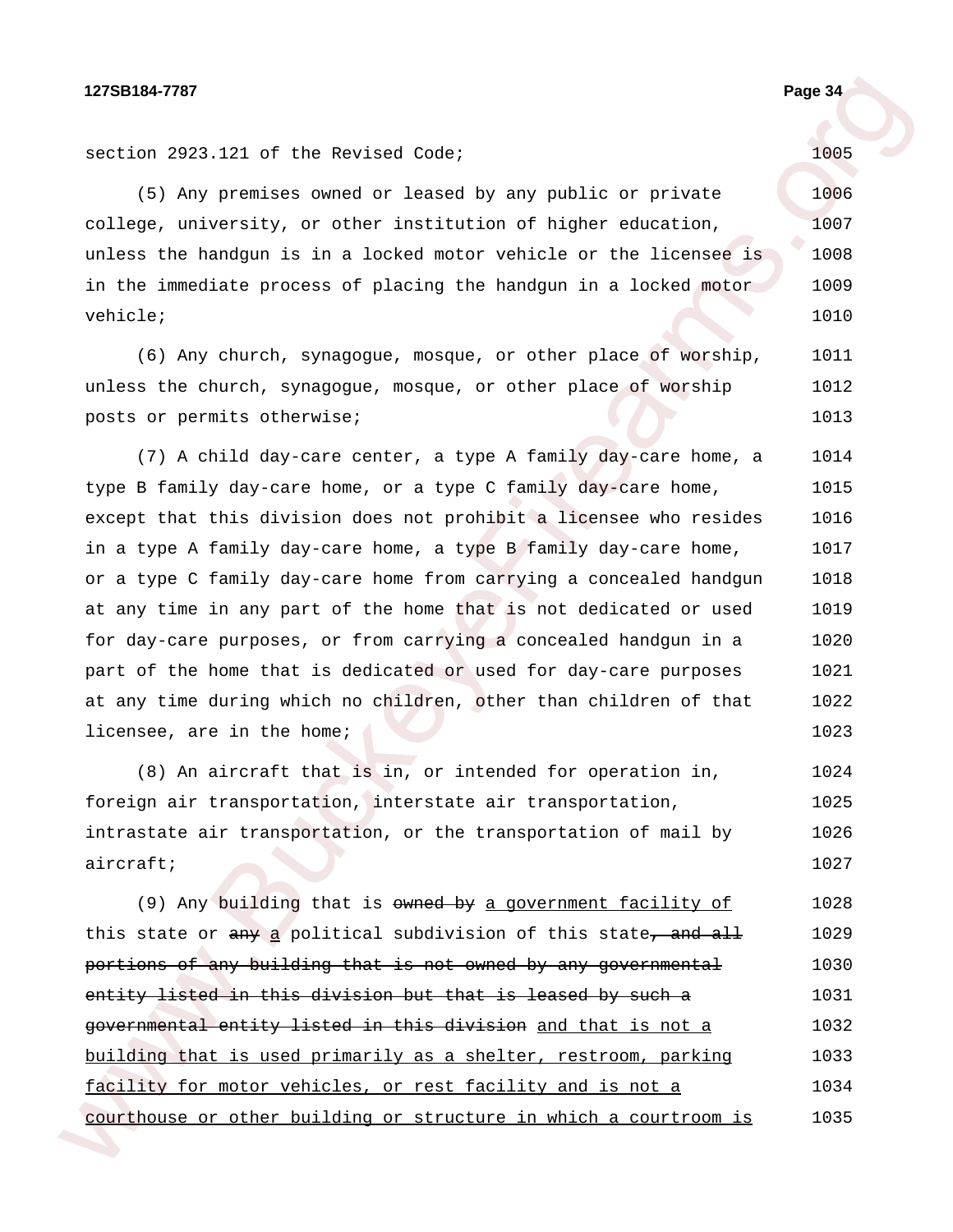section 2923.121 of the Revised Code;

(5) Any premises owned or leased by any public or private college, university, or other institution of higher education, unless the handgun is in a locked motor vehicle or the licensee is in the immediate process of placing the handgun in a locked motor vehicle;

(6) Any church, synagogue, mosque, or other place of worship, unless the church, synagogue, mosque, or other place of worship posts or permits otherwise;

(7) A child day-care center, a type A family day-care home, a type B family day-care home, or a type C family day-care home, except that this division does not prohibit a licensee who resides in a type A family day-care home, a type B family day-care home, or a type C family day-care home from carrying a concealed handgun at any time in any part of the home that is not dedicated or used for day-care purposes, or from carrying a concealed handgun in a part of the home that is dedicated or used for day-care purposes at any time during which no children, other than children of that licensee, are in the home;

(8) An aircraft that is in, or intended for operation in, foreign air transportation, interstate air transportation, intrastate air transportation, or the transportation of mail by aircraft;

(9) Any building that is ~~owned by~~ <u>a government facility of</u> this state or ~~any~~ <u>a</u> political subdivision of this state~~, and all portions of any building that is not owned by any governmental entity listed in this division but that is leased by such a governmental entity listed in this division~~ <u>and that is not a building that is used primarily as a shelter, restroom, parking facility for motor vehicles, or rest facility and is not a courthouse or other building or structure in which a courtroom is</u>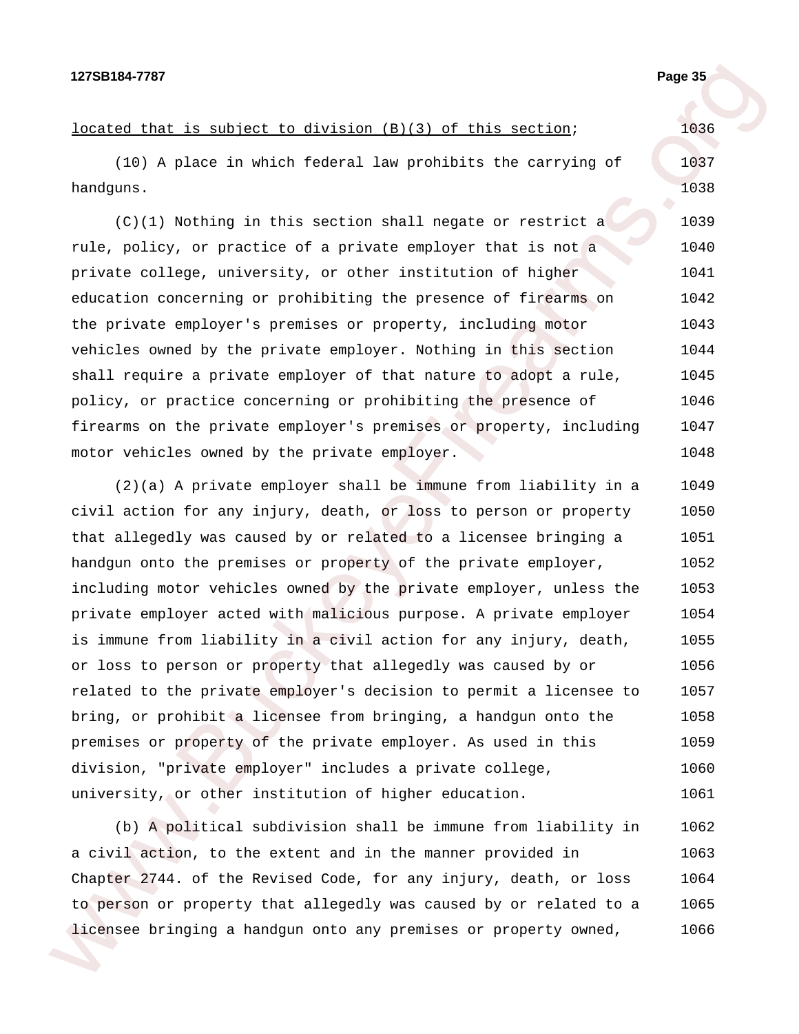located that is subject to division (B)(3) of this section;

(10) A place in which federal law prohibits the carrying of handguns.

(C)(1) Nothing in this section shall negate or restrict a rule, policy, or practice of a private employer that is not a private college, university, or other institution of higher education concerning or prohibiting the presence of firearms on the private employer's premises or property, including motor vehicles owned by the private employer. Nothing in this section shall require a private employer of that nature to adopt a rule, policy, or practice concerning or prohibiting the presence of firearms on the private employer's premises or property, including motor vehicles owned by the private employer.

(2)(a) A private employer shall be immune from liability in a civil action for any injury, death, or loss to person or property that allegedly was caused by or related to a licensee bringing a handgun onto the premises or property of the private employer, including motor vehicles owned by the private employer, unless the private employer acted with malicious purpose. A private employer is immune from liability in a civil action for any injury, death, or loss to person or property that allegedly was caused by or related to the private employer's decision to permit a licensee to bring, or prohibit a licensee from bringing, a handgun onto the premises or property of the private employer. As used in this division, "private employer" includes a private college, university, or other institution of higher education.

(b) A political subdivision shall be immune from liability in a civil action, to the extent and in the manner provided in Chapter 2744. of the Revised Code, for any injury, death, or loss to person or property that allegedly was caused by or related to a licensee bringing a handgun onto any premises or property owned,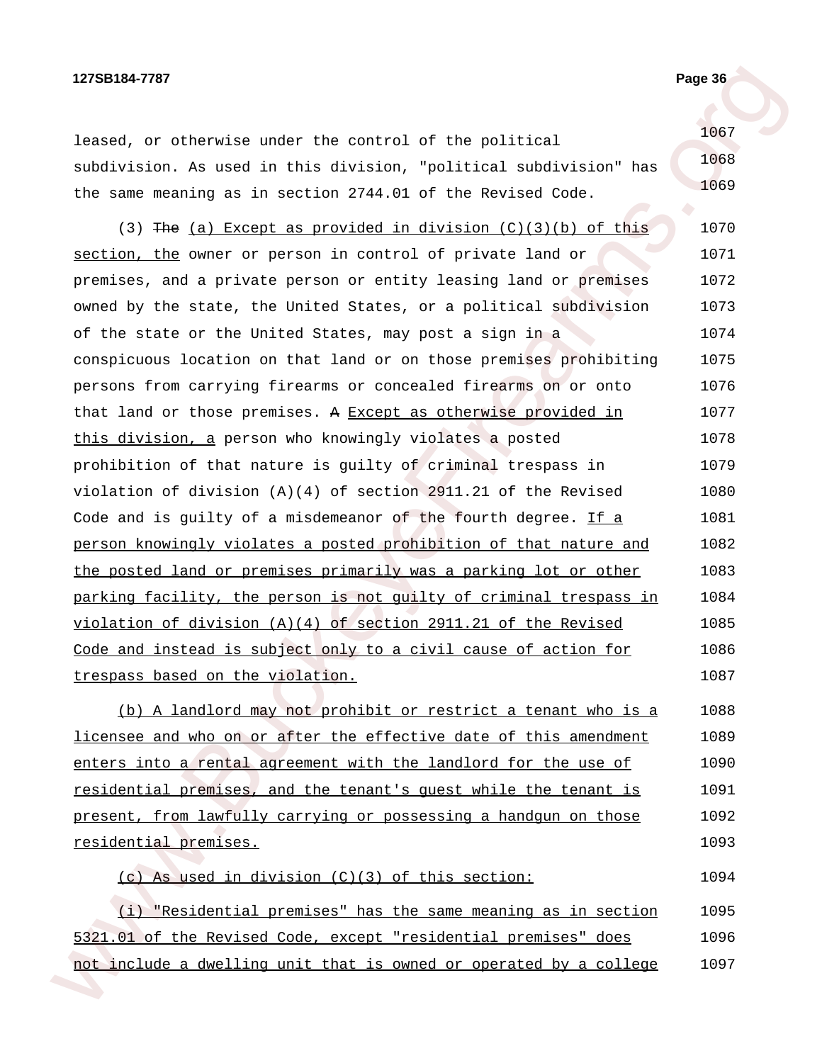leased, or otherwise under the control of the political subdivision. As used in this division, "political subdivision" has the same meaning as in section 2744.01 of the Revised Code.

(3) ~~The~~ <u>(a) Except as provided in division (C)(3)(b) of this section, the</u> owner or person in control of private land or premises, and a private person or entity leasing land or premises owned by the state, the United States, or a political subdivision of the state or the United States, may post a sign in a conspicuous location on that land or on those premises prohibiting persons from carrying firearms or concealed firearms on or onto that land or those premises. ~~A~~ <u>Except as otherwise provided in this division, a</u> person who knowingly violates a posted prohibition of that nature is guilty of criminal trespass in violation of division (A)(4) of section 2911.21 of the Revised Code and is guilty of a misdemeanor of the fourth degree. <u>If a person knowingly violates a posted prohibition of that nature and the posted land or premises primarily was a parking lot or other parking facility, the person is not guilty of criminal trespass in violation of division (A)(4) of section 2911.21 of the Revised Code and instead is subject only to a civil cause of action for trespass based on the violation.</u>

<u>(b) A landlord may not prohibit or restrict a tenant who is a licensee and who on or after the effective date of this amendment enters into a rental agreement with the landlord for the use of residential premises, and the tenant's guest while the tenant is present, from lawfully carrying or possessing a handgun on those residential premises.</u>

<u>(c) As used in division (C)(3) of this section:</u>

<u>(i) "Residential premises" has the same meaning as in section 5321.01 of the Revised Code, except "residential premises" does not include a dwelling unit that is owned or operated by a college</u>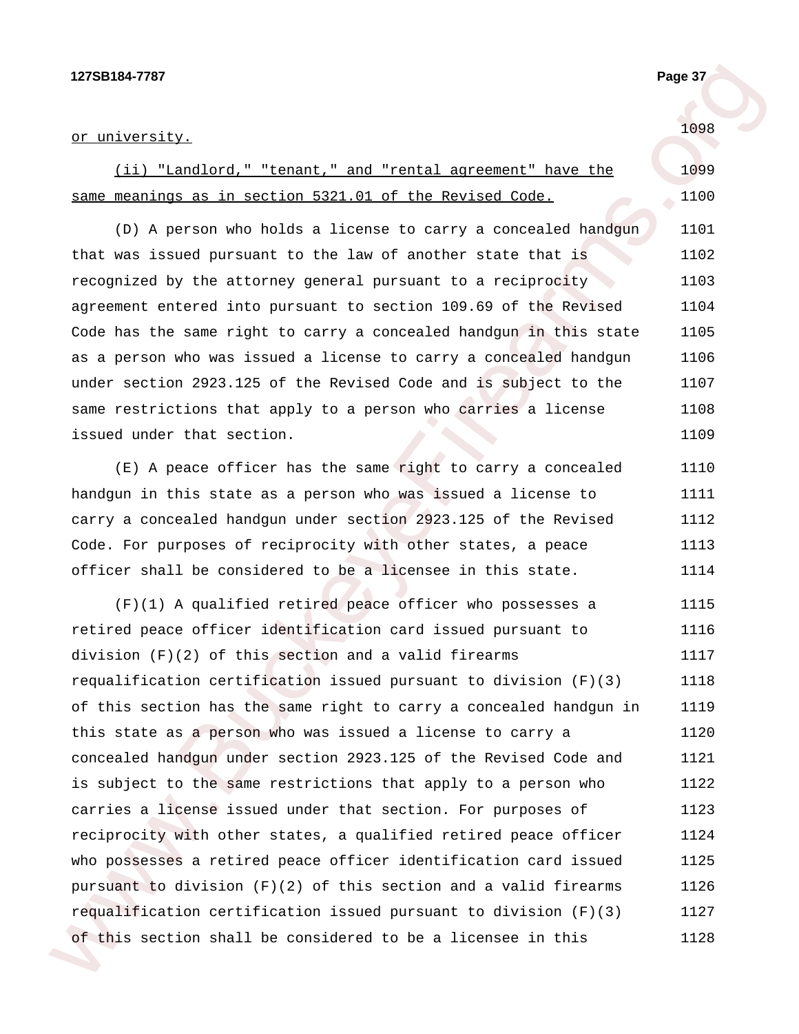or university.

(ii) "Landlord," "tenant," and "rental agreement" have the same meanings as in section 5321.01 of the Revised Code.

(D) A person who holds a license to carry a concealed handgun that was issued pursuant to the law of another state that is recognized by the attorney general pursuant to a reciprocity agreement entered into pursuant to section 109.69 of the Revised Code has the same right to carry a concealed handgun in this state as a person who was issued a license to carry a concealed handgun under section 2923.125 of the Revised Code and is subject to the same restrictions that apply to a person who carries a license issued under that section.

(E) A peace officer has the same right to carry a concealed handgun in this state as a person who was issued a license to carry a concealed handgun under section 2923.125 of the Revised Code. For purposes of reciprocity with other states, a peace officer shall be considered to be a licensee in this state.

(F)(1) A qualified retired peace officer who possesses a retired peace officer identification card issued pursuant to division (F)(2) of this section and a valid firearms requalification certification issued pursuant to division (F)(3) of this section has the same right to carry a concealed handgun in this state as a person who was issued a license to carry a concealed handgun under section 2923.125 of the Revised Code and is subject to the same restrictions that apply to a person who carries a license issued under that section. For purposes of reciprocity with other states, a qualified retired peace officer who possesses a retired peace officer identification card issued pursuant to division (F)(2) of this section and a valid firearms requalification certification issued pursuant to division (F)(3) of this section shall be considered to be a licensee in this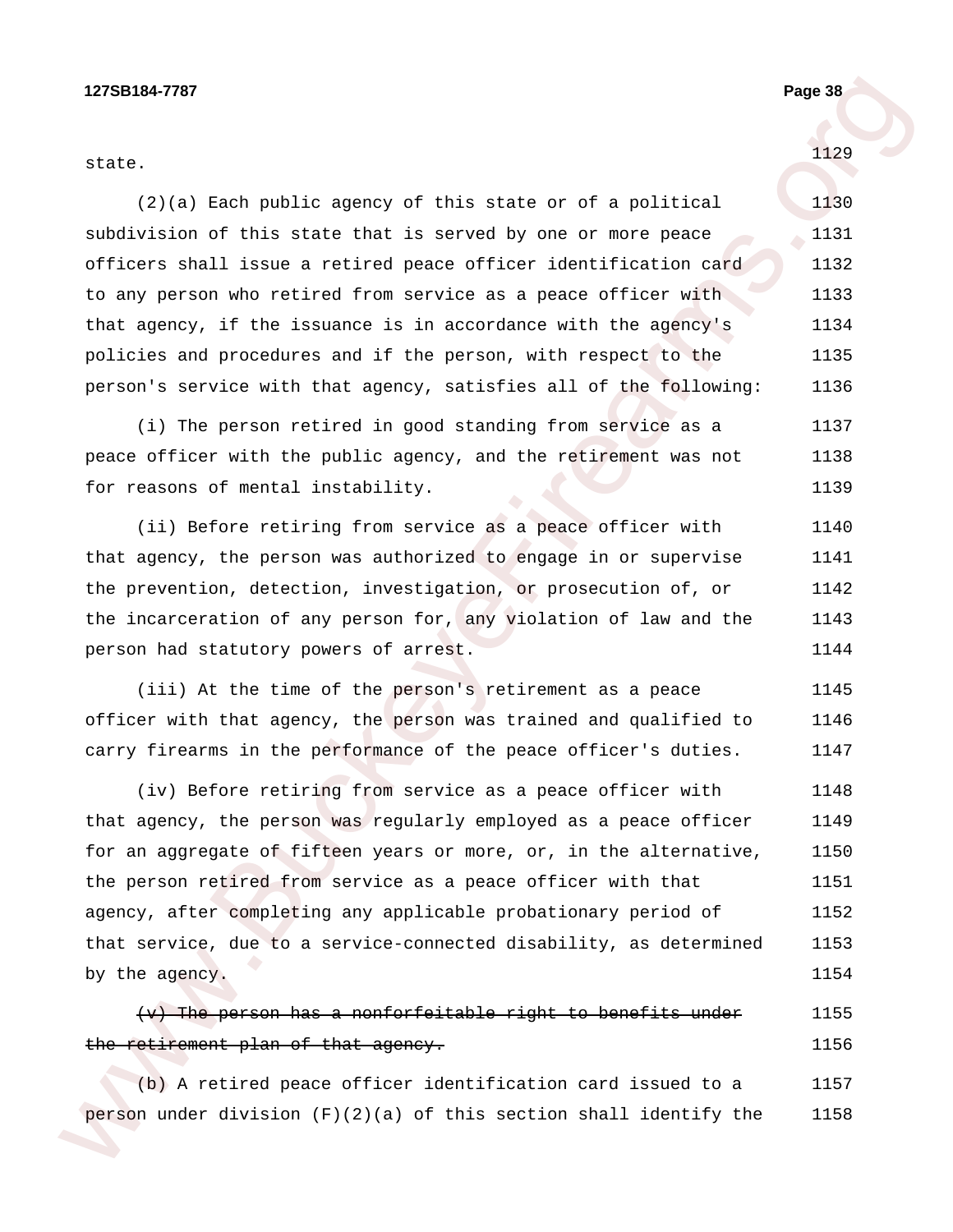state.

(2)(a) Each public agency of this state or of a political subdivision of this state that is served by one or more peace officers shall issue a retired peace officer identification card to any person who retired from service as a peace officer with that agency, if the issuance is in accordance with the agency's policies and procedures and if the person, with respect to the person's service with that agency, satisfies all of the following:

(i) The person retired in good standing from service as a peace officer with the public agency, and the retirement was not for reasons of mental instability.

(ii) Before retiring from service as a peace officer with that agency, the person was authorized to engage in or supervise the prevention, detection, investigation, or prosecution of, or the incarceration of any person for, any violation of law and the person had statutory powers of arrest.

(iii) At the time of the person's retirement as a peace officer with that agency, the person was trained and qualified to carry firearms in the performance of the peace officer's duties.

(iv) Before retiring from service as a peace officer with that agency, the person was regularly employed as a peace officer for an aggregate of fifteen years or more, or, in the alternative, the person retired from service as a peace officer with that agency, after completing any applicable probationary period of that service, due to a service-connected disability, as determined by the agency.

~~(v) The person has a nonforfeitable right to benefits under the retirement plan of that agency.~~

(b) A retired peace officer identification card issued to a person under division (F)(2)(a) of this section shall identify the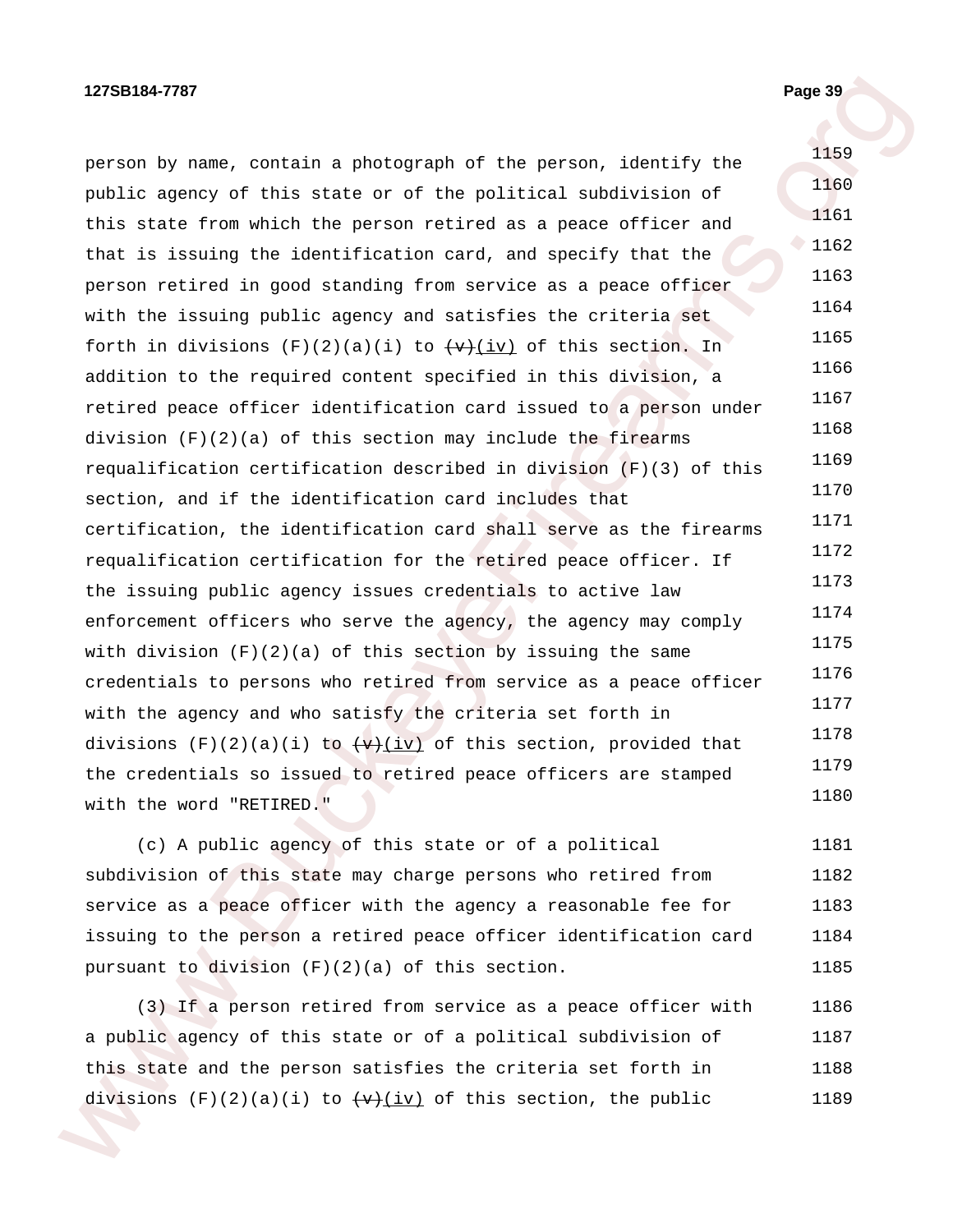person by name, contain a photograph of the person, identify the public agency of this state or of the political subdivision of this state from which the person retired as a peace officer and that is issuing the identification card, and specify that the person retired in good standing from service as a peace officer with the issuing public agency and satisfies the criteria set forth in divisions (F)(2)(a)(i) to ~~(v)~~(iv) of this section. In addition to the required content specified in this division, a retired peace officer identification card issued to a person under division (F)(2)(a) of this section may include the firearms requalification certification described in division (F)(3) of this section, and if the identification card includes that certification, the identification card shall serve as the firearms requalification certification for the retired peace officer. If the issuing public agency issues credentials to active law enforcement officers who serve the agency, the agency may comply with division (F)(2)(a) of this section by issuing the same credentials to persons who retired from service as a peace officer with the agency and who satisfy the criteria set forth in divisions (F)(2)(a)(i) to ~~(v)~~(iv) of this section, provided that the credentials so issued to retired peace officers are stamped with the word "RETIRED."

(c) A public agency of this state or of a political subdivision of this state may charge persons who retired from service as a peace officer with the agency a reasonable fee for issuing to the person a retired peace officer identification card pursuant to division (F)(2)(a) of this section.

(3) If a person retired from service as a peace officer with a public agency of this state or of a political subdivision of this state and the person satisfies the criteria set forth in divisions (F)(2)(a)(i) to ~~(v)~~(iv) of this section, the public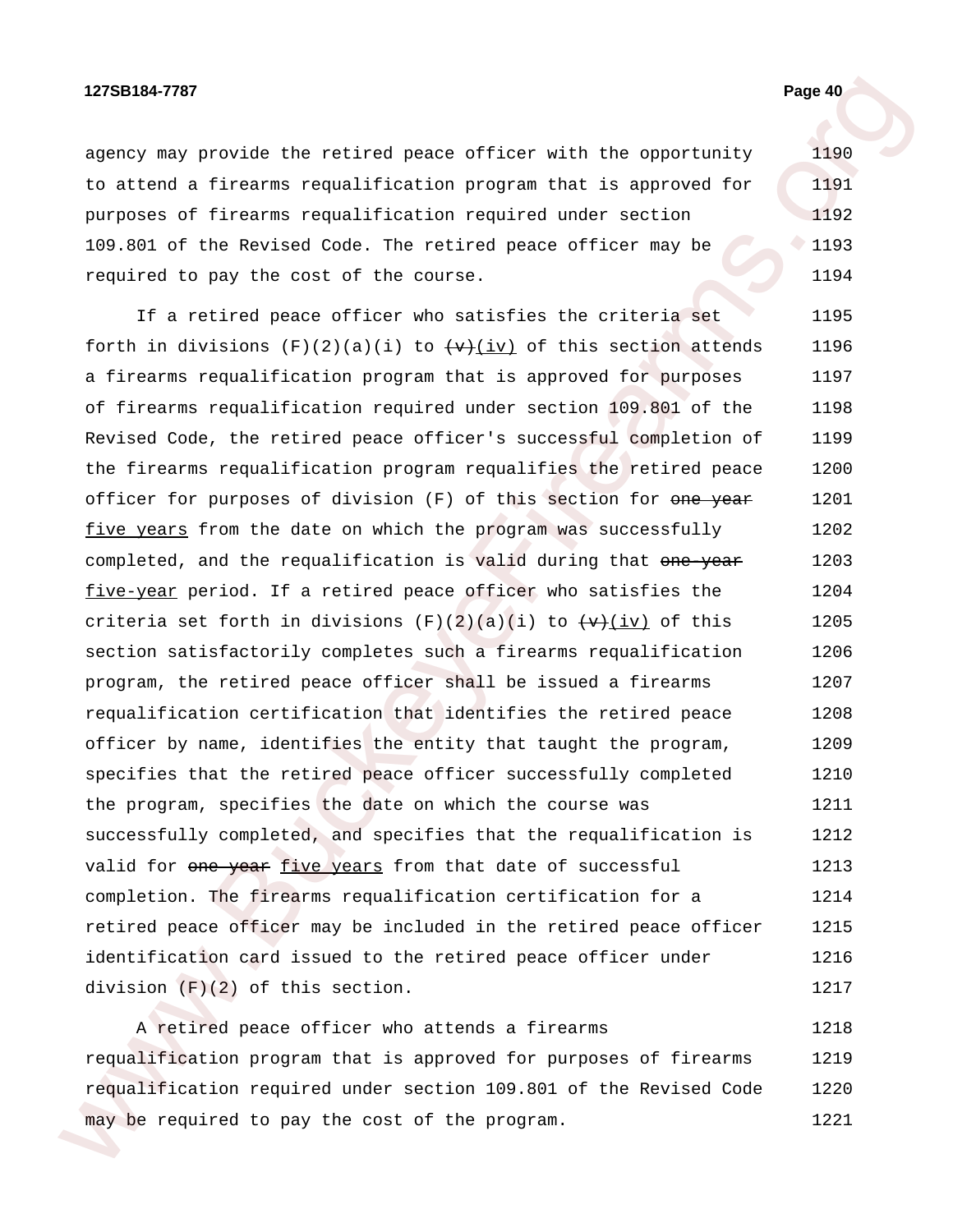agency may provide the retired peace officer with the opportunity to attend a firearms requalification program that is approved for purposes of firearms requalification required under section 109.801 of the Revised Code. The retired peace officer may be required to pay the cost of the course.

If a retired peace officer who satisfies the criteria set forth in divisions (F)(2)(a)(i) to ~~(v)~~(iv) of this section attends a firearms requalification program that is approved for purposes of firearms requalification required under section 109.801 of the Revised Code, the retired peace officer's successful completion of the firearms requalification program requalifies the retired peace officer for purposes of division (F) of this section for ~~one year~~ five years from the date on which the program was successfully completed, and the requalification is valid during that ~~one-year~~ five-year period. If a retired peace officer who satisfies the criteria set forth in divisions (F)(2)(a)(i) to ~~(v)~~(iv) of this section satisfactorily completes such a firearms requalification program, the retired peace officer shall be issued a firearms requalification certification that identifies the retired peace officer by name, identifies the entity that taught the program, specifies that the retired peace officer successfully completed the program, specifies the date on which the course was successfully completed, and specifies that the requalification is valid for ~~one year~~ five years from that date of successful completion. The firearms requalification certification for a retired peace officer may be included in the retired peace officer identification card issued to the retired peace officer under division (F)(2) of this section.

A retired peace officer who attends a firearms requalification program that is approved for purposes of firearms requalification required under section 109.801 of the Revised Code may be required to pay the cost of the program.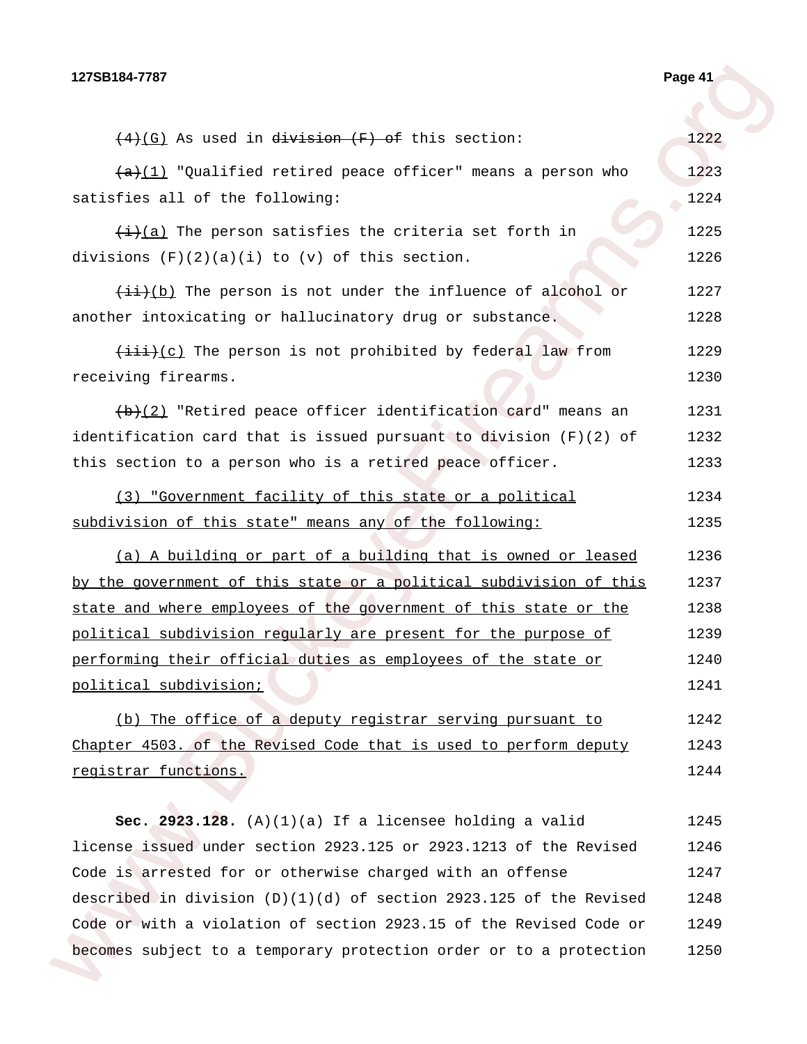~~(4)~~(G) As used in ~~division (F) of~~ this section:

~~(a)~~(1) "Qualified retired peace officer" means a person who satisfies all of the following:

~~(i)~~(a) The person satisfies the criteria set forth in divisions (F)(2)(a)(i) to (v) of this section.

~~(ii)~~(b) The person is not under the influence of alcohol or another intoxicating or hallucinatory drug or substance.

~~(iii)~~(c) The person is not prohibited by federal law from receiving firearms.

~~(b)~~(2) "Retired peace officer identification card" means an identification card that is issued pursuant to division (F)(2) of this section to a person who is a retired peace officer.

<u>(3) "Government facility of this state or a political subdivision of this state" means any of the following:</u>

<u>(a) A building or part of a building that is owned or leased by the government of this state or a political subdivision of this state and where employees of the government of this state or the political subdivision regularly are present for the purpose of performing their official duties as employees of the state or political subdivision;</u>

<u>(b) The office of a deputy registrar serving pursuant to Chapter 4503. of the Revised Code that is used to perform deputy registrar functions.</u>

**Sec. 2923.128.** (A)(1)(a) If a licensee holding a valid license issued under section 2923.125 or 2923.1213 of the Revised Code is arrested for or otherwise charged with an offense described in division (D)(1)(d) of section 2923.125 of the Revised Code or with a violation of section 2923.15 of the Revised Code or becomes subject to a temporary protection order or to a protection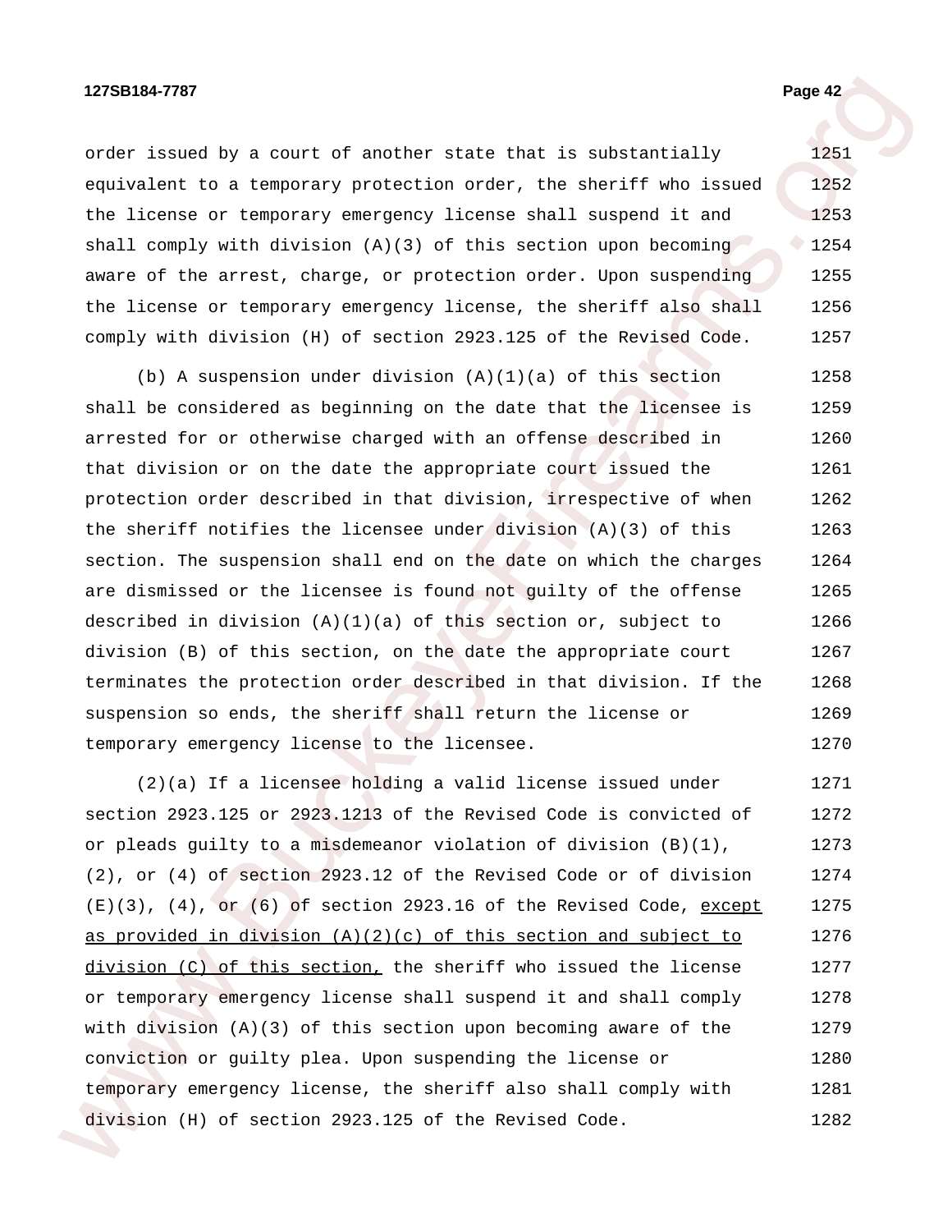order issued by a court of another state that is substantially equivalent to a temporary protection order, the sheriff who issued the license or temporary emergency license shall suspend it and shall comply with division (A)(3) of this section upon becoming aware of the arrest, charge, or protection order. Upon suspending the license or temporary emergency license, the sheriff also shall comply with division (H) of section 2923.125 of the Revised Code.

(b) A suspension under division (A)(1)(a) of this section shall be considered as beginning on the date that the licensee is arrested for or otherwise charged with an offense described in that division or on the date the appropriate court issued the protection order described in that division, irrespective of when the sheriff notifies the licensee under division (A)(3) of this section. The suspension shall end on the date on which the charges are dismissed or the licensee is found not guilty of the offense described in division (A)(1)(a) of this section or, subject to division (B) of this section, on the date the appropriate court terminates the protection order described in that division. If the suspension so ends, the sheriff shall return the license or temporary emergency license to the licensee.

(2)(a) If a licensee holding a valid license issued under section 2923.125 or 2923.1213 of the Revised Code is convicted of or pleads guilty to a misdemeanor violation of division (B)(1), (2), or (4) of section 2923.12 of the Revised Code or of division (E)(3), (4), or (6) of section 2923.16 of the Revised Code, <u>except as provided in division (A)(2)(c) of this section and subject to division (C) of this section,</u> the sheriff who issued the license or temporary emergency license shall suspend it and shall comply with division (A)(3) of this section upon becoming aware of the conviction or guilty plea. Upon suspending the license or temporary emergency license, the sheriff also shall comply with division (H) of section 2923.125 of the Revised Code.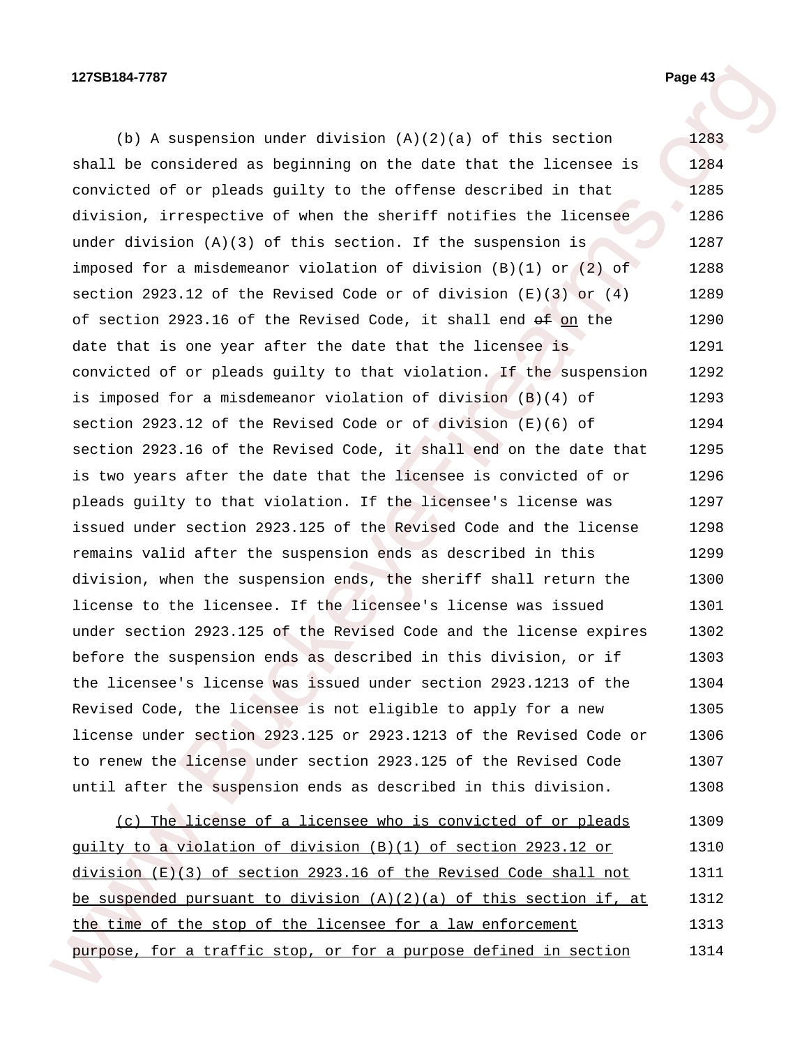(b) A suspension under division (A)(2)(a) of this section shall be considered as beginning on the date that the licensee is convicted of or pleads guilty to the offense described in that division, irrespective of when the sheriff notifies the licensee under division (A)(3) of this section. If the suspension is imposed for a misdemeanor violation of division (B)(1) or (2) of section 2923.12 of the Revised Code or of division (E)(3) or (4) of section 2923.16 of the Revised Code, it shall end ~~of~~ <u>on</u> the date that is one year after the date that the licensee is convicted of or pleads guilty to that violation. If the suspension is imposed for a misdemeanor violation of division (B)(4) of section 2923.12 of the Revised Code or of division (E)(6) of section 2923.16 of the Revised Code, it shall end on the date that is two years after the date that the licensee is convicted of or pleads guilty to that violation. If the licensee's license was issued under section 2923.125 of the Revised Code and the license remains valid after the suspension ends as described in this division, when the suspension ends, the sheriff shall return the license to the licensee. If the licensee's license was issued under section 2923.125 of the Revised Code and the license expires before the suspension ends as described in this division, or if the licensee's license was issued under section 2923.1213 of the Revised Code, the licensee is not eligible to apply for a new license under section 2923.125 or 2923.1213 of the Revised Code or to renew the license under section 2923.125 of the Revised Code until after the suspension ends as described in this division.

<u>(c) The license of a licensee who is convicted of or pleads guilty to a violation of division (B)(1) of section 2923.12 or division (E)(3) of section 2923.16 of the Revised Code shall not be suspended pursuant to division (A)(2)(a) of this section if, at the time of the stop of the licensee for a law enforcement purpose, for a traffic stop, or for a purpose defined in section</u>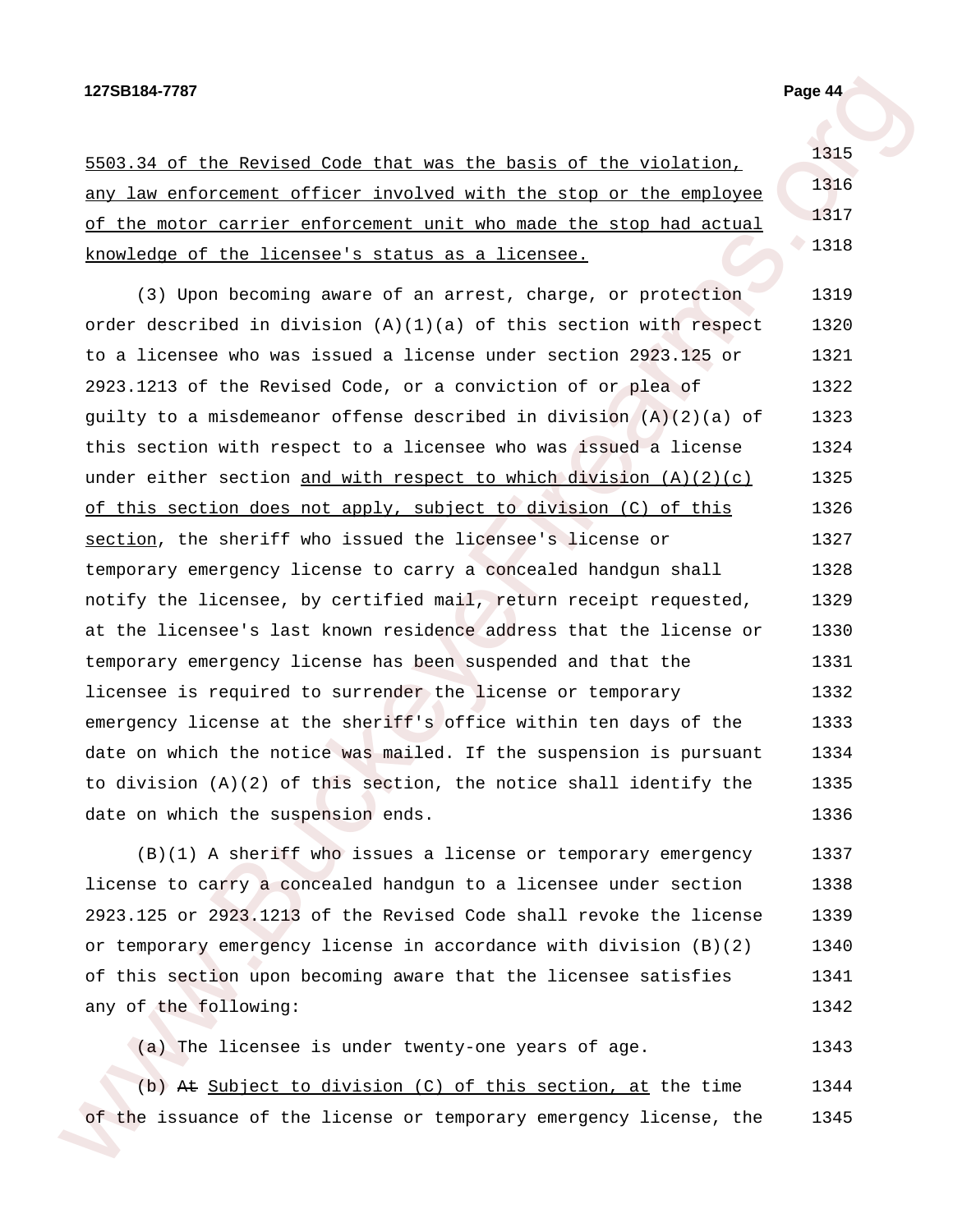5503.34 of the Revised Code that was the basis of the violation, any law enforcement officer involved with the stop or the employee of the motor carrier enforcement unit who made the stop had actual knowledge of the licensee's status as a licensee.

(3) Upon becoming aware of an arrest, charge, or protection order described in division (A)(1)(a) of this section with respect to a licensee who was issued a license under section 2923.125 or 2923.1213 of the Revised Code, or a conviction of or plea of guilty to a misdemeanor offense described in division (A)(2)(a) of this section with respect to a licensee who was issued a license under either section and with respect to which division (A)(2)(c) of this section does not apply, subject to division (C) of this section, the sheriff who issued the licensee's license or temporary emergency license to carry a concealed handgun shall notify the licensee, by certified mail, return receipt requested, at the licensee's last known residence address that the license or temporary emergency license has been suspended and that the licensee is required to surrender the license or temporary emergency license at the sheriff's office within ten days of the date on which the notice was mailed. If the suspension is pursuant to division (A)(2) of this section, the notice shall identify the date on which the suspension ends.

(B)(1) A sheriff who issues a license or temporary emergency license to carry a concealed handgun to a licensee under section 2923.125 or 2923.1213 of the Revised Code shall revoke the license or temporary emergency license in accordance with division (B)(2) of this section upon becoming aware that the licensee satisfies any of the following:

(a) The licensee is under twenty-one years of age.

(b) ~~At~~ Subject to division (C) of this section, at the time of the issuance of the license or temporary emergency license, the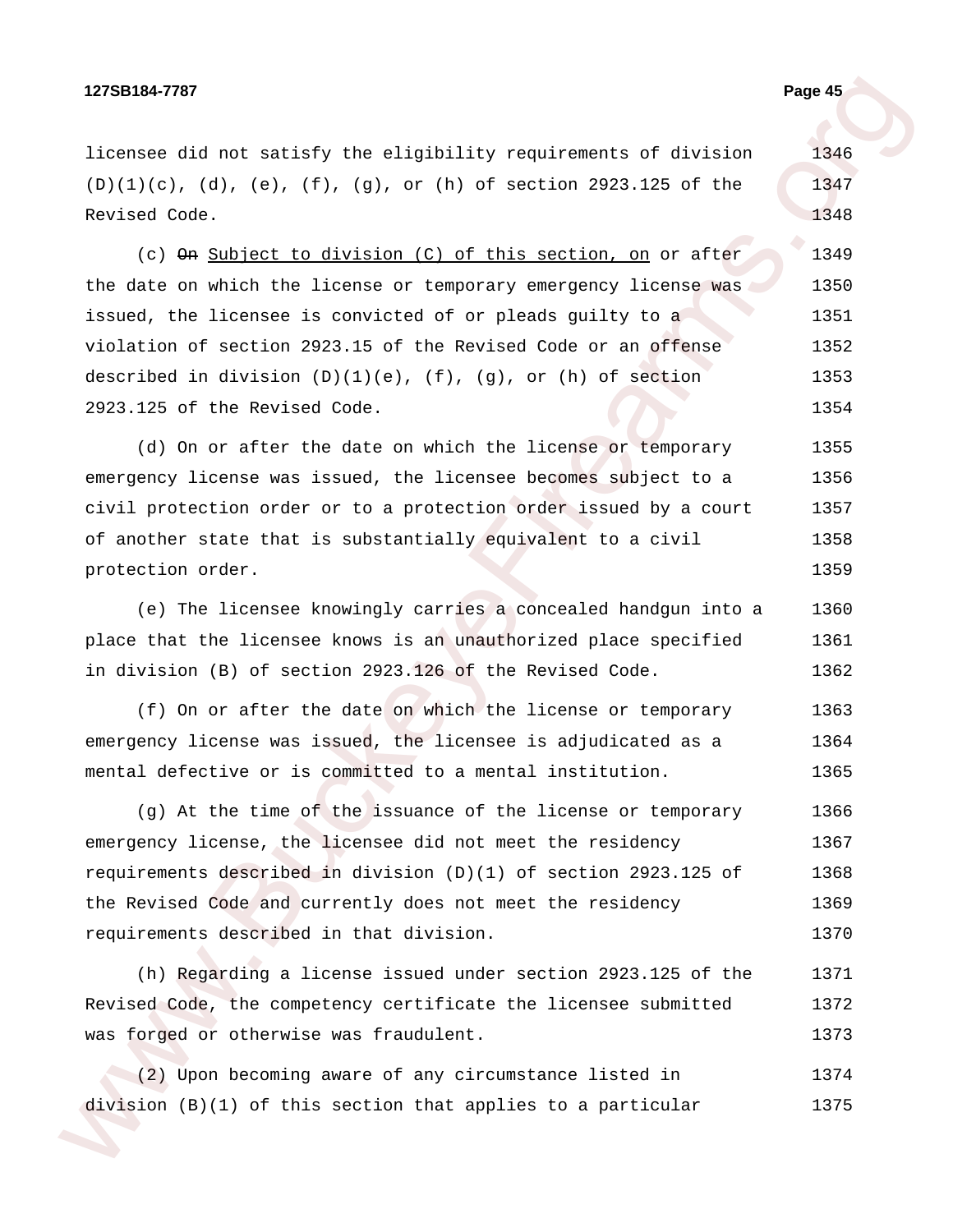licensee did not satisfy the eligibility requirements of division (D)(1)(c), (d), (e), (f), (g), or (h) of section 2923.125 of the Revised Code.

(c) ~~On~~ Subject to division (C) of this section, on or after the date on which the license or temporary emergency license was issued, the licensee is convicted of or pleads guilty to a violation of section 2923.15 of the Revised Code or an offense described in division (D)(1)(e), (f), (g), or (h) of section 2923.125 of the Revised Code.

(d) On or after the date on which the license or temporary emergency license was issued, the licensee becomes subject to a civil protection order or to a protection order issued by a court of another state that is substantially equivalent to a civil protection order.

(e) The licensee knowingly carries a concealed handgun into a place that the licensee knows is an unauthorized place specified in division (B) of section 2923.126 of the Revised Code.

(f) On or after the date on which the license or temporary emergency license was issued, the licensee is adjudicated as a mental defective or is committed to a mental institution.

(g) At the time of the issuance of the license or temporary emergency license, the licensee did not meet the residency requirements described in division (D)(1) of section 2923.125 of the Revised Code and currently does not meet the residency requirements described in that division.

(h) Regarding a license issued under section 2923.125 of the Revised Code, the competency certificate the licensee submitted was forged or otherwise was fraudulent.

(2) Upon becoming aware of any circumstance listed in division (B)(1) of this section that applies to a particular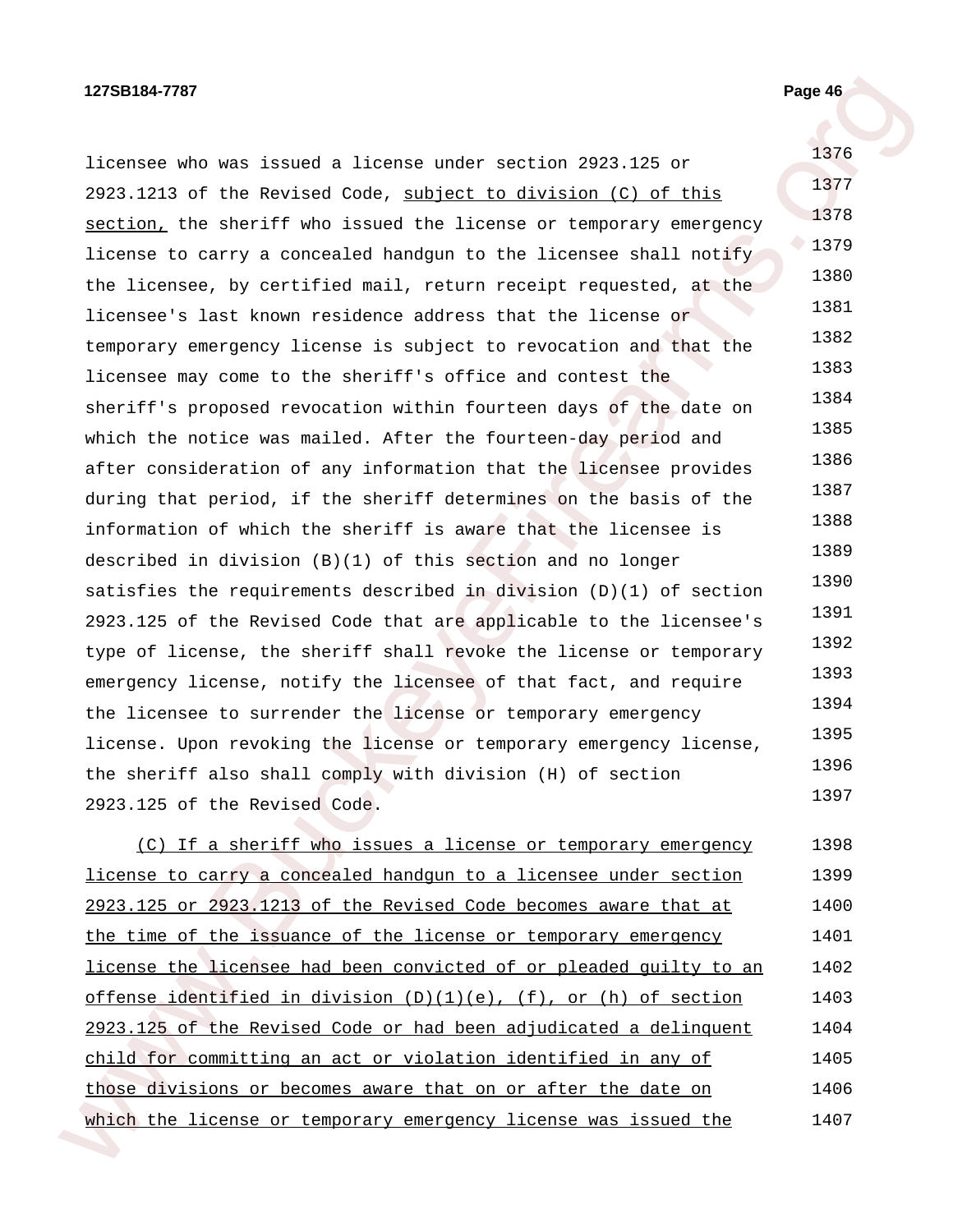licensee who was issued a license under section 2923.125 or 2923.1213 of the Revised Code, subject to division (C) of this section, the sheriff who issued the license or temporary emergency license to carry a concealed handgun to the licensee shall notify the licensee, by certified mail, return receipt requested, at the licensee's last known residence address that the license or temporary emergency license is subject to revocation and that the licensee may come to the sheriff's office and contest the sheriff's proposed revocation within fourteen days of the date on which the notice was mailed. After the fourteen-day period and after consideration of any information that the licensee provides during that period, if the sheriff determines on the basis of the information of which the sheriff is aware that the licensee is described in division (B)(1) of this section and no longer satisfies the requirements described in division (D)(1) of section 2923.125 of the Revised Code that are applicable to the licensee's type of license, the sheriff shall revoke the license or temporary emergency license, notify the licensee of that fact, and require the licensee to surrender the license or temporary emergency license. Upon revoking the license or temporary emergency license, the sheriff also shall comply with division (H) of section 2923.125 of the Revised Code.

(C) If a sheriff who issues a license or temporary emergency license to carry a concealed handgun to a licensee under section 2923.125 or 2923.1213 of the Revised Code becomes aware that at the time of the issuance of the license or temporary emergency license the licensee had been convicted of or pleaded guilty to an offense identified in division (D)(1)(e), (f), or (h) of section 2923.125 of the Revised Code or had been adjudicated a delinquent child for committing an act or violation identified in any of those divisions or becomes aware that on or after the date on which the license or temporary emergency license was issued the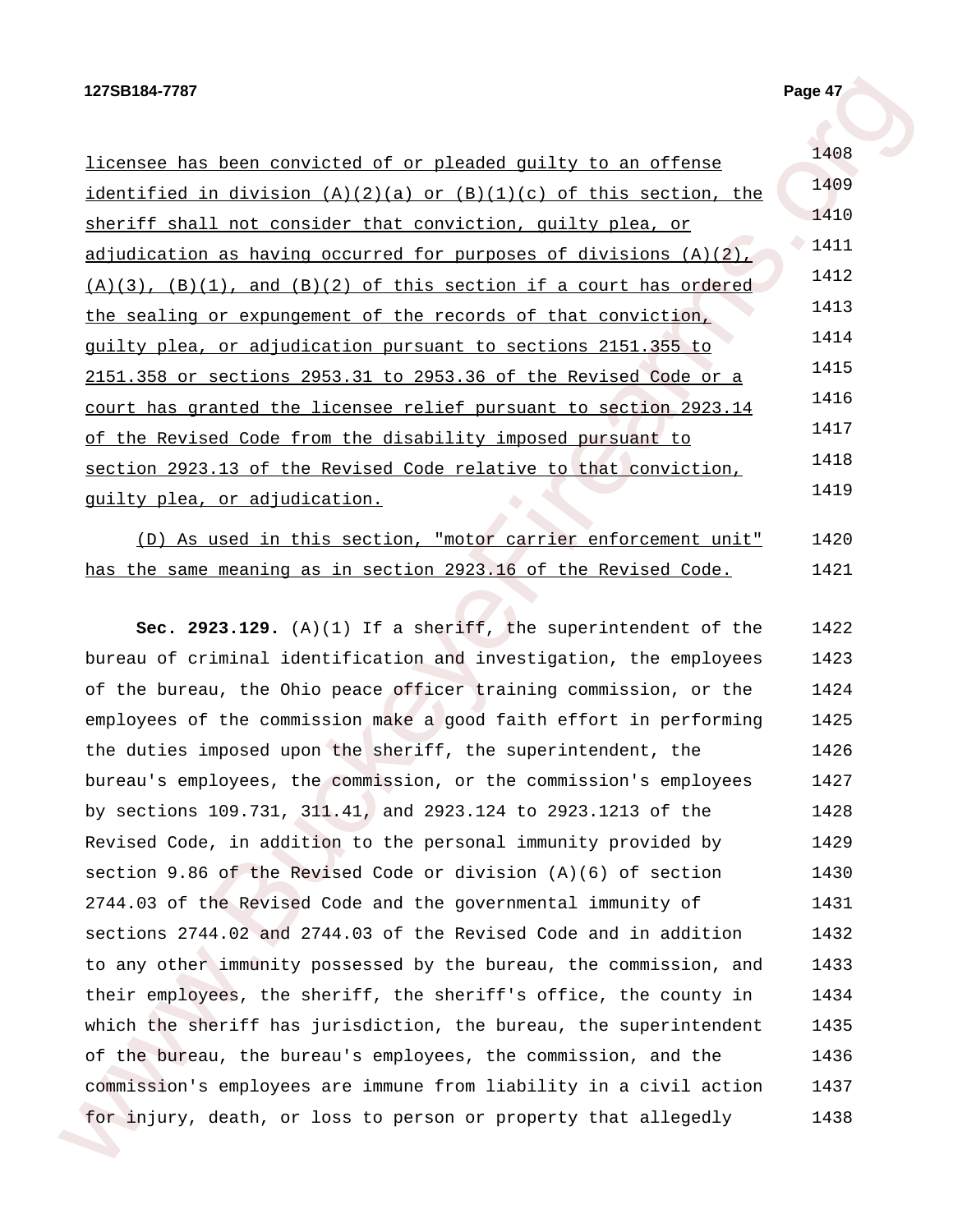licensee has been convicted of or pleaded guilty to an offense identified in division (A)(2)(a) or (B)(1)(c) of this section, the sheriff shall not consider that conviction, guilty plea, or adjudication as having occurred for purposes of divisions (A)(2), (A)(3), (B)(1), and (B)(2) of this section if a court has ordered the sealing or expungement of the records of that conviction, guilty plea, or adjudication pursuant to sections 2151.355 to 2151.358 or sections 2953.31 to 2953.36 of the Revised Code or a court has granted the licensee relief pursuant to section 2923.14 of the Revised Code from the disability imposed pursuant to section 2923.13 of the Revised Code relative to that conviction, guilty plea, or adjudication.

(D) As used in this section, "motor carrier enforcement unit" has the same meaning as in section 2923.16 of the Revised Code.

**Sec. 2923.129.** (A)(1) If a sheriff, the superintendent of the bureau of criminal identification and investigation, the employees of the bureau, the Ohio peace officer training commission, or the employees of the commission make a good faith effort in performing the duties imposed upon the sheriff, the superintendent, the bureau's employees, the commission, or the commission's employees by sections 109.731, 311.41, and 2923.124 to 2923.1213 of the Revised Code, in addition to the personal immunity provided by section 9.86 of the Revised Code or division (A)(6) of section 2744.03 of the Revised Code and the governmental immunity of sections 2744.02 and 2744.03 of the Revised Code and in addition to any other immunity possessed by the bureau, the commission, and their employees, the sheriff, the sheriff's office, the county in which the sheriff has jurisdiction, the bureau, the superintendent of the bureau, the bureau's employees, the commission, and the commission's employees are immune from liability in a civil action for injury, death, or loss to person or property that allegedly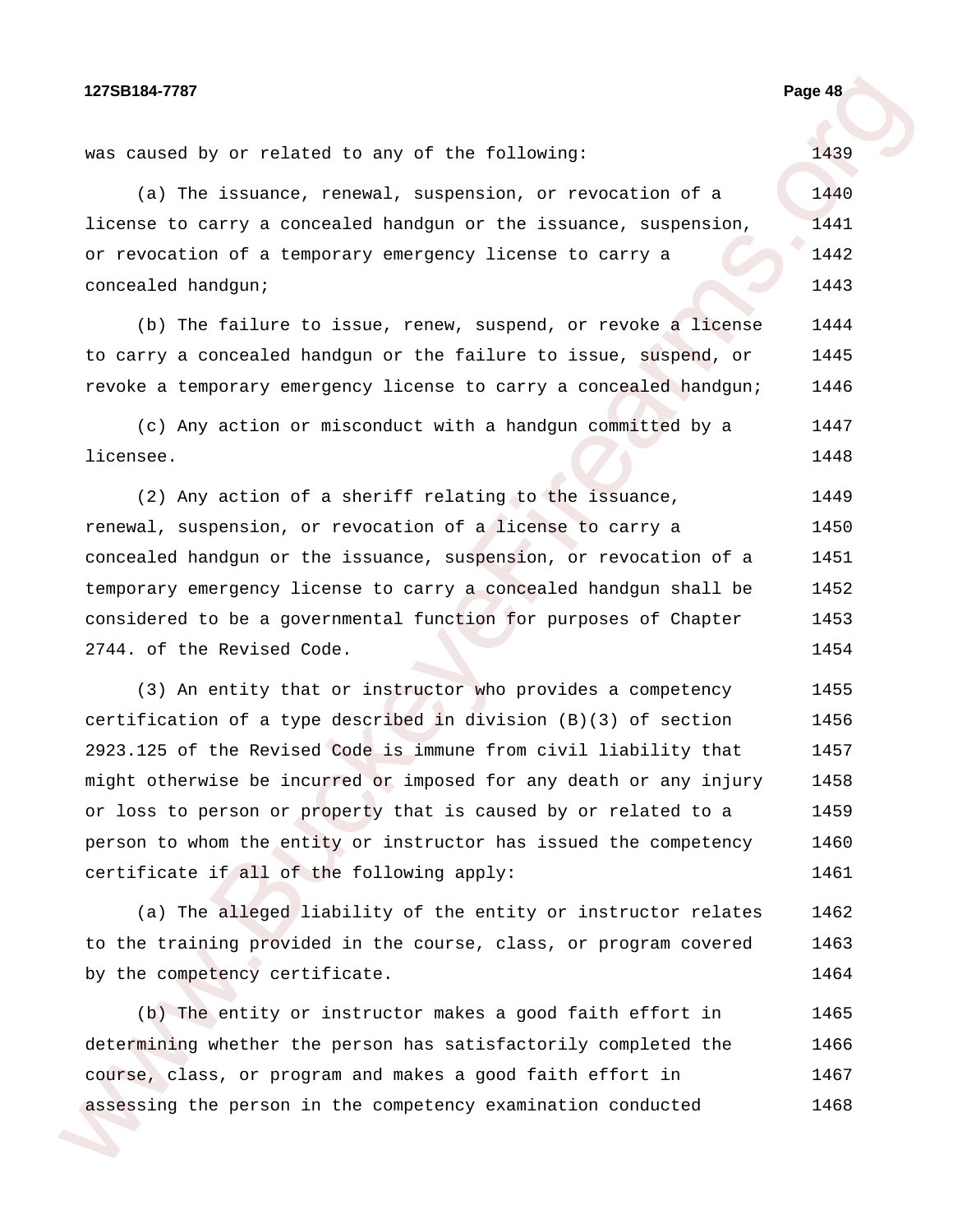was caused by or related to any of the following:

(a) The issuance, renewal, suspension, or revocation of a license to carry a concealed handgun or the issuance, suspension, or revocation of a temporary emergency license to carry a concealed handgun;

(b) The failure to issue, renew, suspend, or revoke a license to carry a concealed handgun or the failure to issue, suspend, or revoke a temporary emergency license to carry a concealed handgun;

(c) Any action or misconduct with a handgun committed by a licensee.

(2) Any action of a sheriff relating to the issuance, renewal, suspension, or revocation of a license to carry a concealed handgun or the issuance, suspension, or revocation of a temporary emergency license to carry a concealed handgun shall be considered to be a governmental function for purposes of Chapter 2744. of the Revised Code.

(3) An entity that or instructor who provides a competency certification of a type described in division (B)(3) of section 2923.125 of the Revised Code is immune from civil liability that might otherwise be incurred or imposed for any death or any injury or loss to person or property that is caused by or related to a person to whom the entity or instructor has issued the competency certificate if all of the following apply:

(a) The alleged liability of the entity or instructor relates to the training provided in the course, class, or program covered by the competency certificate.

(b) The entity or instructor makes a good faith effort in determining whether the person has satisfactorily completed the course, class, or program and makes a good faith effort in assessing the person in the competency examination conducted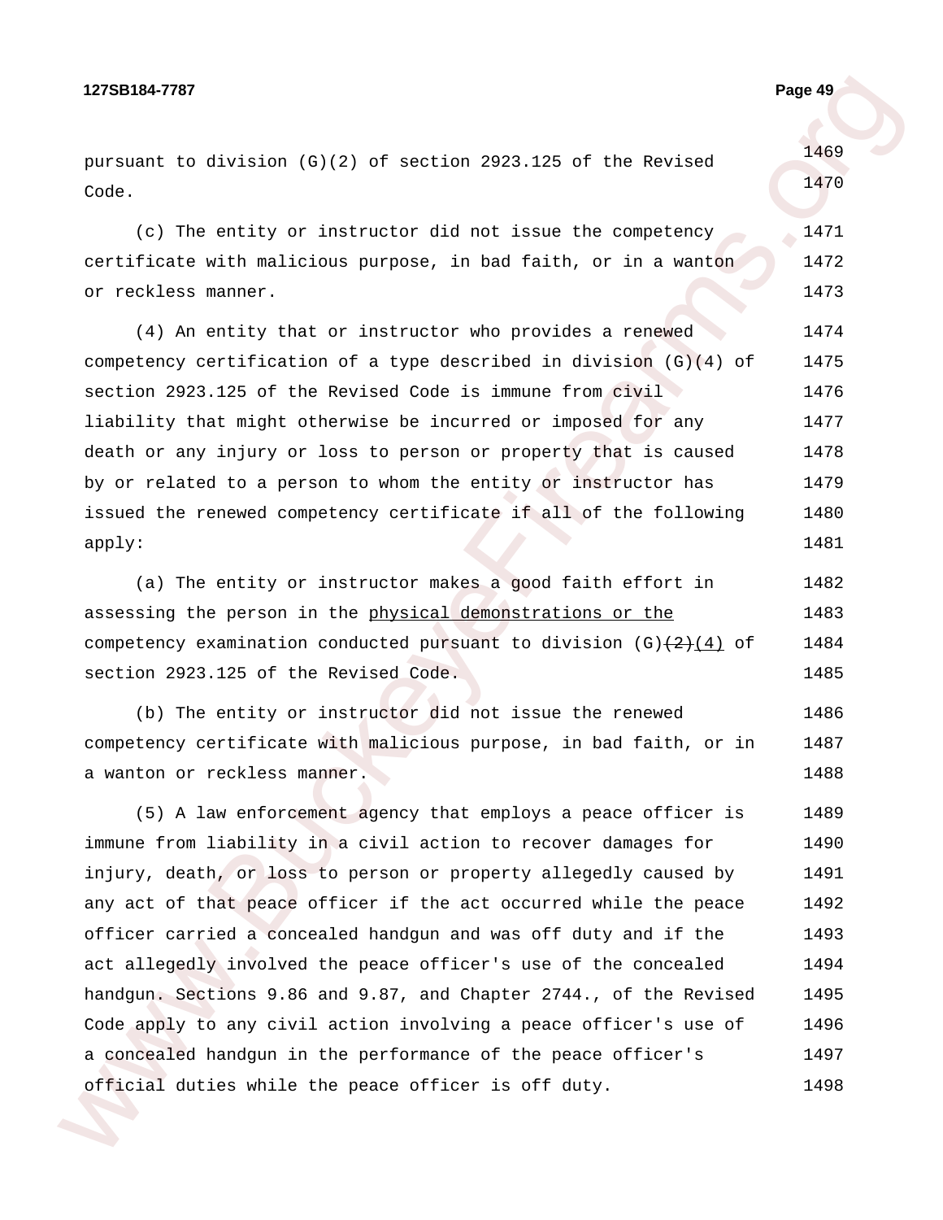pursuant to division (G)(2) of section 2923.125 of the Revised Code.

(c) The entity or instructor did not issue the competency certificate with malicious purpose, in bad faith, or in a wanton or reckless manner.

(4) An entity that or instructor who provides a renewed competency certification of a type described in division (G)(4) of section 2923.125 of the Revised Code is immune from civil liability that might otherwise be incurred or imposed for any death or any injury or loss to person or property that is caused by or related to a person to whom the entity or instructor has issued the renewed competency certificate if all of the following apply:

(a) The entity or instructor makes a good faith effort in assessing the person in the <u>physical demonstrations or the</u> competency examination conducted pursuant to division (G)~~(2)~~<u>(4)</u> of section 2923.125 of the Revised Code.

(b) The entity or instructor did not issue the renewed competency certificate with malicious purpose, in bad faith, or in a wanton or reckless manner.

(5) A law enforcement agency that employs a peace officer is immune from liability in a civil action to recover damages for injury, death, or loss to person or property allegedly caused by any act of that peace officer if the act occurred while the peace officer carried a concealed handgun and was off duty and if the act allegedly involved the peace officer's use of the concealed handgun. Sections 9.86 and 9.87, and Chapter 2744., of the Revised Code apply to any civil action involving a peace officer's use of a concealed handgun in the performance of the peace officer's official duties while the peace officer is off duty.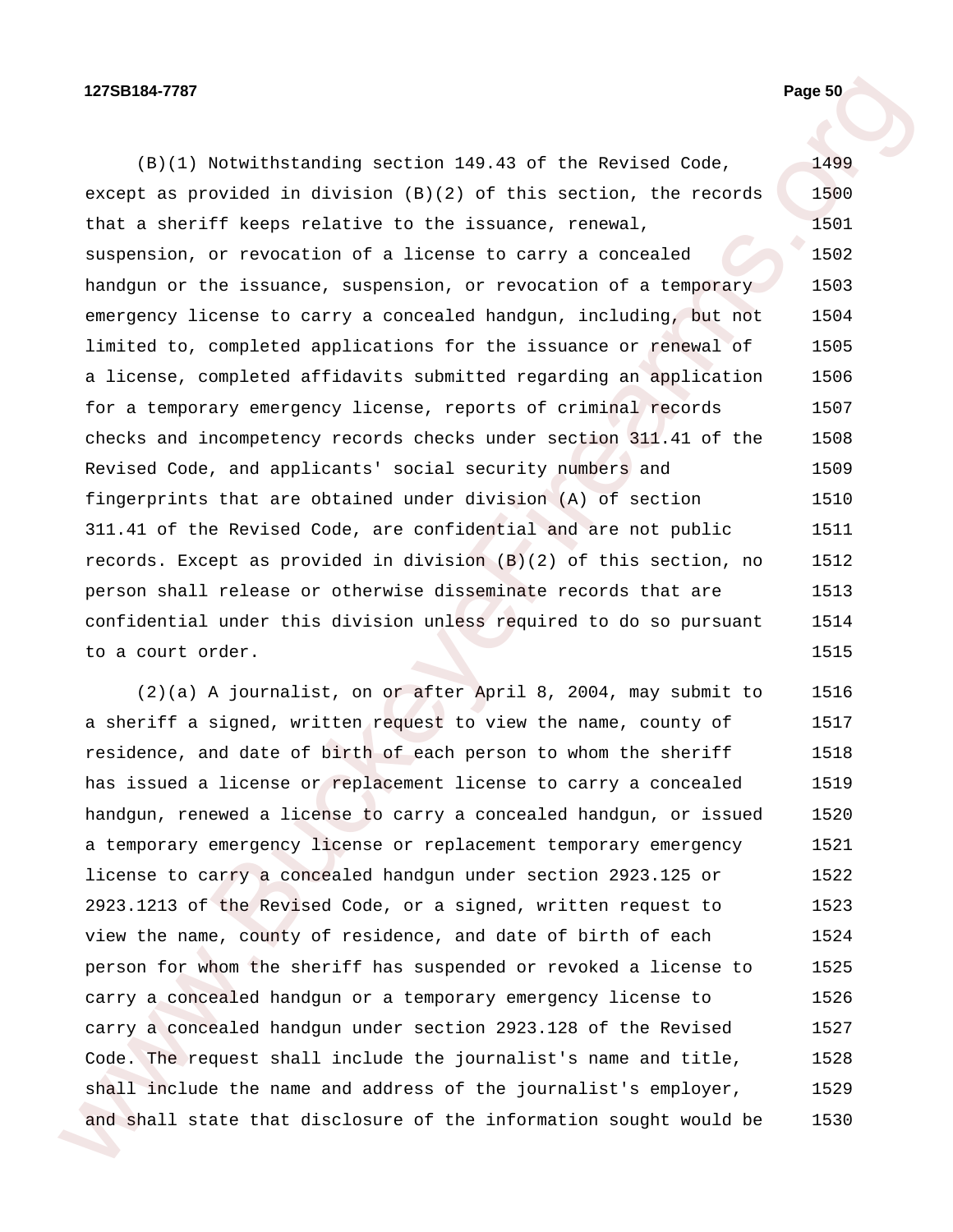(B)(1) Notwithstanding section 149.43 of the Revised Code, except as provided in division (B)(2) of this section, the records that a sheriff keeps relative to the issuance, renewal, suspension, or revocation of a license to carry a concealed handgun or the issuance, suspension, or revocation of a temporary emergency license to carry a concealed handgun, including, but not limited to, completed applications for the issuance or renewal of a license, completed affidavits submitted regarding an application for a temporary emergency license, reports of criminal records checks and incompetency records checks under section 311.41 of the Revised Code, and applicants' social security numbers and fingerprints that are obtained under division (A) of section 311.41 of the Revised Code, are confidential and are not public records. Except as provided in division (B)(2) of this section, no person shall release or otherwise disseminate records that are confidential under this division unless required to do so pursuant to a court order.

(2)(a) A journalist, on or after April 8, 2004, may submit to a sheriff a signed, written request to view the name, county of residence, and date of birth of each person to whom the sheriff has issued a license or replacement license to carry a concealed handgun, renewed a license to carry a concealed handgun, or issued a temporary emergency license or replacement temporary emergency license to carry a concealed handgun under section 2923.125 or 2923.1213 of the Revised Code, or a signed, written request to view the name, county of residence, and date of birth of each person for whom the sheriff has suspended or revoked a license to carry a concealed handgun or a temporary emergency license to carry a concealed handgun under section 2923.128 of the Revised Code. The request shall include the journalist's name and title, shall include the name and address of the journalist's employer, and shall state that disclosure of the information sought would be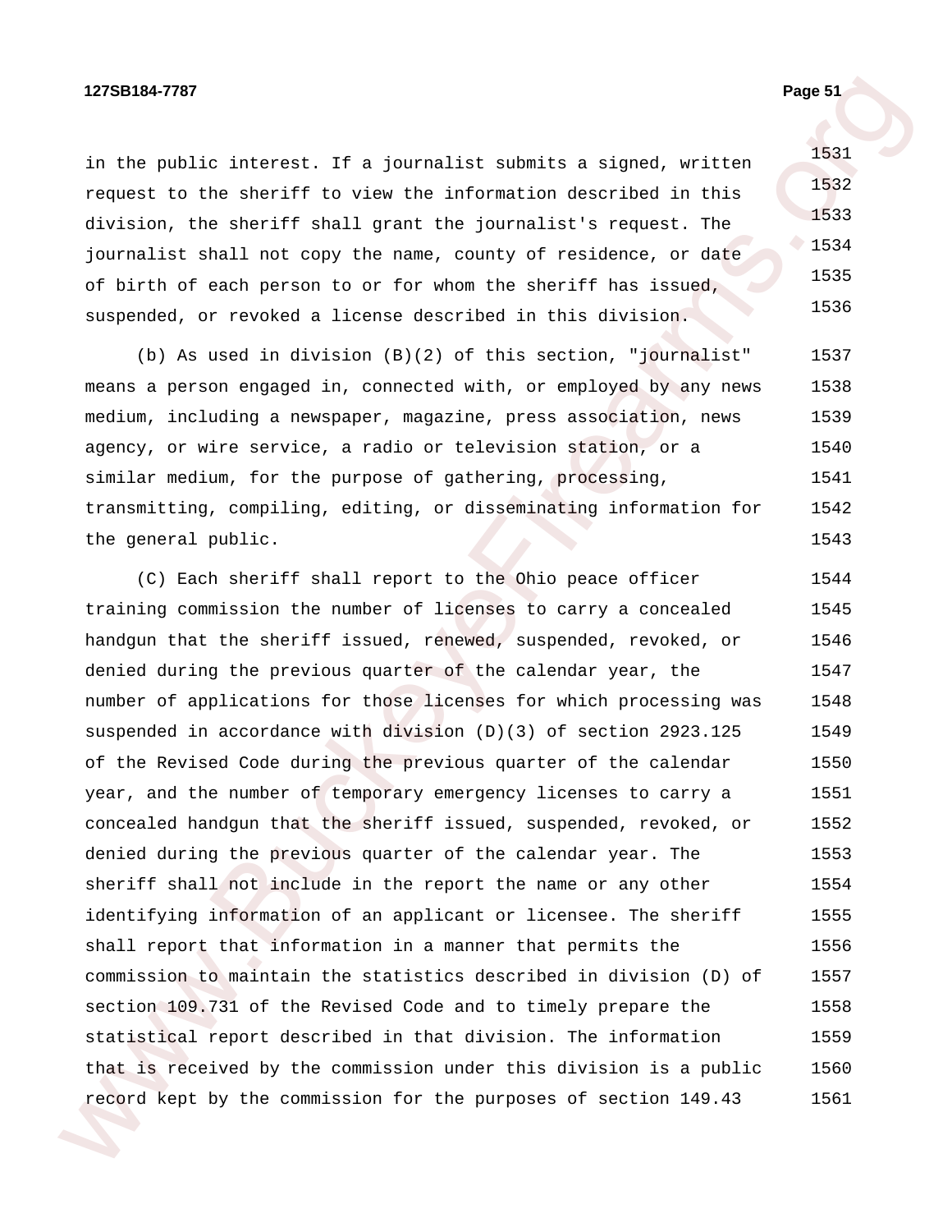in the public interest. If a journalist submits a signed, written request to the sheriff to view the information described in this division, the sheriff shall grant the journalist's request. The journalist shall not copy the name, county of residence, or date of birth of each person to or for whom the sheriff has issued, suspended, or revoked a license described in this division.

(b) As used in division (B)(2) of this section, "journalist" means a person engaged in, connected with, or employed by any news medium, including a newspaper, magazine, press association, news agency, or wire service, a radio or television station, or a similar medium, for the purpose of gathering, processing, transmitting, compiling, editing, or disseminating information for the general public.

(C) Each sheriff shall report to the Ohio peace officer training commission the number of licenses to carry a concealed handgun that the sheriff issued, renewed, suspended, revoked, or denied during the previous quarter of the calendar year, the number of applications for those licenses for which processing was suspended in accordance with division (D)(3) of section 2923.125 of the Revised Code during the previous quarter of the calendar year, and the number of temporary emergency licenses to carry a concealed handgun that the sheriff issued, suspended, revoked, or denied during the previous quarter of the calendar year. The sheriff shall not include in the report the name or any other identifying information of an applicant or licensee. The sheriff shall report that information in a manner that permits the commission to maintain the statistics described in division (D) of section 109.731 of the Revised Code and to timely prepare the statistical report described in that division. The information that is received by the commission under this division is a public record kept by the commission for the purposes of section 149.43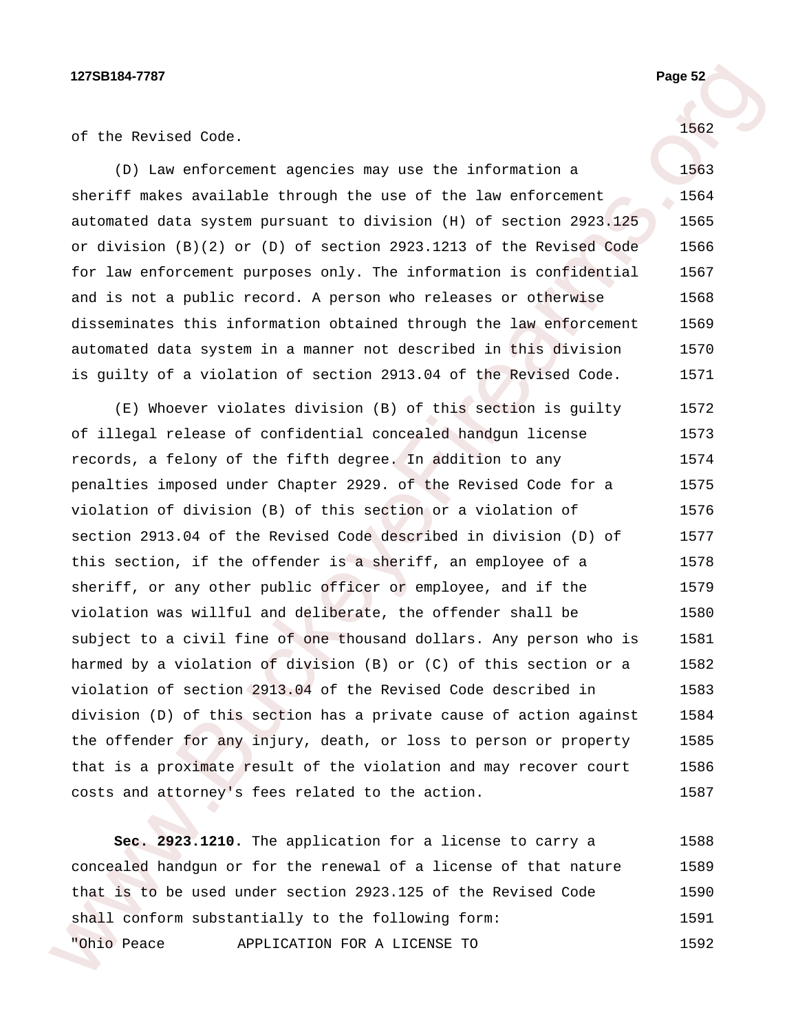of the Revised Code.

(D) Law enforcement agencies may use the information a sheriff makes available through the use of the law enforcement automated data system pursuant to division (H) of section 2923.125 or division (B)(2) or (D) of section 2923.1213 of the Revised Code for law enforcement purposes only. The information is confidential and is not a public record. A person who releases or otherwise disseminates this information obtained through the law enforcement automated data system in a manner not described in this division is guilty of a violation of section 2913.04 of the Revised Code.

(E) Whoever violates division (B) of this section is guilty of illegal release of confidential concealed handgun license records, a felony of the fifth degree. In addition to any penalties imposed under Chapter 2929. of the Revised Code for a violation of division (B) of this section or a violation of section 2913.04 of the Revised Code described in division (D) of this section, if the offender is a sheriff, an employee of a sheriff, or any other public officer or employee, and if the violation was willful and deliberate, the offender shall be subject to a civil fine of one thousand dollars. Any person who is harmed by a violation of division (B) or (C) of this section or a violation of section 2913.04 of the Revised Code described in division (D) of this section has a private cause of action against the offender for any injury, death, or loss to person or property that is a proximate result of the violation and may recover court costs and attorney's fees related to the action.

**Sec. 2923.1210.** The application for a license to carry a concealed handgun or for the renewal of a license of that nature that is to be used under section 2923.125 of the Revised Code shall conform substantially to the following form:

"Ohio Peace APPLICATION FOR A LICENSE TO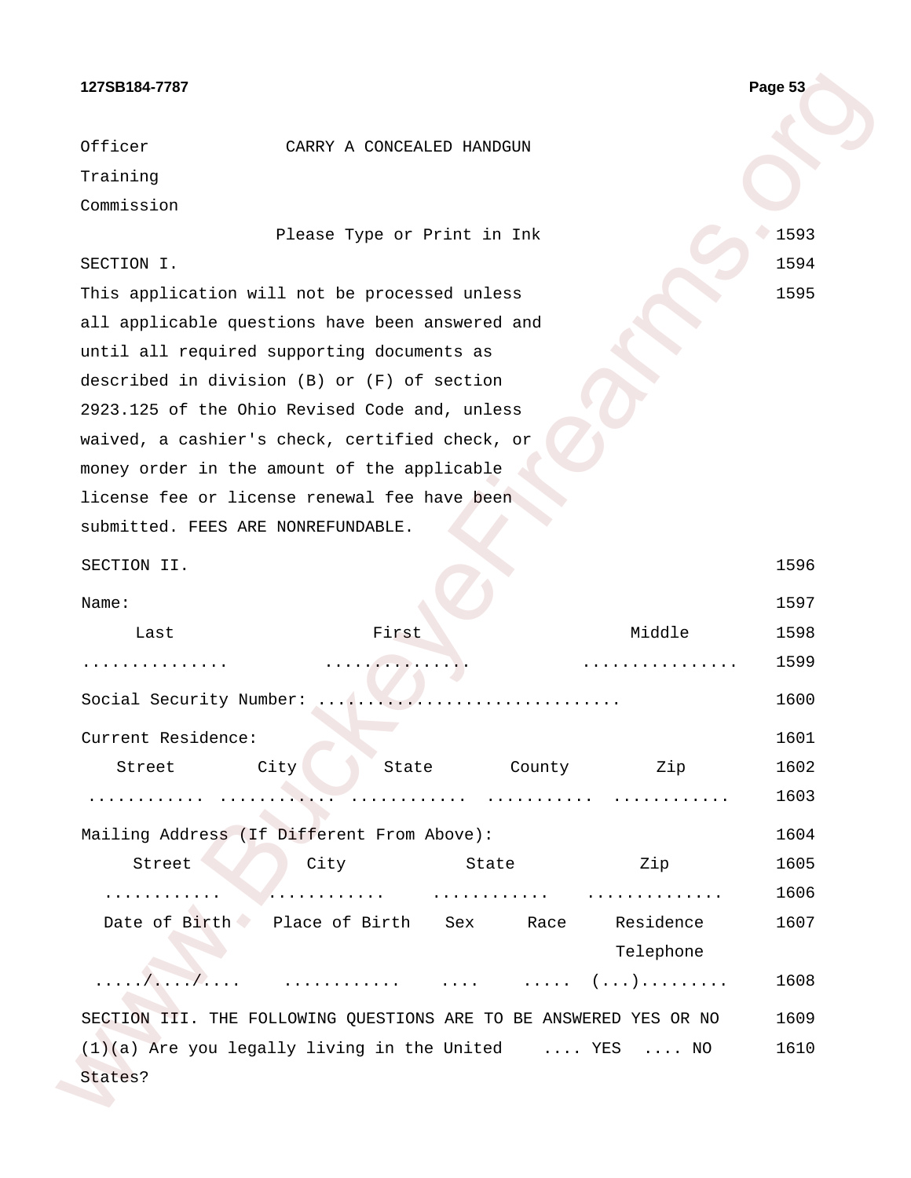Officer Training Commission — CARRY A CONCEALED HANDGUN

Please Type or Print in Ink

SECTION I.

This application will not be processed unless all applicable questions have been answered and until all required supporting documents as described in division (B) or (F) of section 2923.125 of the Ohio Revised Code and, unless waived, a cashier's check, certified check, or money order in the amount of the applicable license fee or license renewal fee have been submitted. FEES ARE NONREFUNDABLE.

SECTION II.

Name:

| Last | First | Middle |
|---|---|---|
| ............... | ............... | ................ |

Social Security Number: ...............................

Current Residence:

| Street | City | State | County | Zip |
|---|---|---|---|---|
| ............ | ............ | ............ | ........... | ............ |

Mailing Address (If Different From Above):

| Street | City | State | Zip |
|---|---|---|---|
| ............ | ............ | ............ | ............. |

| Date of Birth | Place of Birth | Sex | Race | Residence Telephone |
|---|---|---|---|---|
| ...../..../.... | ............ | .... | ..... | (...)......... |

SECTION III. THE FOLLOWING QUESTIONS ARE TO BE ANSWERED YES OR NO

(1)(a) Are you legally living in the United States? .... YES .... NO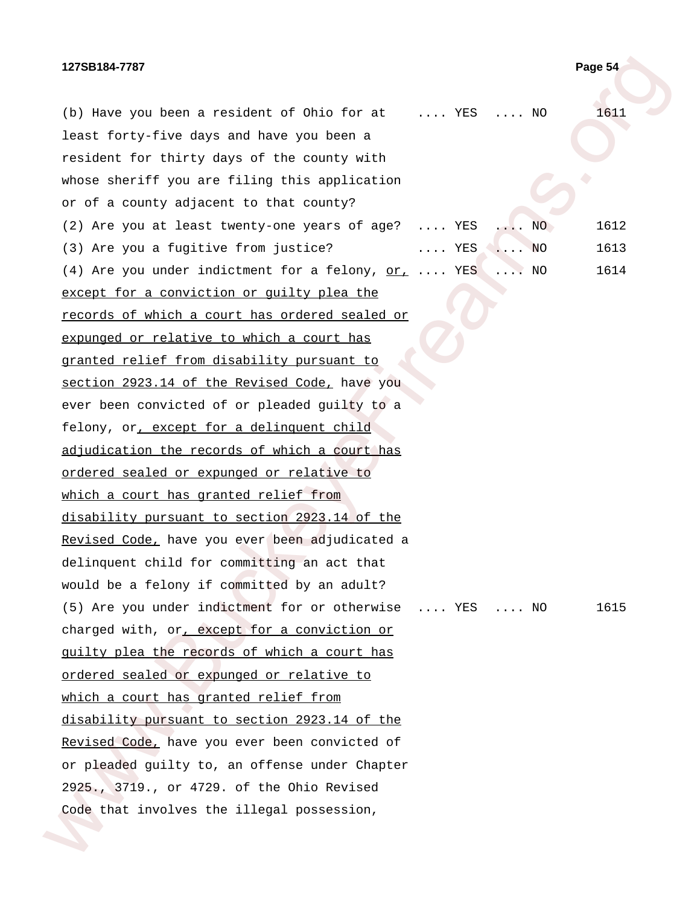(b) Have you been a resident of Ohio for at least forty-five days and have you been a resident for thirty days of the county with whose sheriff you are filing this application or of a county adjacent to that county? .... YES .... NO 1611

(2) Are you at least twenty-one years of age? .... YES .... NO 1612

(3) Are you a fugitive from justice? .... YES .... NO 1613

(4) Are you under indictment for a felony, <u>or, except for a conviction or guilty plea the records of which a court has ordered sealed or expunged or relative to which a court has granted relief from disability pursuant to section 2923.14 of the Revised Code,</u> have you ever been convicted of or pleaded guilty to a felony, or<u>, except for a delinquent child adjudication the records of which a court has ordered sealed or expunged or relative to which a court has granted relief from disability pursuant to section 2923.14 of the Revised Code,</u> have you ever been adjudicated a delinquent child for committing an act that would be a felony if committed by an adult? .... YES .... NO 1614

(5) Are you under indictment for or otherwise charged with, or<u>, except for a conviction or guilty plea the records of which a court has ordered sealed or expunged or relative to which a court has granted relief from disability pursuant to section 2923.14 of the Revised Code,</u> have you ever been convicted of or pleaded guilty to, an offense under Chapter 2925., 3719., or 4729. of the Ohio Revised Code that involves the illegal possession, .... YES .... NO 1615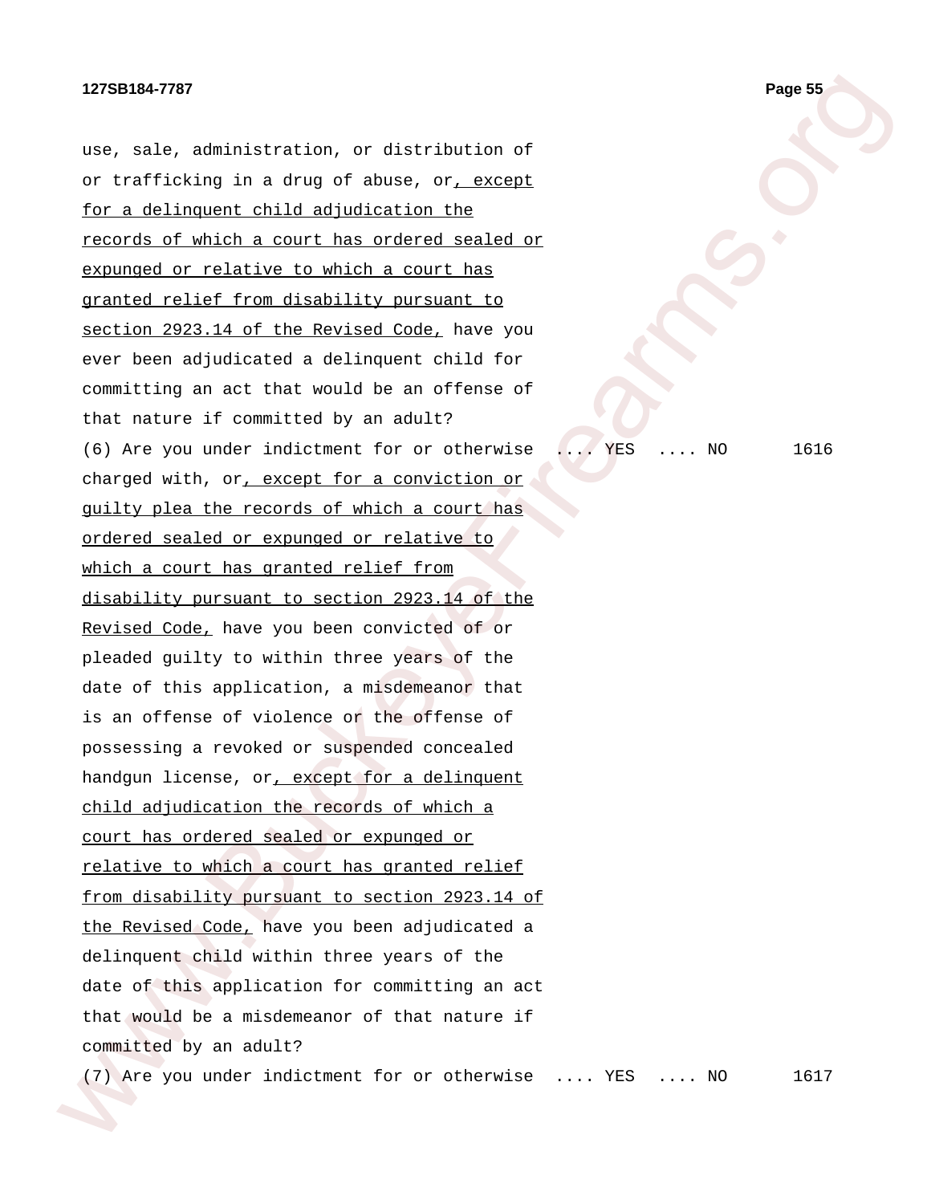use, sale, administration, or distribution of or trafficking in a drug of abuse, or<u>, except for a delinquent child adjudication the records of which a court has ordered sealed or expunged or relative to which a court has granted relief from disability pursuant to section 2923.14 of the Revised Code,</u> have you ever been adjudicated a delinquent child for committing an act that would be an offense of that nature if committed by an adult?

(6) Are you under indictment for or otherwise charged with, or<u>, except for a conviction or guilty plea the records of which a court has ordered sealed or expunged or relative to which a court has granted relief from disability pursuant to section 2923.14 of the Revised Code,</u> have you been convicted of or pleaded guilty to within three years of the date of this application, a misdemeanor that is an offense of violence or the offense of possessing a revoked or suspended concealed handgun license, or<u>, except for a delinquent child adjudication the records of which a court has ordered sealed or expunged or relative to which a court has granted relief from disability pursuant to section 2923.14 of the Revised Code,</u> have you been adjudicated a delinquent child within three years of the date of this application for committing an act that would be a misdemeanor of that nature if committed by an adult? .... YES .... NO 1616

(7) Are you under indictment for or otherwise .... YES .... NO 1617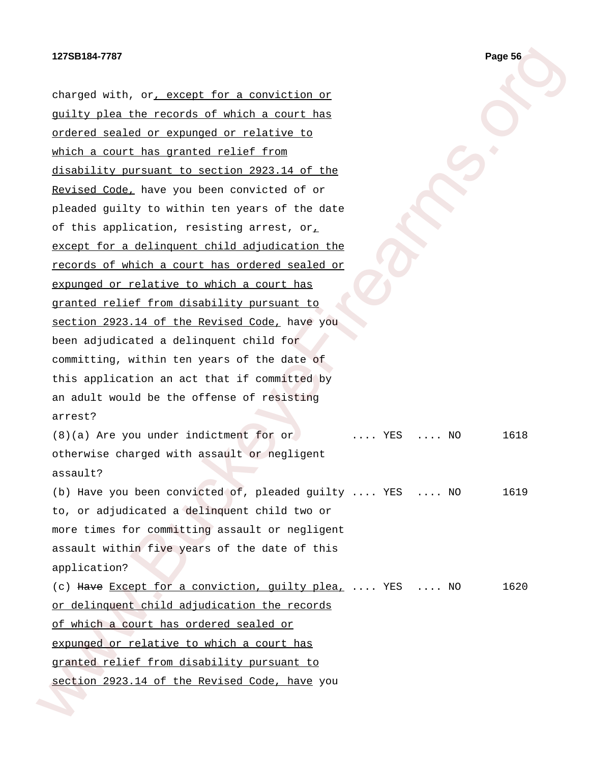charged with, or, except for a conviction or guilty plea the records of which a court has ordered sealed or expunged or relative to which a court has granted relief from disability pursuant to section 2923.14 of the Revised Code, have you been convicted of or pleaded guilty to within ten years of the date of this application, resisting arrest, or, except for a delinquent child adjudication the records of which a court has ordered sealed or expunged or relative to which a court has granted relief from disability pursuant to section 2923.14 of the Revised Code, have you been adjudicated a delinquent child for committing, within ten years of the date of this application an act that if committed by an adult would be the offense of resisting arrest?

(8)(a) Are you under indictment for or otherwise charged with assault or negligent assault? .... YES .... NO 1618

(b) Have you been convicted of, pleaded guilty to, or adjudicated a delinquent child two or more times for committing assault or negligent assault within five years of the date of this application? .... YES .... NO 1619

(c) ~~Have~~ Except for a conviction, guilty plea, or delinquent child adjudication the records of which a court has ordered sealed or expunged or relative to which a court has granted relief from disability pursuant to section 2923.14 of the Revised Code, have you .... YES .... NO 1620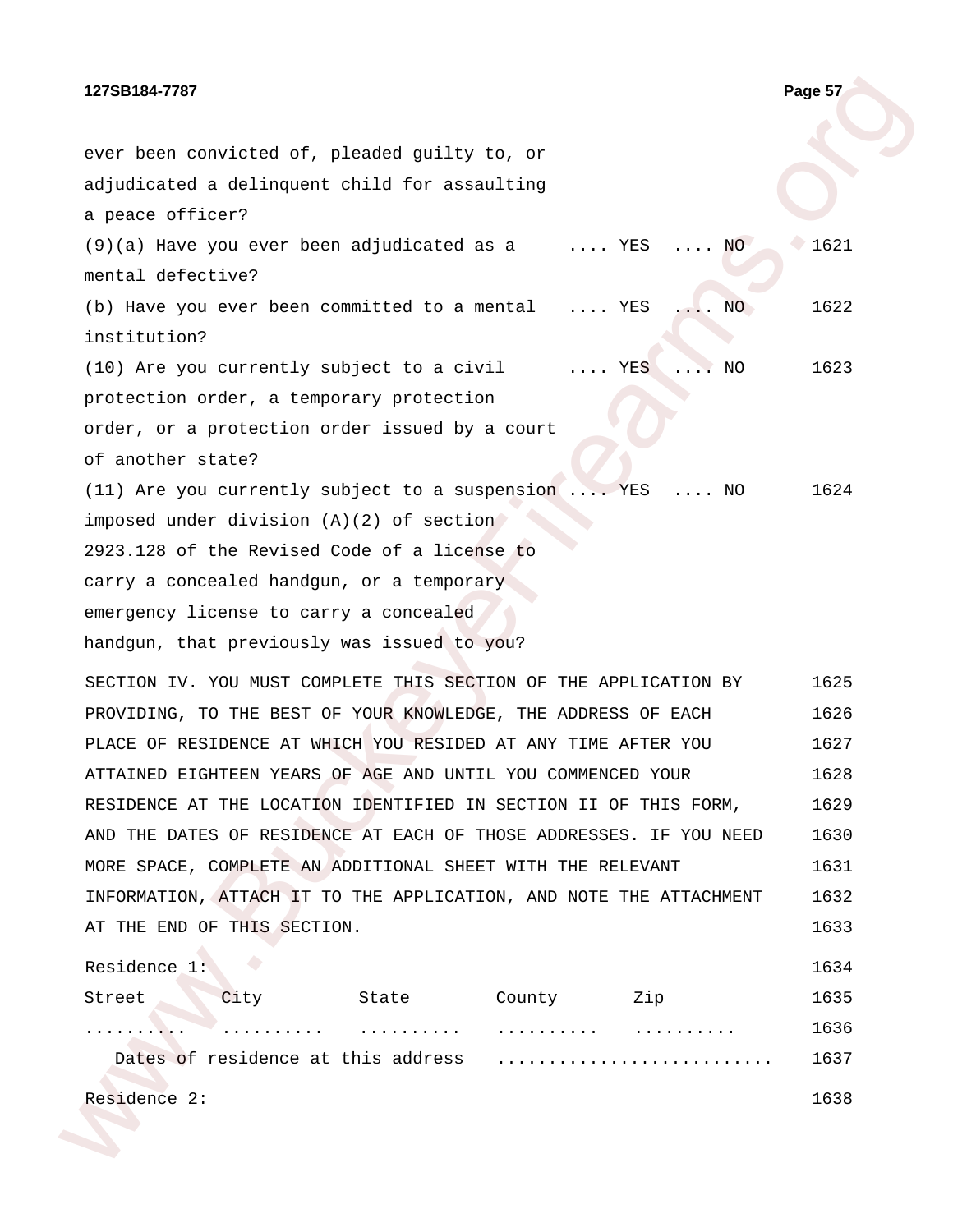ever been convicted of, pleaded guilty to, or adjudicated a delinquent child for assaulting a peace officer?

(9)(a) Have you ever been adjudicated as a mental defective? .... YES .... NO

(b) Have you ever been committed to a mental institution? .... YES .... NO

(10) Are you currently subject to a civil protection order, a temporary protection order, or a protection order issued by a court of another state? .... YES .... NO

(11) Are you currently subject to a suspension imposed under division (A)(2) of section 2923.128 of the Revised Code of a license to carry a concealed handgun, or a temporary emergency license to carry a concealed handgun, that previously was issued to you? .... YES .... NO

SECTION IV. YOU MUST COMPLETE THIS SECTION OF THE APPLICATION BY PROVIDING, TO THE BEST OF YOUR KNOWLEDGE, THE ADDRESS OF EACH PLACE OF RESIDENCE AT WHICH YOU RESIDED AT ANY TIME AFTER YOU ATTAINED EIGHTEEN YEARS OF AGE AND UNTIL YOU COMMENCED YOUR RESIDENCE AT THE LOCATION IDENTIFIED IN SECTION II OF THIS FORM, AND THE DATES OF RESIDENCE AT EACH OF THOSE ADDRESSES. IF YOU NEED MORE SPACE, COMPLETE AN ADDITIONAL SHEET WITH THE RELEVANT INFORMATION, ATTACH IT TO THE APPLICATION, AND NOTE THE ATTACHMENT AT THE END OF THIS SECTION.

Residence 1:

| Street | City | State | County | Zip |
|---|---|---|---|---|
| .......... | .......... | .......... | .......... | .......... |

Dates of residence at this address ..........................

Residence 2: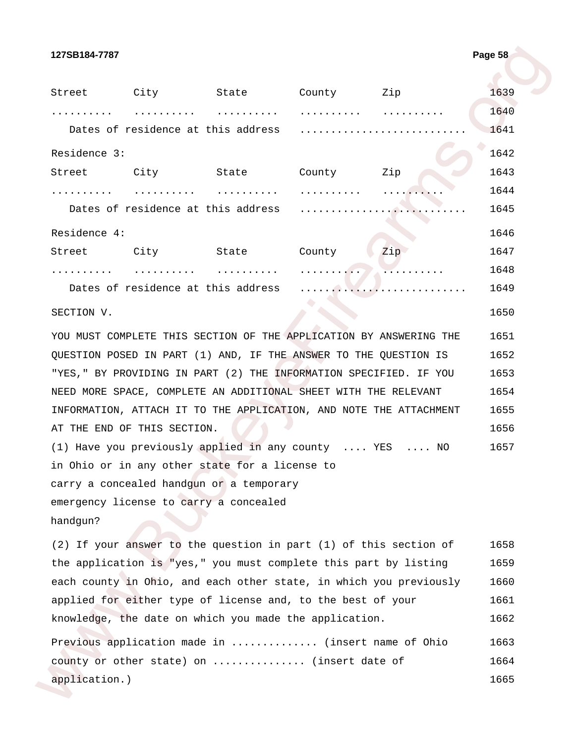| Street | City | State | County | Zip |
|---|---|---|---|---|
| .......... | .......... | .......... | .......... | .......... |

Dates of residence at this address ..........................

Residence 3:

| Street | City | State | County | Zip |
|---|---|---|---|---|
| .......... | .......... | .......... | .......... | .......... |

Dates of residence at this address ..........................

Residence 4:

| Street | City | State | County | Zip |
|---|---|---|---|---|
| .......... | .......... | .......... | .......... | .......... |

Dates of residence at this address ..........................

SECTION V.

YOU MUST COMPLETE THIS SECTION OF THE APPLICATION BY ANSWERING THE QUESTION POSED IN PART (1) AND, IF THE ANSWER TO THE QUESTION IS "YES," BY PROVIDING IN PART (2) THE INFORMATION SPECIFIED. IF YOU NEED MORE SPACE, COMPLETE AN ADDITIONAL SHEET WITH THE RELEVANT INFORMATION, ATTACH IT TO THE APPLICATION, AND NOTE THE ATTACHMENT AT THE END OF THIS SECTION.

(1) Have you previously applied in any county in Ohio or in any other state for a license to carry a concealed handgun or a temporary emergency license to carry a concealed handgun? .... YES .... NO

(2) If your answer to the question in part (1) of this section of the application is "yes," you must complete this part by listing each county in Ohio, and each other state, in which you previously applied for either type of license and, to the best of your knowledge, the date on which you made the application.

Previous application made in ............. (insert name of Ohio county or other state) on .............. (insert date of application.)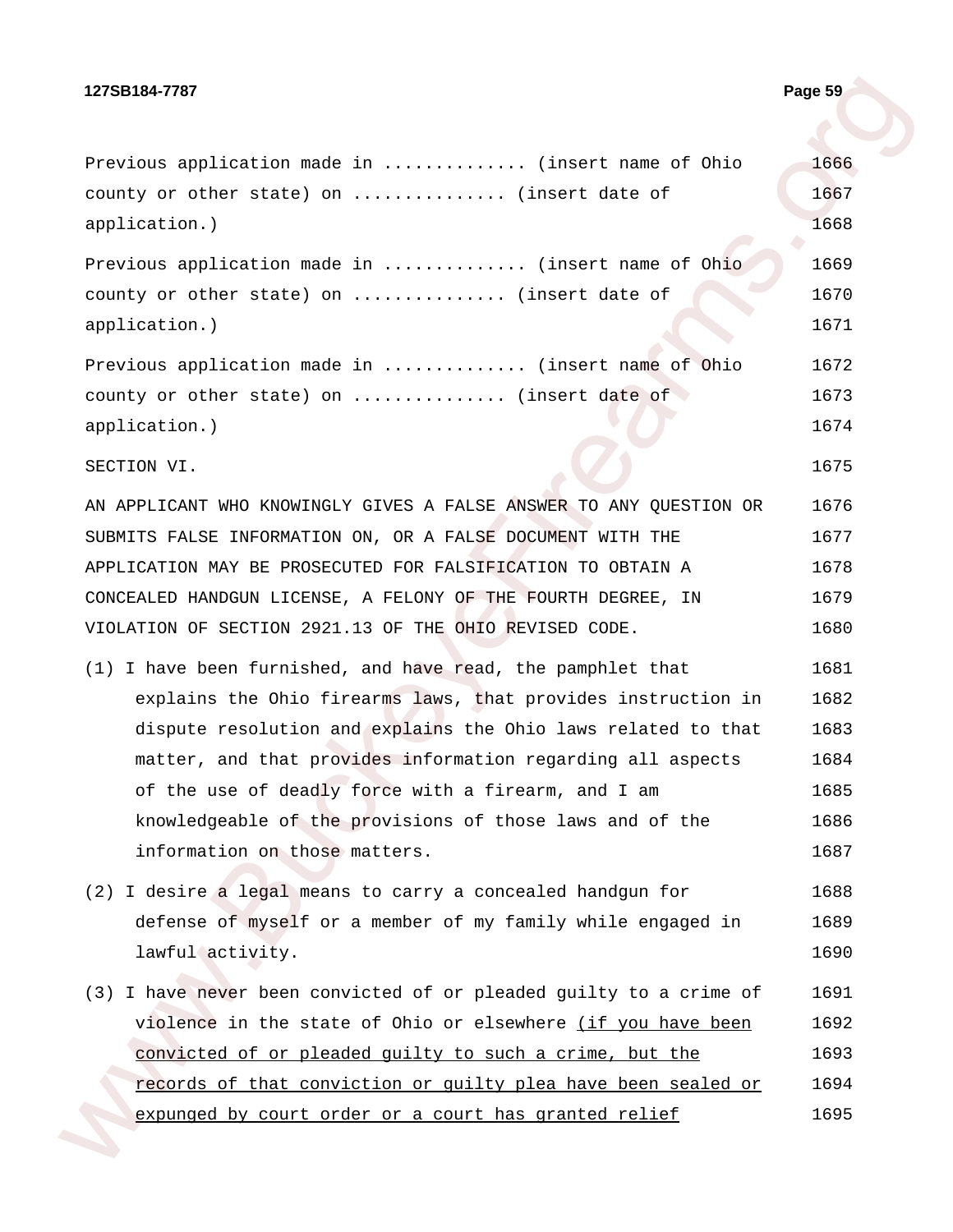Previous application made in ............. (insert name of Ohio county or other state) on .............. (insert date of application.)

Previous application made in ............. (insert name of Ohio county or other state) on .............. (insert date of application.)

Previous application made in ............. (insert name of Ohio county or other state) on .............. (insert date of application.)

SECTION VI.

AN APPLICANT WHO KNOWINGLY GIVES A FALSE ANSWER TO ANY QUESTION OR SUBMITS FALSE INFORMATION ON, OR A FALSE DOCUMENT WITH THE APPLICATION MAY BE PROSECUTED FOR FALSIFICATION TO OBTAIN A CONCEALED HANDGUN LICENSE, A FELONY OF THE FOURTH DEGREE, IN VIOLATION OF SECTION 2921.13 OF THE OHIO REVISED CODE.

(1) I have been furnished, and have read, the pamphlet that explains the Ohio firearms laws, that provides instruction in dispute resolution and explains the Ohio laws related to that matter, and that provides information regarding all aspects of the use of deadly force with a firearm, and I am knowledgeable of the provisions of those laws and of the information on those matters.

(2) I desire a legal means to carry a concealed handgun for defense of myself or a member of my family while engaged in lawful activity.

(3) I have never been convicted of or pleaded guilty to a crime of violence in the state of Ohio or elsewhere <u>(if you have been convicted of or pleaded guilty to such a crime, but the records of that conviction or guilty plea have been sealed or expunged by court order or a court has granted relief</u>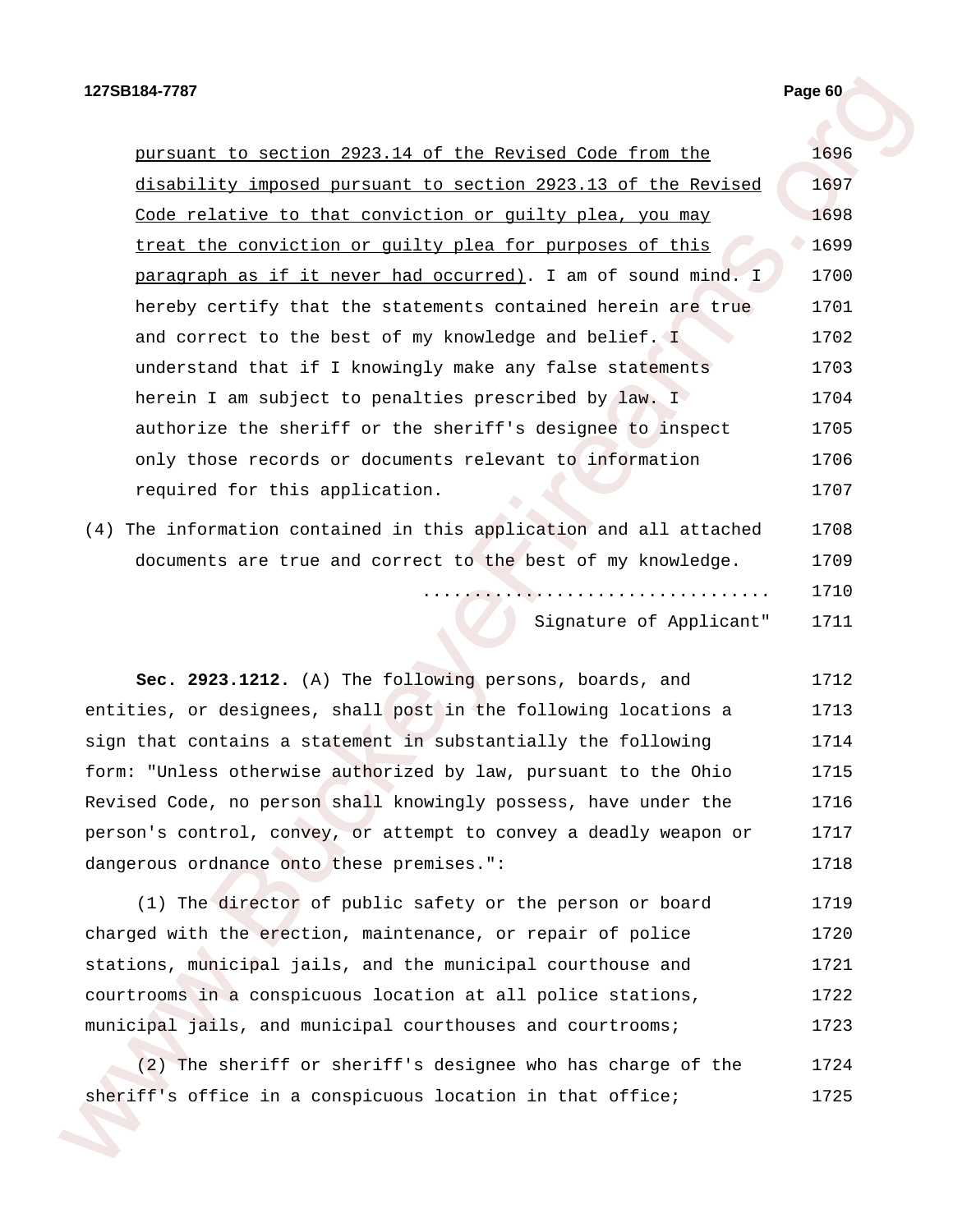<u>pursuant to section 2923.14 of the Revised Code from the disability imposed pursuant to section 2923.13 of the Revised Code relative to that conviction or guilty plea, you may treat the conviction or guilty plea for purposes of this paragraph as if it never had occurred)</u>. I am of sound mind. I hereby certify that the statements contained herein are true and correct to the best of my knowledge and belief. I understand that if I knowingly make any false statements herein I am subject to penalties prescribed by law. I authorize the sheriff or the sheriff's designee to inspect only those records or documents relevant to information required for this application.

(4) The information contained in this application and all attached documents are true and correct to the best of my knowledge.

..................................

Signature of Applicant"

**Sec. 2923.1212.** (A) The following persons, boards, and entities, or designees, shall post in the following locations a sign that contains a statement in substantially the following form: "Unless otherwise authorized by law, pursuant to the Ohio Revised Code, no person shall knowingly possess, have under the person's control, convey, or attempt to convey a deadly weapon or dangerous ordnance onto these premises.":

(1) The director of public safety or the person or board charged with the erection, maintenance, or repair of police stations, municipal jails, and the municipal courthouse and courtrooms in a conspicuous location at all police stations, municipal jails, and municipal courthouses and courtrooms;

(2) The sheriff or sheriff's designee who has charge of the sheriff's office in a conspicuous location in that office;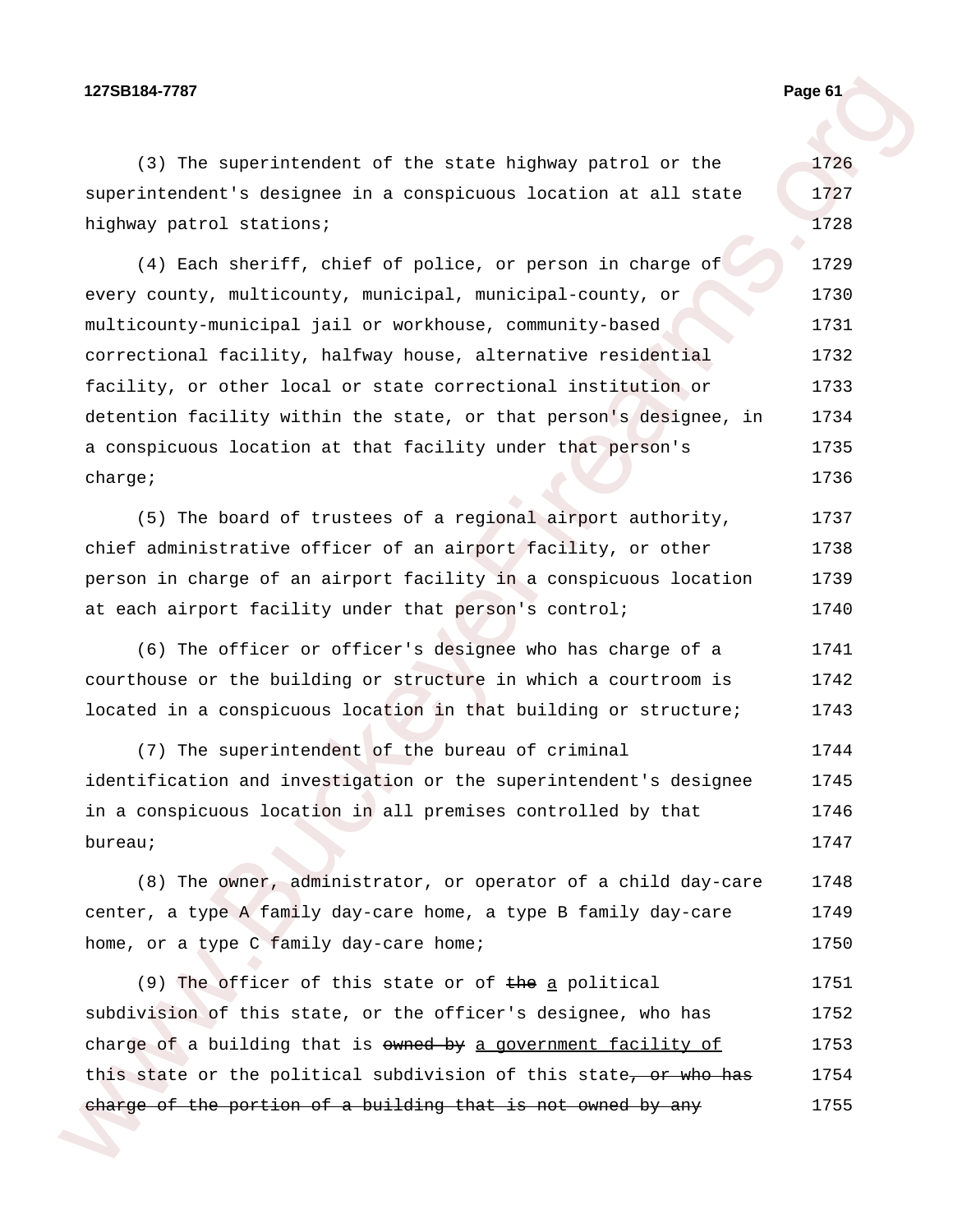(3) The superintendent of the state highway patrol or the superintendent's designee in a conspicuous location at all state highway patrol stations;

(4) Each sheriff, chief of police, or person in charge of every county, multicounty, municipal, municipal-county, or multicounty-municipal jail or workhouse, community-based correctional facility, halfway house, alternative residential facility, or other local or state correctional institution or detention facility within the state, or that person's designee, in a conspicuous location at that facility under that person's charge;

(5) The board of trustees of a regional airport authority, chief administrative officer of an airport facility, or other person in charge of an airport facility in a conspicuous location at each airport facility under that person's control;

(6) The officer or officer's designee who has charge of a courthouse or the building or structure in which a courtroom is located in a conspicuous location in that building or structure;

(7) The superintendent of the bureau of criminal identification and investigation or the superintendent's designee in a conspicuous location in all premises controlled by that bureau;

(8) The owner, administrator, or operator of a child day-care center, a type A family day-care home, a type B family day-care home, or a type C family day-care home;

(9) The officer of this state or of ~~the~~ <u>a</u> political subdivision of this state, or the officer's designee, who has charge of a building that is ~~owned by~~ <u>a government facility of</u> this state or the political subdivision of this state~~, or who has charge of the portion of a building that is not owned by any~~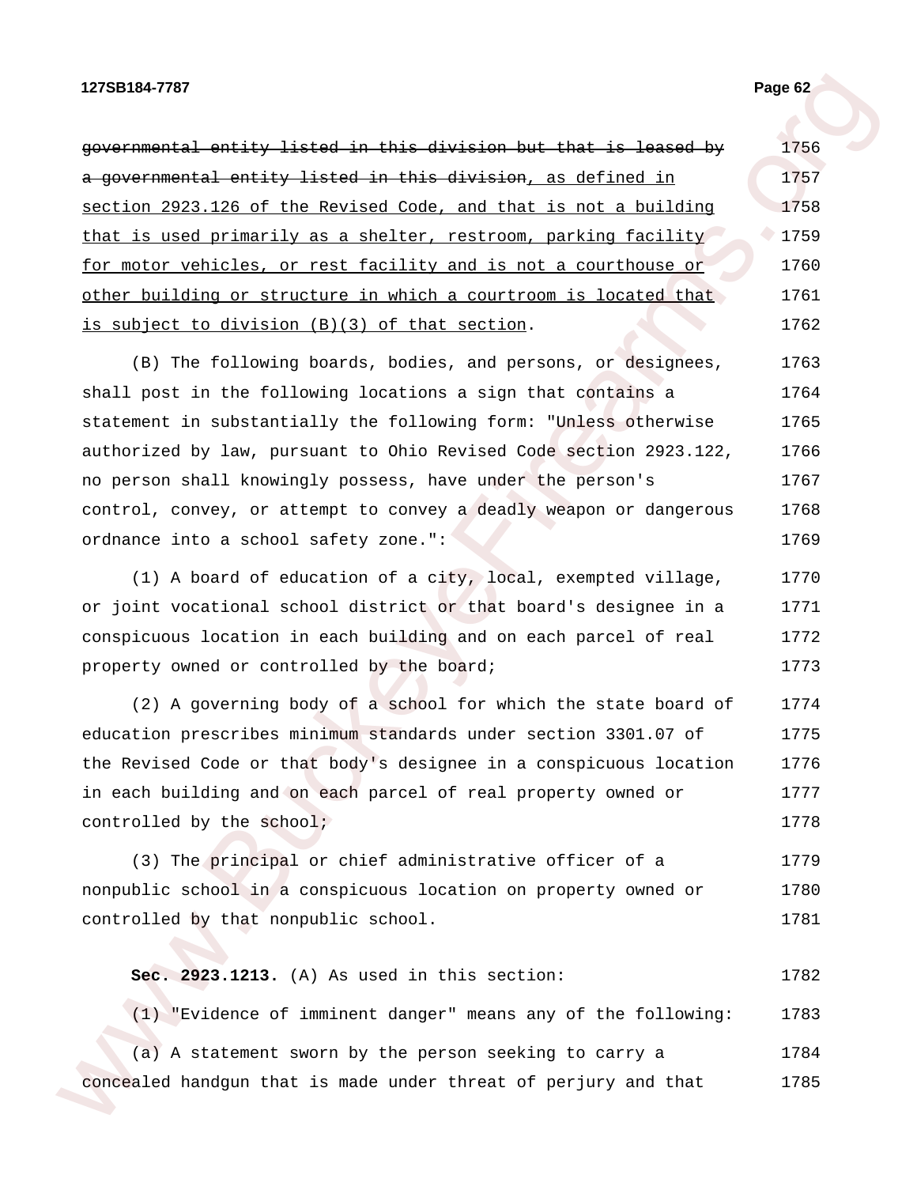~~governmental entity listed in this division but that is leased by a governmental entity listed in this division~~<u>, as defined in section 2923.126 of the Revised Code, and that is not a building that is used primarily as a shelter, restroom, parking facility for motor vehicles, or rest facility and is not a courthouse or other building or structure in which a courtroom is located that is subject to division (B)(3) of that section</u>.

(B) The following boards, bodies, and persons, or designees, shall post in the following locations a sign that contains a statement in substantially the following form: "Unless otherwise authorized by law, pursuant to Ohio Revised Code section 2923.122, no person shall knowingly possess, have under the person's control, convey, or attempt to convey a deadly weapon or dangerous ordnance into a school safety zone.":

(1) A board of education of a city, local, exempted village, or joint vocational school district or that board's designee in a conspicuous location in each building and on each parcel of real property owned or controlled by the board;

(2) A governing body of a school for which the state board of education prescribes minimum standards under section 3301.07 of the Revised Code or that body's designee in a conspicuous location in each building and on each parcel of real property owned or controlled by the school;

(3) The principal or chief administrative officer of a nonpublic school in a conspicuous location on property owned or controlled by that nonpublic school.

**Sec. 2923.1213.** (A) As used in this section:

(1) "Evidence of imminent danger" means any of the following:

(a) A statement sworn by the person seeking to carry a concealed handgun that is made under threat of perjury and that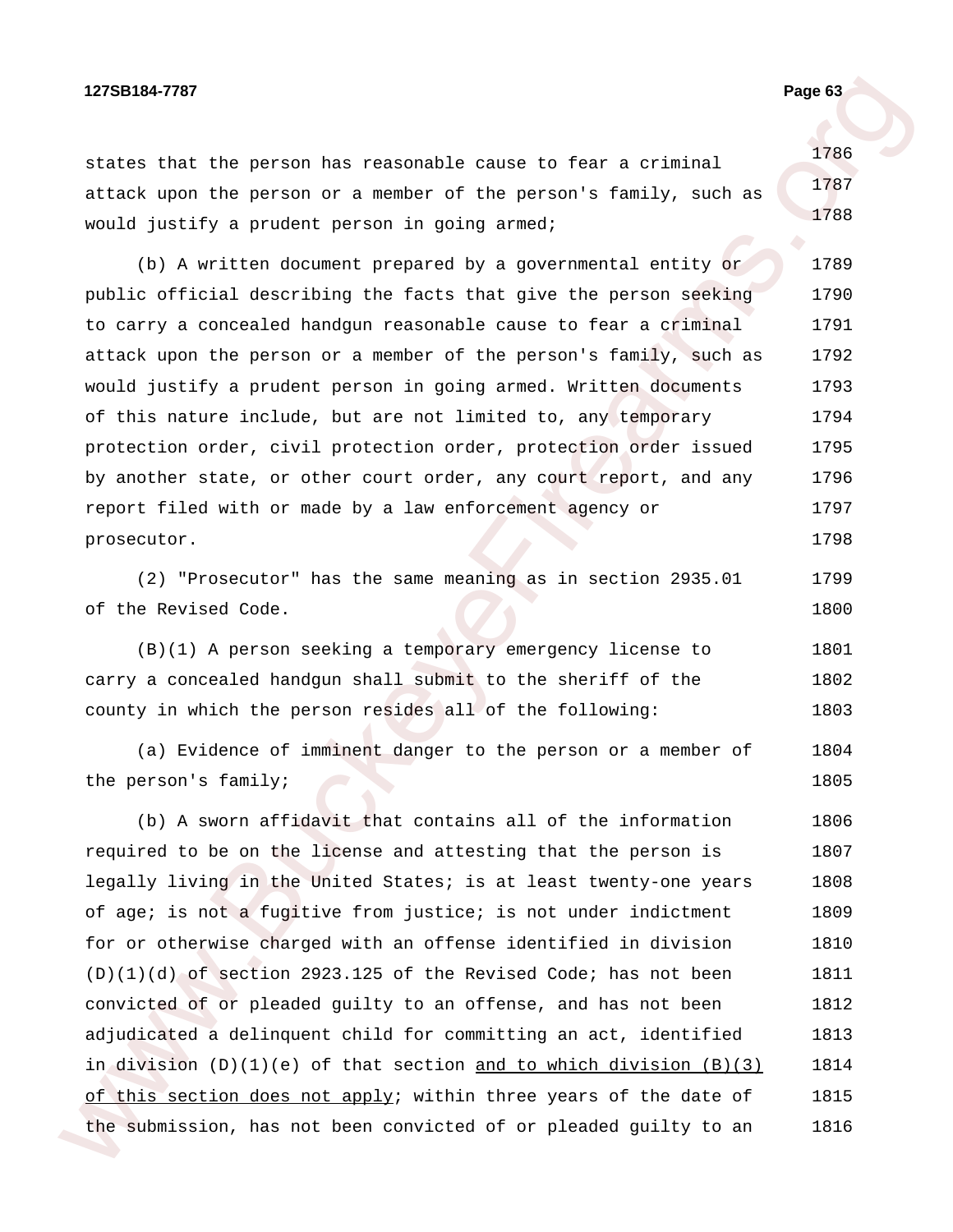states that the person has reasonable cause to fear a criminal attack upon the person or a member of the person's family, such as would justify a prudent person in going armed;

(b) A written document prepared by a governmental entity or public official describing the facts that give the person seeking to carry a concealed handgun reasonable cause to fear a criminal attack upon the person or a member of the person's family, such as would justify a prudent person in going armed. Written documents of this nature include, but are not limited to, any temporary protection order, civil protection order, protection order issued by another state, or other court order, any court report, and any report filed with or made by a law enforcement agency or prosecutor.

(2) "Prosecutor" has the same meaning as in section 2935.01 of the Revised Code.

(B)(1) A person seeking a temporary emergency license to carry a concealed handgun shall submit to the sheriff of the county in which the person resides all of the following:

(a) Evidence of imminent danger to the person or a member of the person's family;

(b) A sworn affidavit that contains all of the information required to be on the license and attesting that the person is legally living in the United States; is at least twenty-one years of age; is not a fugitive from justice; is not under indictment for or otherwise charged with an offense identified in division (D)(1)(d) of section 2923.125 of the Revised Code; has not been convicted of or pleaded guilty to an offense, and has not been adjudicated a delinquent child for committing an act, identified in division (D)(1)(e) of that section and to which division (B)(3) of this section does not apply; within three years of the date of the submission, has not been convicted of or pleaded guilty to an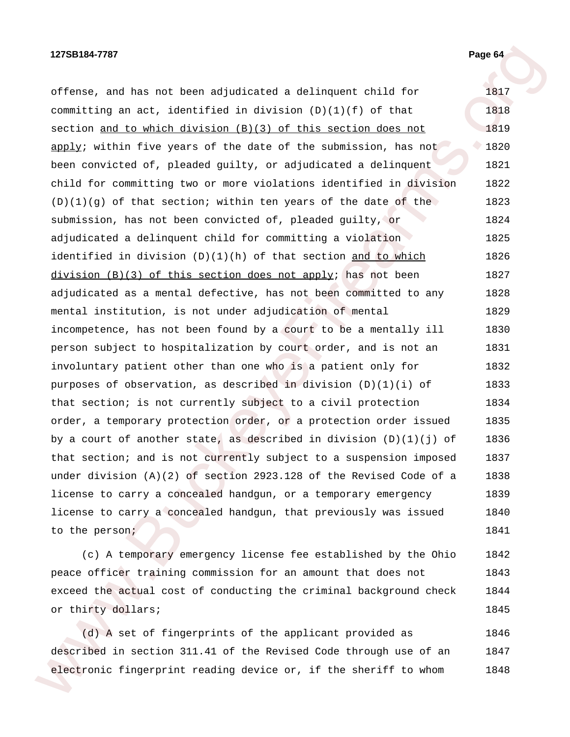offense, and has not been adjudicated a delinquent child for committing an act, identified in division (D)(1)(f) of that section <u>and to which division (B)(3) of this section does not apply</u>; within five years of the date of the submission, has not been convicted of, pleaded guilty, or adjudicated a delinquent child for committing two or more violations identified in division (D)(1)(g) of that section; within ten years of the date of the submission, has not been convicted of, pleaded guilty, or adjudicated a delinquent child for committing a violation identified in division (D)(1)(h) of that section <u>and to which division (B)(3) of this section does not apply</u>; has not been adjudicated as a mental defective, has not been committed to any mental institution, is not under adjudication of mental incompetence, has not been found by a court to be a mentally ill person subject to hospitalization by court order, and is not an involuntary patient other than one who is a patient only for purposes of observation, as described in division (D)(1)(i) of that section; is not currently subject to a civil protection order, a temporary protection order, or a protection order issued by a court of another state, as described in division (D)(1)(j) of that section; and is not currently subject to a suspension imposed under division (A)(2) of section 2923.128 of the Revised Code of a license to carry a concealed handgun, or a temporary emergency license to carry a concealed handgun, that previously was issued to the person;

(c) A temporary emergency license fee established by the Ohio peace officer training commission for an amount that does not exceed the actual cost of conducting the criminal background check or thirty dollars;

(d) A set of fingerprints of the applicant provided as described in section 311.41 of the Revised Code through use of an electronic fingerprint reading device or, if the sheriff to whom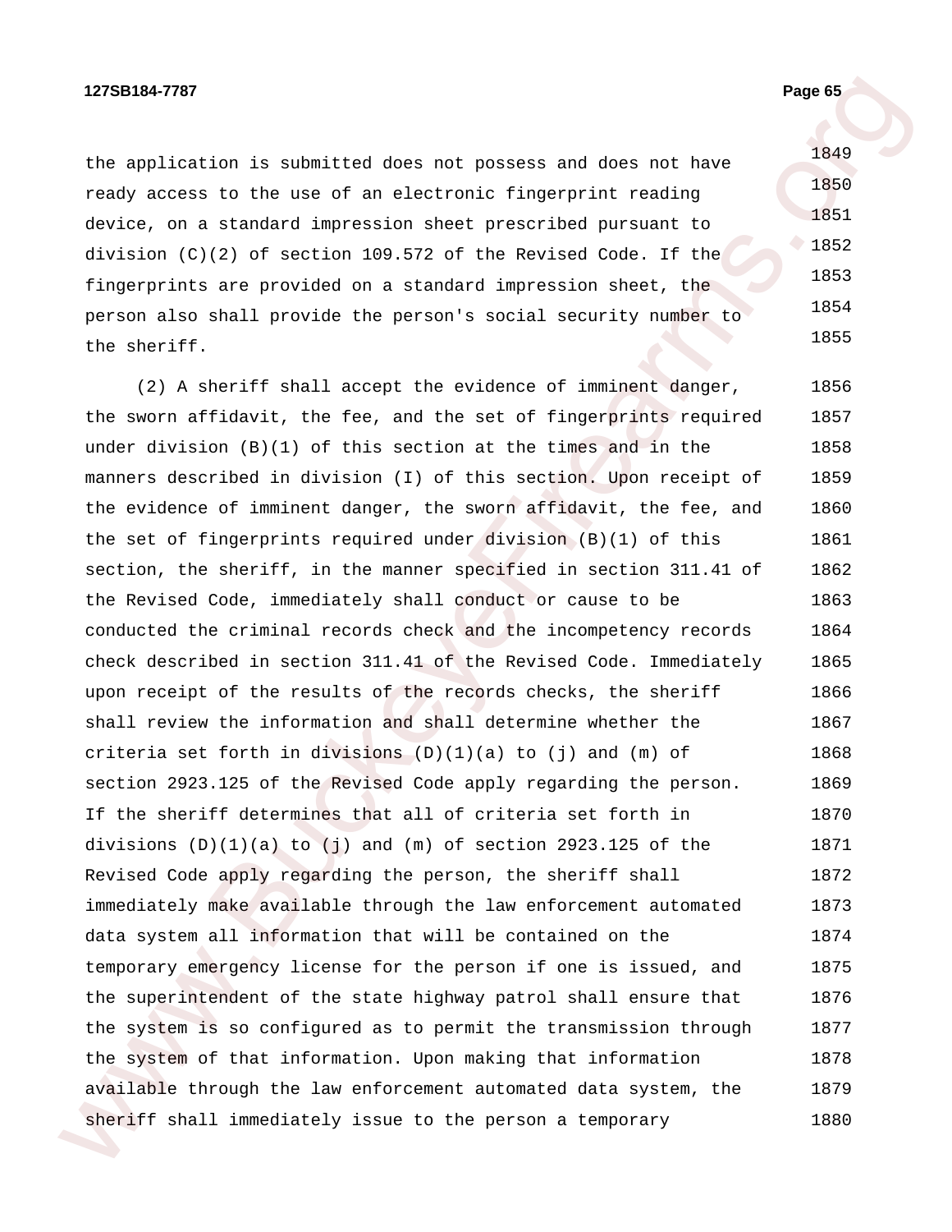the application is submitted does not possess and does not have ready access to the use of an electronic fingerprint reading device, on a standard impression sheet prescribed pursuant to division (C)(2) of section 109.572 of the Revised Code. If the fingerprints are provided on a standard impression sheet, the person also shall provide the person's social security number to the sheriff.

(2) A sheriff shall accept the evidence of imminent danger, the sworn affidavit, the fee, and the set of fingerprints required under division (B)(1) of this section at the times and in the manners described in division (I) of this section. Upon receipt of the evidence of imminent danger, the sworn affidavit, the fee, and the set of fingerprints required under division (B)(1) of this section, the sheriff, in the manner specified in section 311.41 of the Revised Code, immediately shall conduct or cause to be conducted the criminal records check and the incompetency records check described in section 311.41 of the Revised Code. Immediately upon receipt of the results of the records checks, the sheriff shall review the information and shall determine whether the criteria set forth in divisions (D)(1)(a) to (j) and (m) of section 2923.125 of the Revised Code apply regarding the person. If the sheriff determines that all of criteria set forth in divisions (D)(1)(a) to (j) and (m) of section 2923.125 of the Revised Code apply regarding the person, the sheriff shall immediately make available through the law enforcement automated data system all information that will be contained on the temporary emergency license for the person if one is issued, and the superintendent of the state highway patrol shall ensure that the system is so configured as to permit the transmission through the system of that information. Upon making that information available through the law enforcement automated data system, the sheriff shall immediately issue to the person a temporary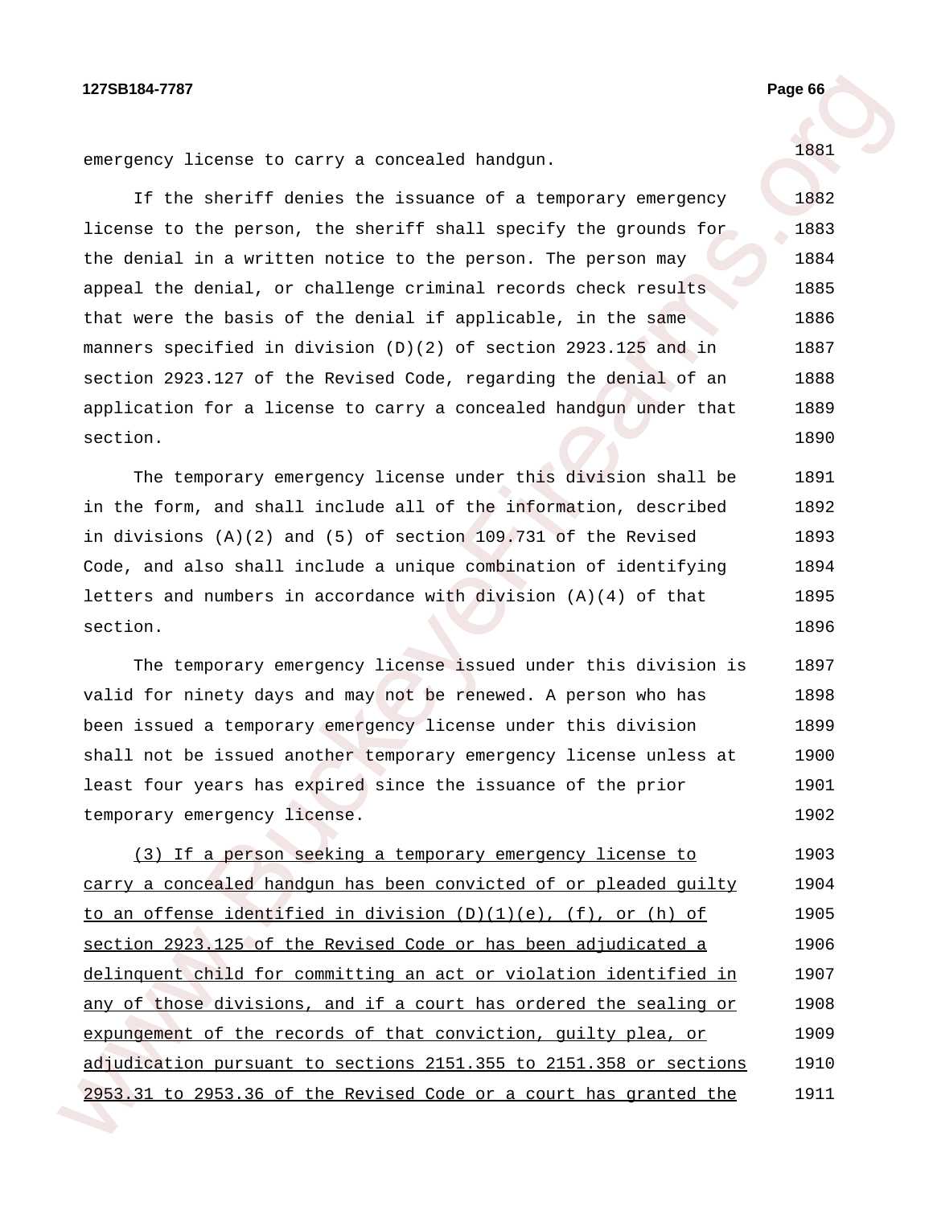emergency license to carry a concealed handgun.

If the sheriff denies the issuance of a temporary emergency license to the person, the sheriff shall specify the grounds for the denial in a written notice to the person. The person may appeal the denial, or challenge criminal records check results that were the basis of the denial if applicable, in the same manners specified in division (D)(2) of section 2923.125 and in section 2923.127 of the Revised Code, regarding the denial of an application for a license to carry a concealed handgun under that section.

The temporary emergency license under this division shall be in the form, and shall include all of the information, described in divisions (A)(2) and (5) of section 109.731 of the Revised Code, and also shall include a unique combination of identifying letters and numbers in accordance with division (A)(4) of that section.

The temporary emergency license issued under this division is valid for ninety days and may not be renewed. A person who has been issued a temporary emergency license under this division shall not be issued another temporary emergency license unless at least four years has expired since the issuance of the prior temporary emergency license.

<u>(3) If a person seeking a temporary emergency license to carry a concealed handgun has been convicted of or pleaded guilty to an offense identified in division (D)(1)(e), (f), or (h) of section 2923.125 of the Revised Code or has been adjudicated a delinquent child for committing an act or violation identified in any of those divisions, and if a court has ordered the sealing or expungement of the records of that conviction, guilty plea, or adjudication pursuant to sections 2151.355 to 2151.358 or sections 2953.31 to 2953.36 of the Revised Code or a court has granted the</u>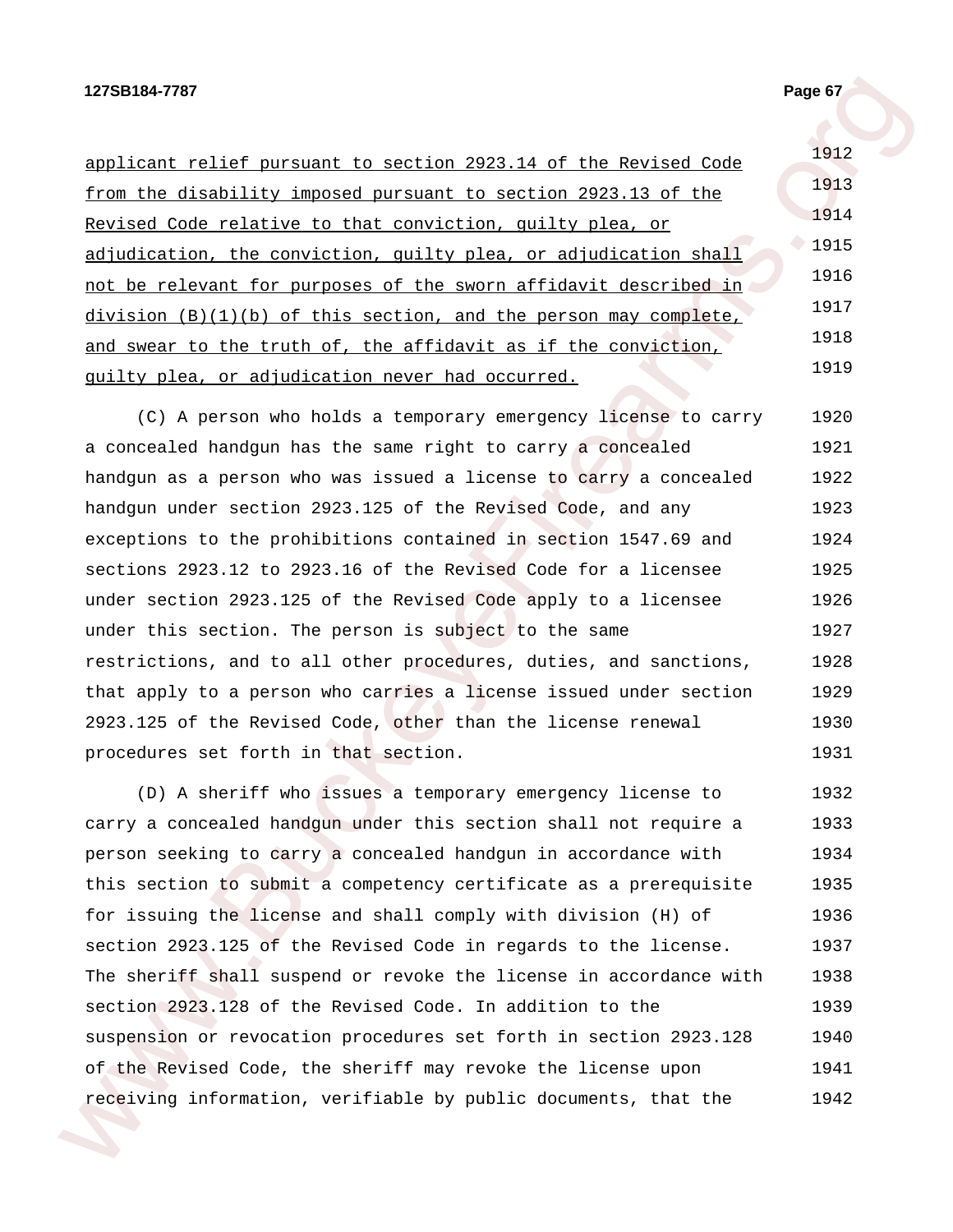applicant relief pursuant to section 2923.14 of the Revised Code from the disability imposed pursuant to section 2923.13 of the Revised Code relative to that conviction, guilty plea, or adjudication, the conviction, guilty plea, or adjudication shall not be relevant for purposes of the sworn affidavit described in division (B)(1)(b) of this section, and the person may complete, and swear to the truth of, the affidavit as if the conviction, guilty plea, or adjudication never had occurred.

(C) A person who holds a temporary emergency license to carry a concealed handgun has the same right to carry a concealed handgun as a person who was issued a license to carry a concealed handgun under section 2923.125 of the Revised Code, and any exceptions to the prohibitions contained in section 1547.69 and sections 2923.12 to 2923.16 of the Revised Code for a licensee under section 2923.125 of the Revised Code apply to a licensee under this section. The person is subject to the same restrictions, and to all other procedures, duties, and sanctions, that apply to a person who carries a license issued under section 2923.125 of the Revised Code, other than the license renewal procedures set forth in that section.

(D) A sheriff who issues a temporary emergency license to carry a concealed handgun under this section shall not require a person seeking to carry a concealed handgun in accordance with this section to submit a competency certificate as a prerequisite for issuing the license and shall comply with division (H) of section 2923.125 of the Revised Code in regards to the license. The sheriff shall suspend or revoke the license in accordance with section 2923.128 of the Revised Code. In addition to the suspension or revocation procedures set forth in section 2923.128 of the Revised Code, the sheriff may revoke the license upon receiving information, verifiable by public documents, that the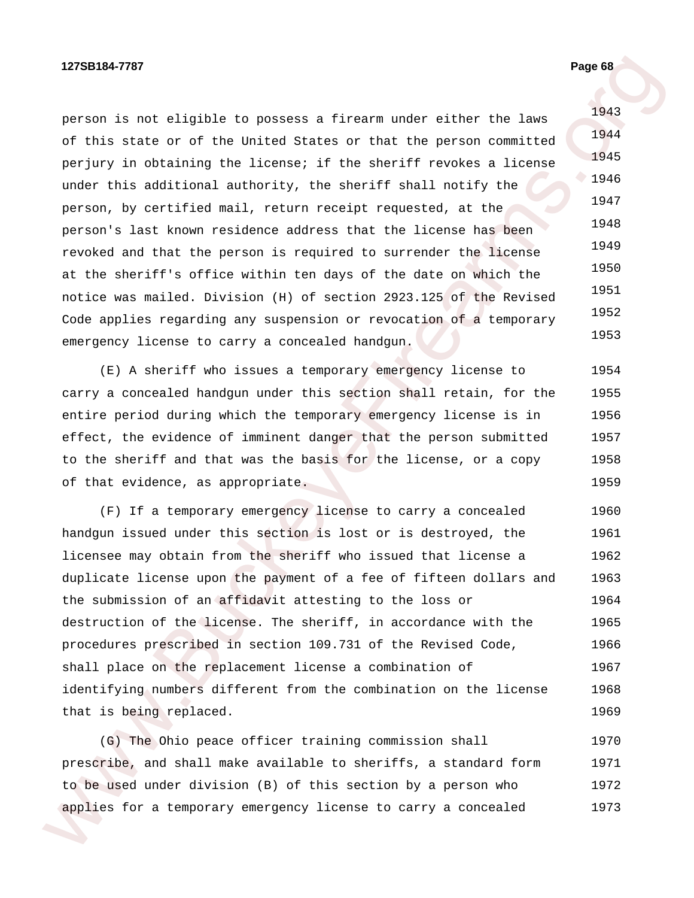person is not eligible to possess a firearm under either the laws of this state or of the United States or that the person committed perjury in obtaining the license; if the sheriff revokes a license under this additional authority, the sheriff shall notify the person, by certified mail, return receipt requested, at the person's last known residence address that the license has been revoked and that the person is required to surrender the license at the sheriff's office within ten days of the date on which the notice was mailed. Division (H) of section 2923.125 of the Revised Code applies regarding any suspension or revocation of a temporary emergency license to carry a concealed handgun.

(E) A sheriff who issues a temporary emergency license to carry a concealed handgun under this section shall retain, for the entire period during which the temporary emergency license is in effect, the evidence of imminent danger that the person submitted to the sheriff and that was the basis for the license, or a copy of that evidence, as appropriate.

(F) If a temporary emergency license to carry a concealed handgun issued under this section is lost or is destroyed, the licensee may obtain from the sheriff who issued that license a duplicate license upon the payment of a fee of fifteen dollars and the submission of an affidavit attesting to the loss or destruction of the license. The sheriff, in accordance with the procedures prescribed in section 109.731 of the Revised Code, shall place on the replacement license a combination of identifying numbers different from the combination on the license that is being replaced.

(G) The Ohio peace officer training commission shall prescribe, and shall make available to sheriffs, a standard form to be used under division (B) of this section by a person who applies for a temporary emergency license to carry a concealed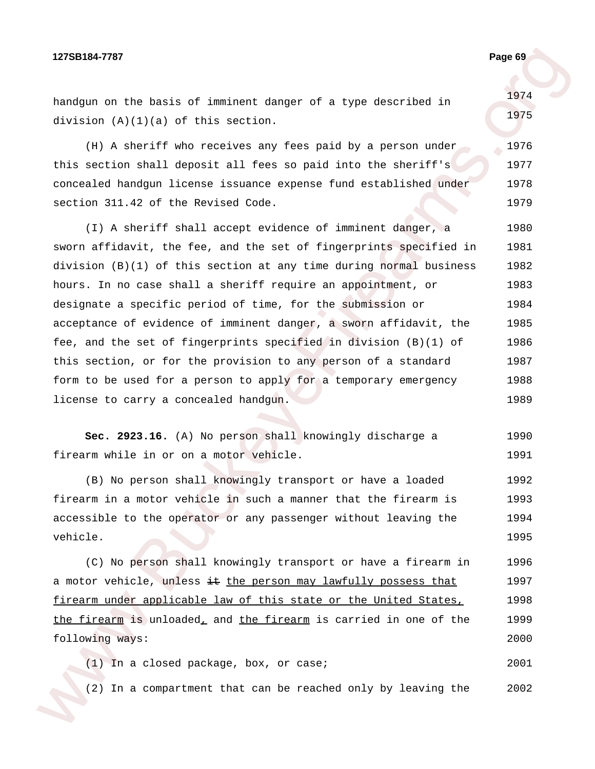handgun on the basis of imminent danger of a type described in division (A)(1)(a) of this section.

(H) A sheriff who receives any fees paid by a person under this section shall deposit all fees so paid into the sheriff's concealed handgun license issuance expense fund established under section 311.42 of the Revised Code.

(I) A sheriff shall accept evidence of imminent danger, a sworn affidavit, the fee, and the set of fingerprints specified in division (B)(1) of this section at any time during normal business hours. In no case shall a sheriff require an appointment, or designate a specific period of time, for the submission or acceptance of evidence of imminent danger, a sworn affidavit, the fee, and the set of fingerprints specified in division (B)(1) of this section, or for the provision to any person of a standard form to be used for a person to apply for a temporary emergency license to carry a concealed handgun.

**Sec. 2923.16.** (A) No person shall knowingly discharge a firearm while in or on a motor vehicle.

(B) No person shall knowingly transport or have a loaded firearm in a motor vehicle in such a manner that the firearm is accessible to the operator or any passenger without leaving the vehicle.

(C) No person shall knowingly transport or have a firearm in a motor vehicle, unless ~~it~~ <u>the person may lawfully possess that firearm under applicable law of this state or the United States, the firearm</u> is unloaded<u>,</u> and <u>the firearm</u> is carried in one of the following ways:

(1) In a closed package, box, or case;

(2) In a compartment that can be reached only by leaving the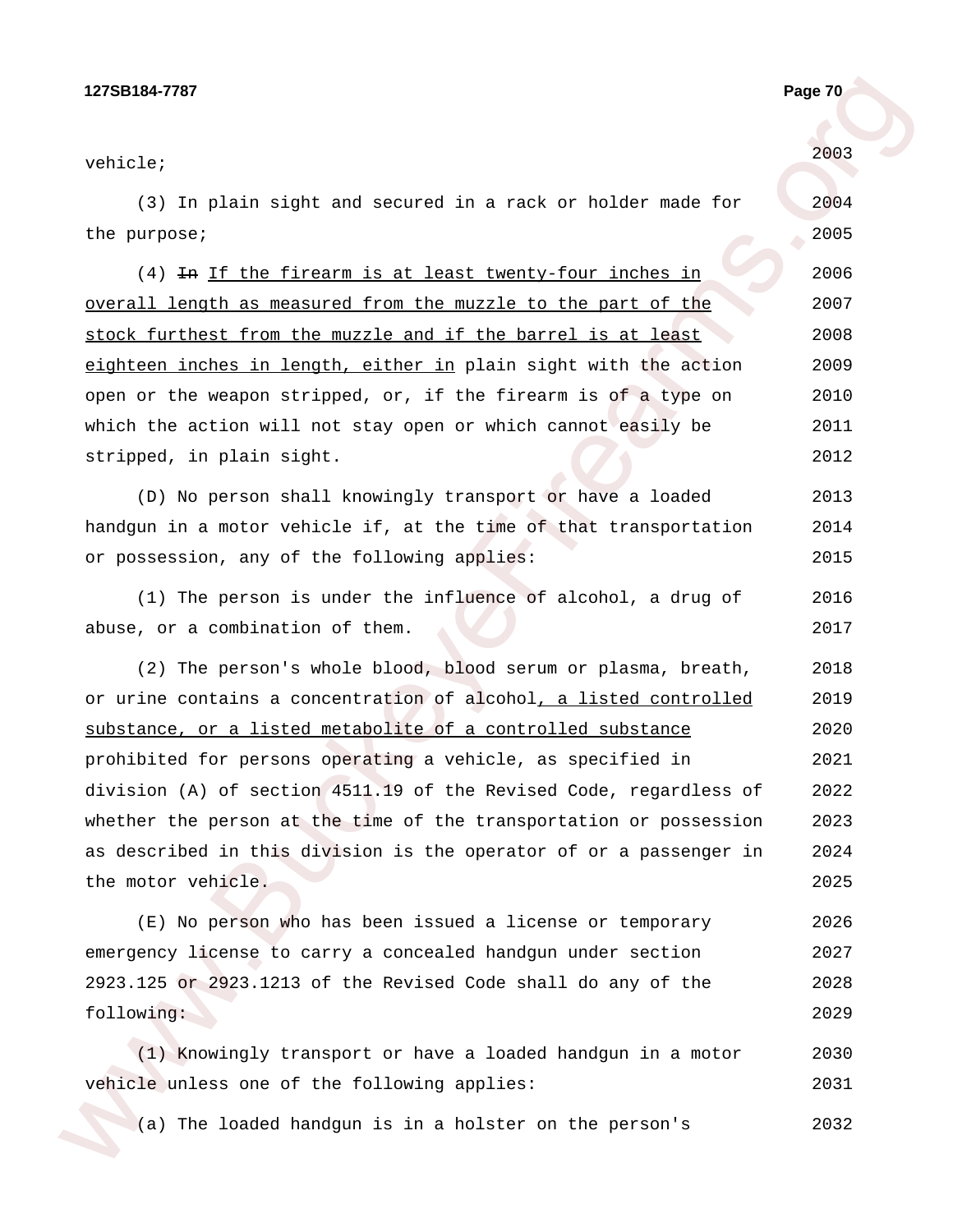vehicle;

(3) In plain sight and secured in a rack or holder made for the purpose;

(4) ~~In~~ If the firearm is at least twenty-four inches in overall length as measured from the muzzle to the part of the stock furthest from the muzzle and if the barrel is at least eighteen inches in length, either in plain sight with the action open or the weapon stripped, or, if the firearm is of a type on which the action will not stay open or which cannot easily be stripped, in plain sight.

(D) No person shall knowingly transport or have a loaded handgun in a motor vehicle if, at the time of that transportation or possession, any of the following applies:

(1) The person is under the influence of alcohol, a drug of abuse, or a combination of them.

(2) The person's whole blood, blood serum or plasma, breath, or urine contains a concentration of alcohol, a listed controlled substance, or a listed metabolite of a controlled substance prohibited for persons operating a vehicle, as specified in division (A) of section 4511.19 of the Revised Code, regardless of whether the person at the time of the transportation or possession as described in this division is the operator of or a passenger in the motor vehicle.

(E) No person who has been issued a license or temporary emergency license to carry a concealed handgun under section 2923.125 or 2923.1213 of the Revised Code shall do any of the following:

(1) Knowingly transport or have a loaded handgun in a motor vehicle unless one of the following applies:

(a) The loaded handgun is in a holster on the person's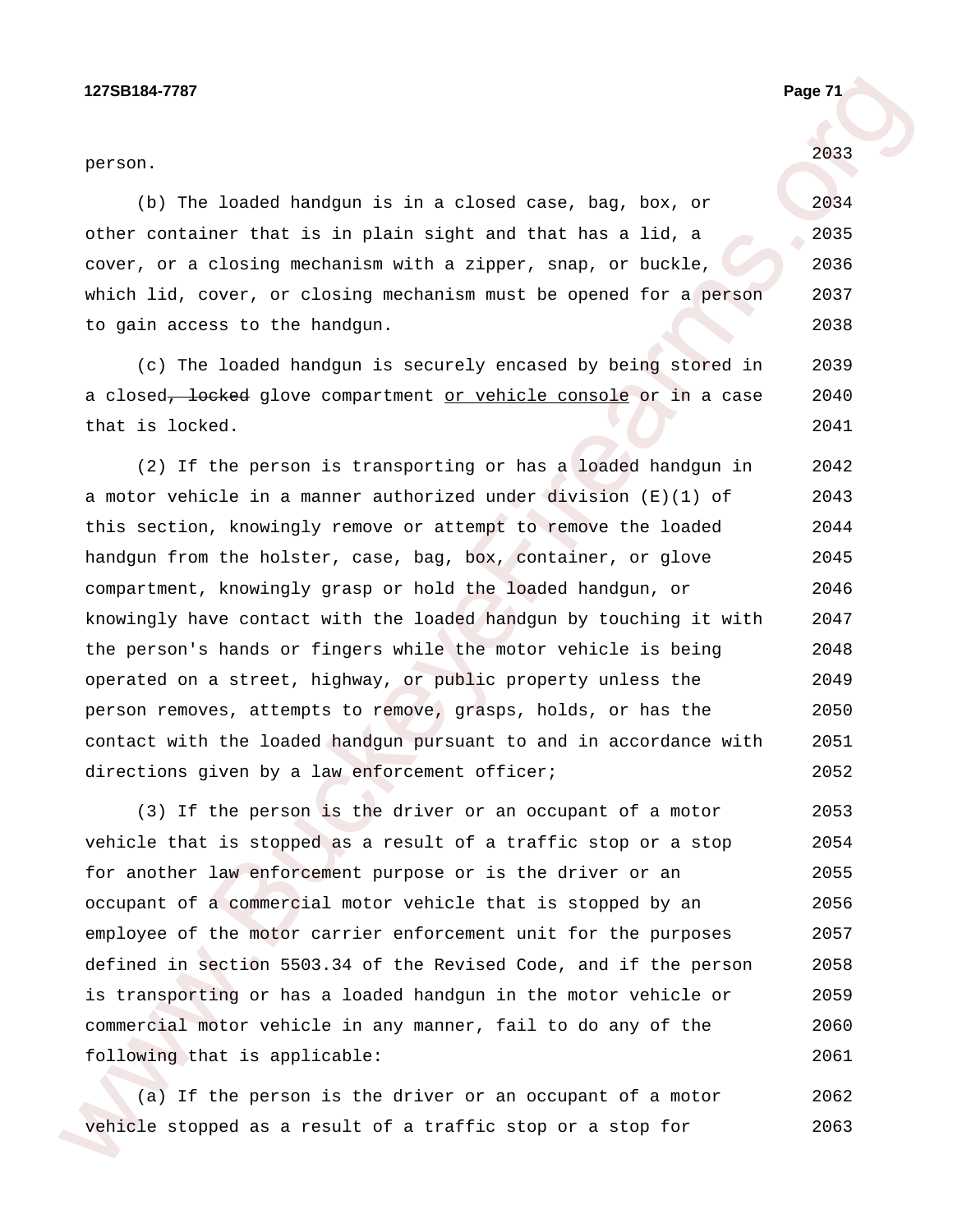person.

(b) The loaded handgun is in a closed case, bag, box, or other container that is in plain sight and that has a lid, a cover, or a closing mechanism with a zipper, snap, or buckle, which lid, cover, or closing mechanism must be opened for a person to gain access to the handgun.

(c) The loaded handgun is securely encased by being stored in a closed~~, locked~~ glove compartment <u>or vehicle console</u> or in a case that is locked.

(2) If the person is transporting or has a loaded handgun in a motor vehicle in a manner authorized under division (E)(1) of this section, knowingly remove or attempt to remove the loaded handgun from the holster, case, bag, box, container, or glove compartment, knowingly grasp or hold the loaded handgun, or knowingly have contact with the loaded handgun by touching it with the person's hands or fingers while the motor vehicle is being operated on a street, highway, or public property unless the person removes, attempts to remove, grasps, holds, or has the contact with the loaded handgun pursuant to and in accordance with directions given by a law enforcement officer;

(3) If the person is the driver or an occupant of a motor vehicle that is stopped as a result of a traffic stop or a stop for another law enforcement purpose or is the driver or an occupant of a commercial motor vehicle that is stopped by an employee of the motor carrier enforcement unit for the purposes defined in section 5503.34 of the Revised Code, and if the person is transporting or has a loaded handgun in the motor vehicle or commercial motor vehicle in any manner, fail to do any of the following that is applicable:

(a) If the person is the driver or an occupant of a motor vehicle stopped as a result of a traffic stop or a stop for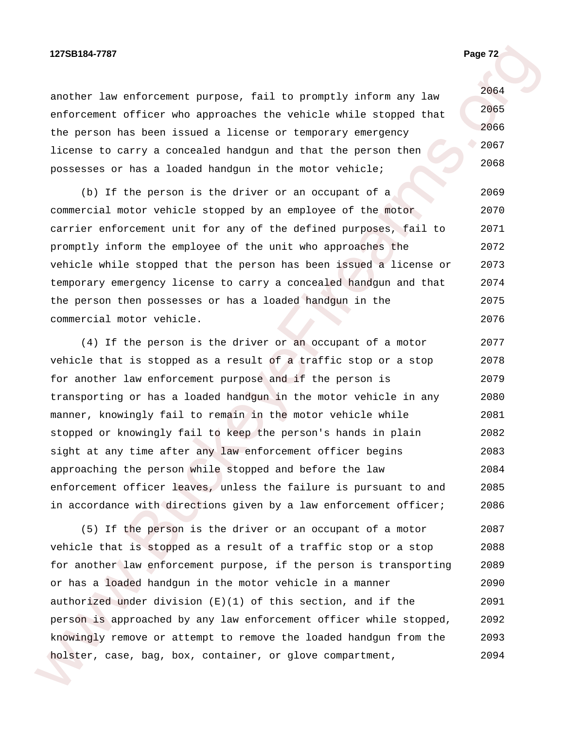another law enforcement purpose, fail to promptly inform any law enforcement officer who approaches the vehicle while stopped that the person has been issued a license or temporary emergency license to carry a concealed handgun and that the person then possesses or has a loaded handgun in the motor vehicle;

(b) If the person is the driver or an occupant of a commercial motor vehicle stopped by an employee of the motor carrier enforcement unit for any of the defined purposes, fail to promptly inform the employee of the unit who approaches the vehicle while stopped that the person has been issued a license or temporary emergency license to carry a concealed handgun and that the person then possesses or has a loaded handgun in the commercial motor vehicle.

(4) If the person is the driver or an occupant of a motor vehicle that is stopped as a result of a traffic stop or a stop for another law enforcement purpose and if the person is transporting or has a loaded handgun in the motor vehicle in any manner, knowingly fail to remain in the motor vehicle while stopped or knowingly fail to keep the person's hands in plain sight at any time after any law enforcement officer begins approaching the person while stopped and before the law enforcement officer leaves, unless the failure is pursuant to and in accordance with directions given by a law enforcement officer;

(5) If the person is the driver or an occupant of a motor vehicle that is stopped as a result of a traffic stop or a stop for another law enforcement purpose, if the person is transporting or has a loaded handgun in the motor vehicle in a manner authorized under division (E)(1) of this section, and if the person is approached by any law enforcement officer while stopped, knowingly remove or attempt to remove the loaded handgun from the holster, case, bag, box, container, or glove compartment,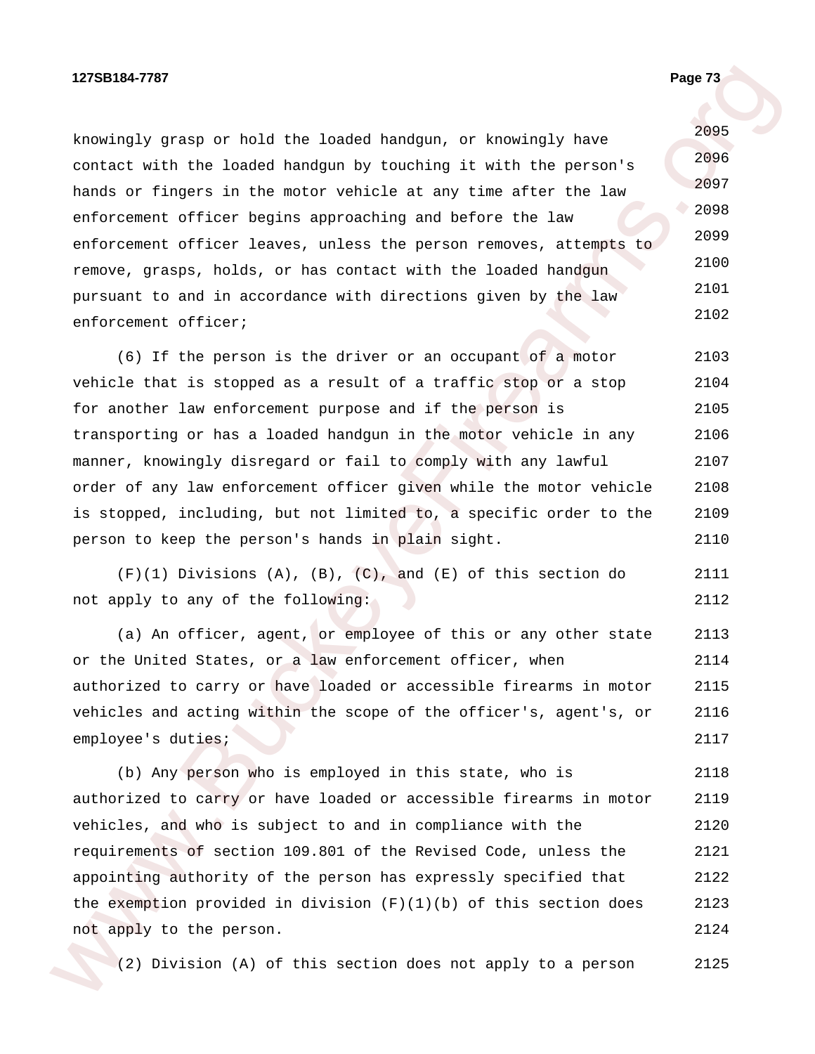knowingly grasp or hold the loaded handgun, or knowingly have contact with the loaded handgun by touching it with the person's hands or fingers in the motor vehicle at any time after the law enforcement officer begins approaching and before the law enforcement officer leaves, unless the person removes, attempts to remove, grasps, holds, or has contact with the loaded handgun pursuant to and in accordance with directions given by the law enforcement officer;

(6) If the person is the driver or an occupant of a motor vehicle that is stopped as a result of a traffic stop or a stop for another law enforcement purpose and if the person is transporting or has a loaded handgun in the motor vehicle in any manner, knowingly disregard or fail to comply with any lawful order of any law enforcement officer given while the motor vehicle is stopped, including, but not limited to, a specific order to the person to keep the person's hands in plain sight.

(F)(1) Divisions (A), (B), (C), and (E) of this section do not apply to any of the following:

(a) An officer, agent, or employee of this or any other state or the United States, or a law enforcement officer, when authorized to carry or have loaded or accessible firearms in motor vehicles and acting within the scope of the officer's, agent's, or employee's duties;

(b) Any person who is employed in this state, who is authorized to carry or have loaded or accessible firearms in motor vehicles, and who is subject to and in compliance with the requirements of section 109.801 of the Revised Code, unless the appointing authority of the person has expressly specified that the exemption provided in division (F)(1)(b) of this section does not apply to the person.

(2) Division (A) of this section does not apply to a person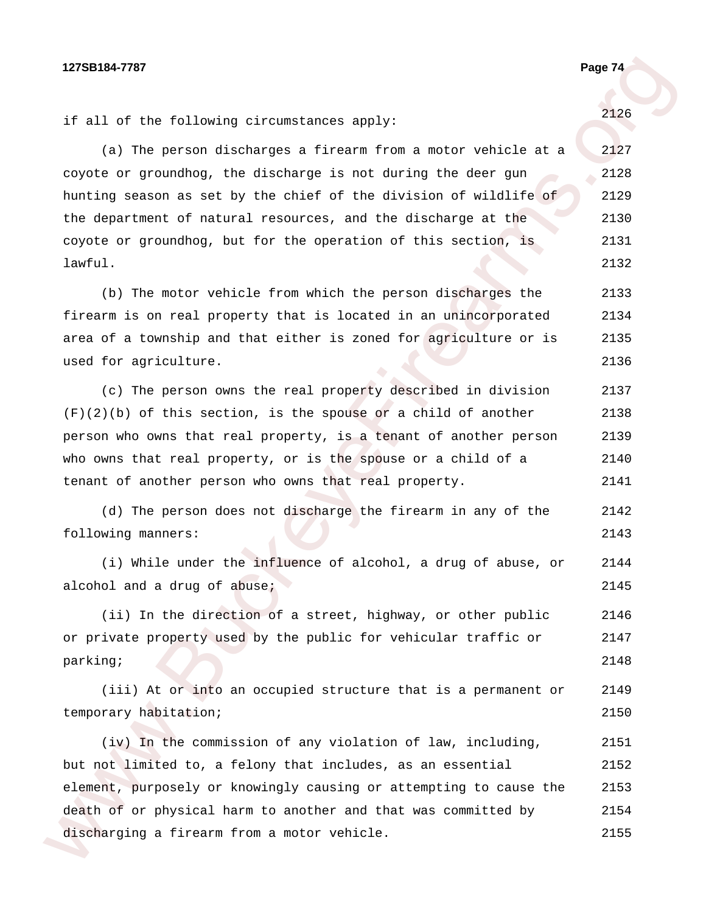if all of the following circumstances apply:

(a) The person discharges a firearm from a motor vehicle at a coyote or groundhog, the discharge is not during the deer gun hunting season as set by the chief of the division of wildlife of the department of natural resources, and the discharge at the coyote or groundhog, but for the operation of this section, is lawful.

(b) The motor vehicle from which the person discharges the firearm is on real property that is located in an unincorporated area of a township and that either is zoned for agriculture or is used for agriculture.

(c) The person owns the real property described in division (F)(2)(b) of this section, is the spouse or a child of another person who owns that real property, is a tenant of another person who owns that real property, or is the spouse or a child of a tenant of another person who owns that real property.

(d) The person does not discharge the firearm in any of the following manners:

(i) While under the influence of alcohol, a drug of abuse, or alcohol and a drug of abuse;

(ii) In the direction of a street, highway, or other public or private property used by the public for vehicular traffic or parking;

(iii) At or into an occupied structure that is a permanent or temporary habitation;

(iv) In the commission of any violation of law, including, but not limited to, a felony that includes, as an essential element, purposely or knowingly causing or attempting to cause the death of or physical harm to another and that was committed by discharging a firearm from a motor vehicle.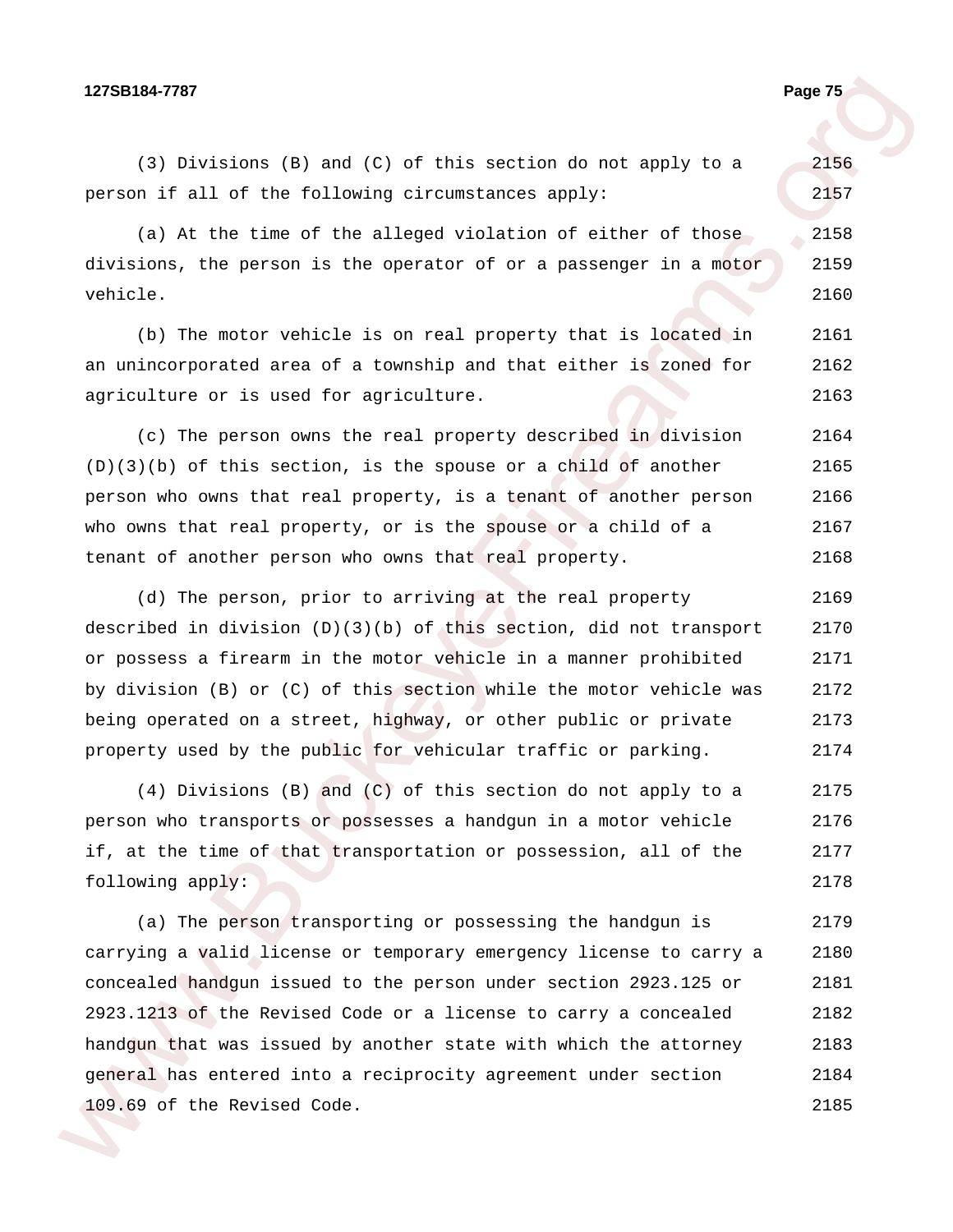(3) Divisions (B) and (C) of this section do not apply to a person if all of the following circumstances apply:

(a) At the time of the alleged violation of either of those divisions, the person is the operator of or a passenger in a motor vehicle.

(b) The motor vehicle is on real property that is located in an unincorporated area of a township and that either is zoned for agriculture or is used for agriculture.

(c) The person owns the real property described in division (D)(3)(b) of this section, is the spouse or a child of another person who owns that real property, is a tenant of another person who owns that real property, or is the spouse or a child of a tenant of another person who owns that real property.

(d) The person, prior to arriving at the real property described in division (D)(3)(b) of this section, did not transport or possess a firearm in the motor vehicle in a manner prohibited by division (B) or (C) of this section while the motor vehicle was being operated on a street, highway, or other public or private property used by the public for vehicular traffic or parking.

(4) Divisions (B) and (C) of this section do not apply to a person who transports or possesses a handgun in a motor vehicle if, at the time of that transportation or possession, all of the following apply:

(a) The person transporting or possessing the handgun is carrying a valid license or temporary emergency license to carry a concealed handgun issued to the person under section 2923.125 or 2923.1213 of the Revised Code or a license to carry a concealed handgun that was issued by another state with which the attorney general has entered into a reciprocity agreement under section 109.69 of the Revised Code.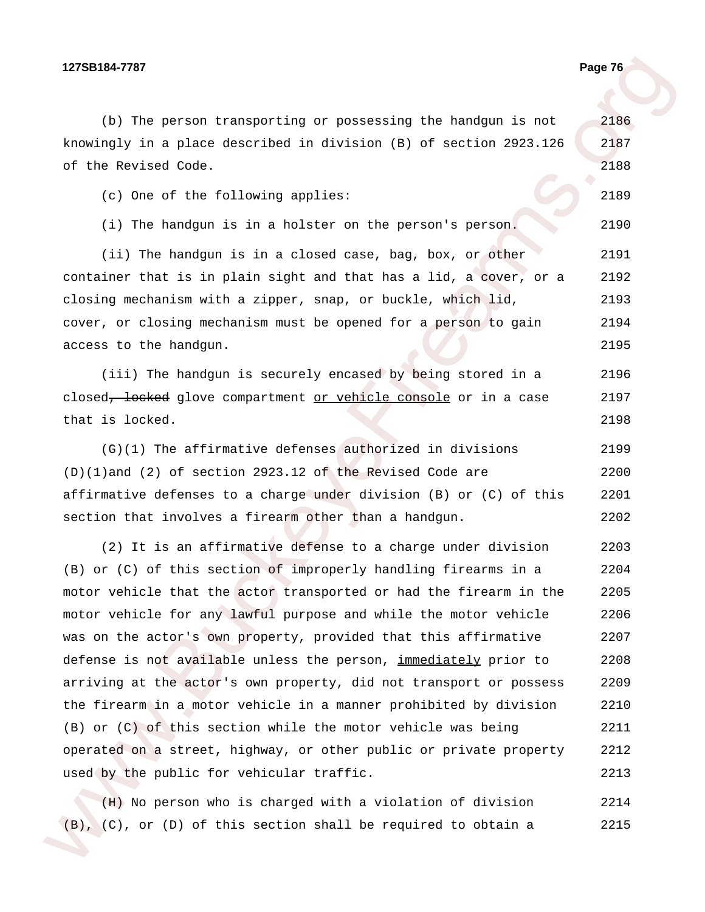(b) The person transporting or possessing the handgun is not knowingly in a place described in division (B) of section 2923.126 of the Revised Code.

(c) One of the following applies:

(i) The handgun is in a holster on the person's person.

(ii) The handgun is in a closed case, bag, box, or other container that is in plain sight and that has a lid, a cover, or a closing mechanism with a zipper, snap, or buckle, which lid, cover, or closing mechanism must be opened for a person to gain access to the handgun.

(iii) The handgun is securely encased by being stored in a closed~~, locked~~ glove compartment <u>or vehicle console</u> or in a case that is locked.

(G)(1) The affirmative defenses authorized in divisions (D)(1)and (2) of section 2923.12 of the Revised Code are affirmative defenses to a charge under division (B) or (C) of this section that involves a firearm other than a handgun.

(2) It is an affirmative defense to a charge under division (B) or (C) of this section of improperly handling firearms in a motor vehicle that the actor transported or had the firearm in the motor vehicle for any lawful purpose and while the motor vehicle was on the actor's own property, provided that this affirmative defense is not available unless the person, <u>immediately</u> prior to arriving at the actor's own property, did not transport or possess the firearm in a motor vehicle in a manner prohibited by division (B) or (C) of this section while the motor vehicle was being operated on a street, highway, or other public or private property used by the public for vehicular traffic.

(H) No person who is charged with a violation of division (B), (C), or (D) of this section shall be required to obtain a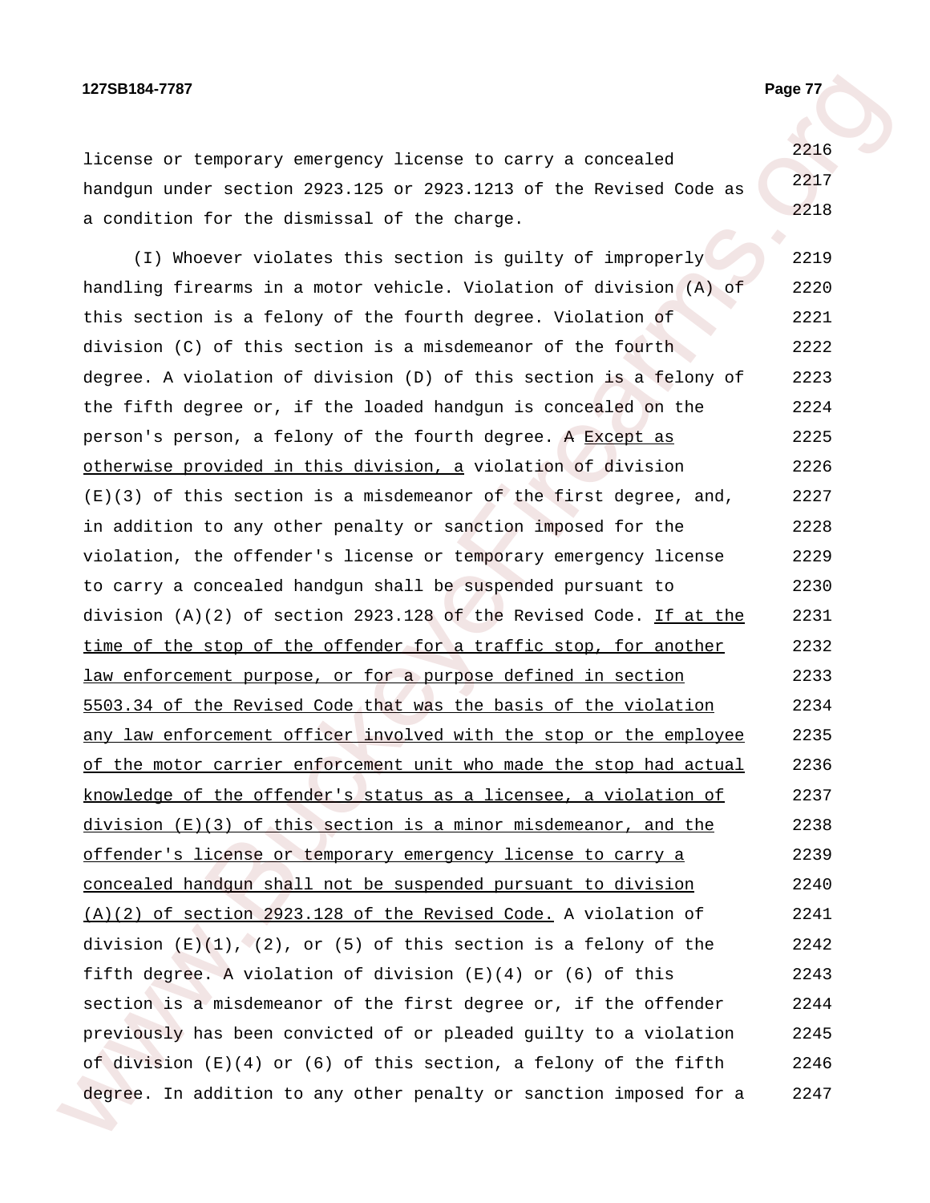license or temporary emergency license to carry a concealed handgun under section 2923.125 or 2923.1213 of the Revised Code as a condition for the dismissal of the charge.

(I) Whoever violates this section is guilty of improperly handling firearms in a motor vehicle. Violation of division (A) of this section is a felony of the fourth degree. Violation of division (C) of this section is a misdemeanor of the fourth degree. A violation of division (D) of this section is a felony of the fifth degree or, if the loaded handgun is concealed on the person's person, a felony of the fourth degree. ~~A~~ <u>Except as otherwise provided in this division, a</u> violation of division (E)(3) of this section is a misdemeanor of the first degree, and, in addition to any other penalty or sanction imposed for the violation, the offender's license or temporary emergency license to carry a concealed handgun shall be suspended pursuant to division (A)(2) of section 2923.128 of the Revised Code. <u>If at the time of the stop of the offender for a traffic stop, for another law enforcement purpose, or for a purpose defined in section 5503.34 of the Revised Code that was the basis of the violation any law enforcement officer involved with the stop or the employee of the motor carrier enforcement unit who made the stop had actual knowledge of the offender's status as a licensee, a violation of division (E)(3) of this section is a minor misdemeanor, and the offender's license or temporary emergency license to carry a concealed handgun shall not be suspended pursuant to division (A)(2) of section 2923.128 of the Revised Code.</u> A violation of division (E)(1), (2), or (5) of this section is a felony of the fifth degree. A violation of division (E)(4) or (6) of this section is a misdemeanor of the first degree or, if the offender previously has been convicted of or pleaded guilty to a violation of division (E)(4) or (6) of this section, a felony of the fifth degree. In addition to any other penalty or sanction imposed for a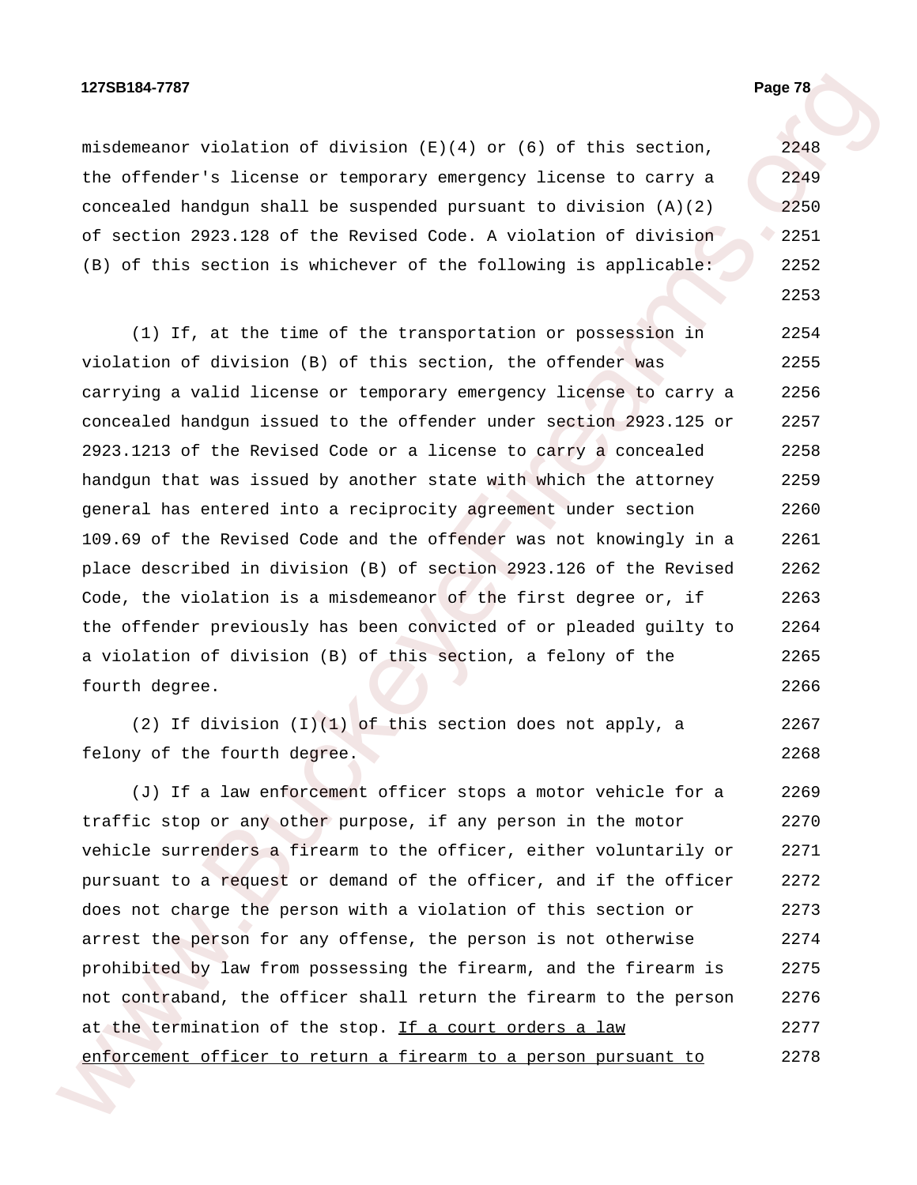misdemeanor violation of division (E)(4) or (6) of this section, the offender's license or temporary emergency license to carry a concealed handgun shall be suspended pursuant to division (A)(2) of section 2923.128 of the Revised Code. A violation of division (B) of this section is whichever of the following is applicable:

(1) If, at the time of the transportation or possession in violation of division (B) of this section, the offender was carrying a valid license or temporary emergency license to carry a concealed handgun issued to the offender under section 2923.125 or 2923.1213 of the Revised Code or a license to carry a concealed handgun that was issued by another state with which the attorney general has entered into a reciprocity agreement under section 109.69 of the Revised Code and the offender was not knowingly in a place described in division (B) of section 2923.126 of the Revised Code, the violation is a misdemeanor of the first degree or, if the offender previously has been convicted of or pleaded guilty to a violation of division (B) of this section, a felony of the fourth degree.

(2) If division (I)(1) of this section does not apply, a felony of the fourth degree.

(J) If a law enforcement officer stops a motor vehicle for a traffic stop or any other purpose, if any person in the motor vehicle surrenders a firearm to the officer, either voluntarily or pursuant to a request or demand of the officer, and if the officer does not charge the person with a violation of this section or arrest the person for any offense, the person is not otherwise prohibited by law from possessing the firearm, and the firearm is not contraband, the officer shall return the firearm to the person at the termination of the stop. <u>If a court orders a law enforcement officer to return a firearm to a person pursuant to</u>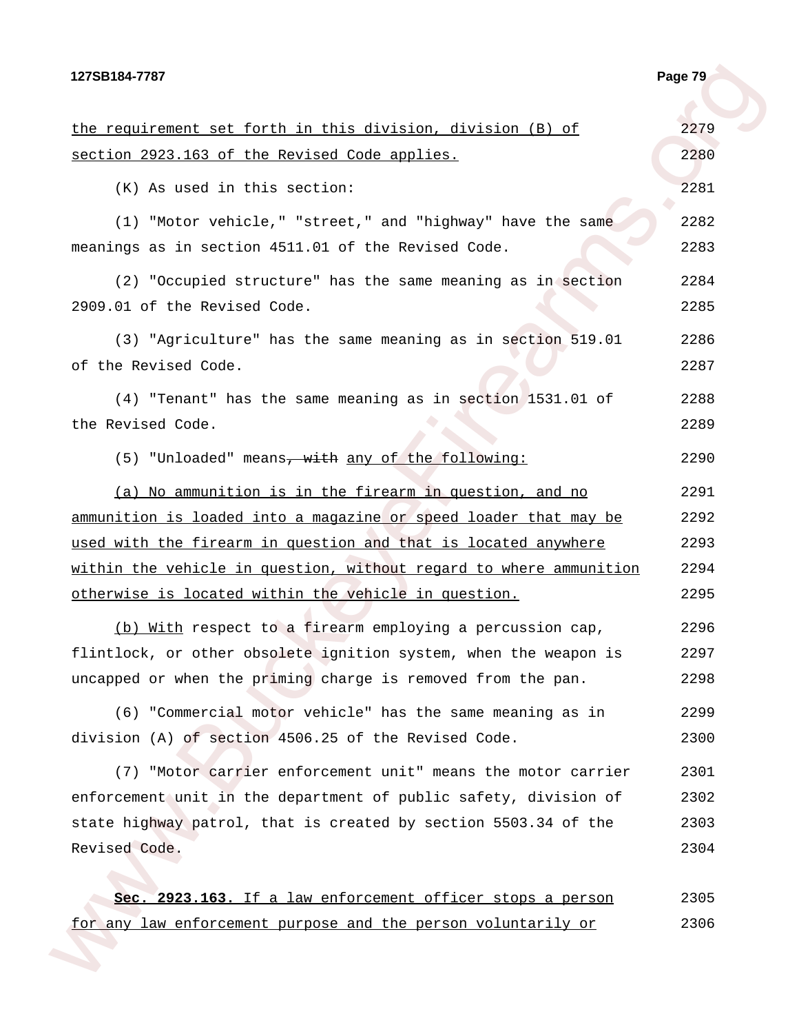the requirement set forth in this division, division (B) of section 2923.163 of the Revised Code applies.

(K) As used in this section:

(1) "Motor vehicle," "street," and "highway" have the same meanings as in section 4511.01 of the Revised Code.

(2) "Occupied structure" has the same meaning as in section 2909.01 of the Revised Code.

(3) "Agriculture" has the same meaning as in section 519.01 of the Revised Code.

(4) "Tenant" has the same meaning as in section 1531.01 of the Revised Code.

(5) "Unloaded" means~~, with~~ any of the following:

(a) No ammunition is in the firearm in question, and no ammunition is loaded into a magazine or speed loader that may be used with the firearm in question and that is located anywhere within the vehicle in question, without regard to where ammunition otherwise is located within the vehicle in question.

(b) With respect to a firearm employing a percussion cap, flintlock, or other obsolete ignition system, when the weapon is uncapped or when the priming charge is removed from the pan.

(6) "Commercial motor vehicle" has the same meaning as in division (A) of section 4506.25 of the Revised Code.

(7) "Motor carrier enforcement unit" means the motor carrier enforcement unit in the department of public safety, division of state highway patrol, that is created by section 5503.34 of the Revised Code.

**Sec. 2923.163.** If a law enforcement officer stops a person for any law enforcement purpose and the person voluntarily or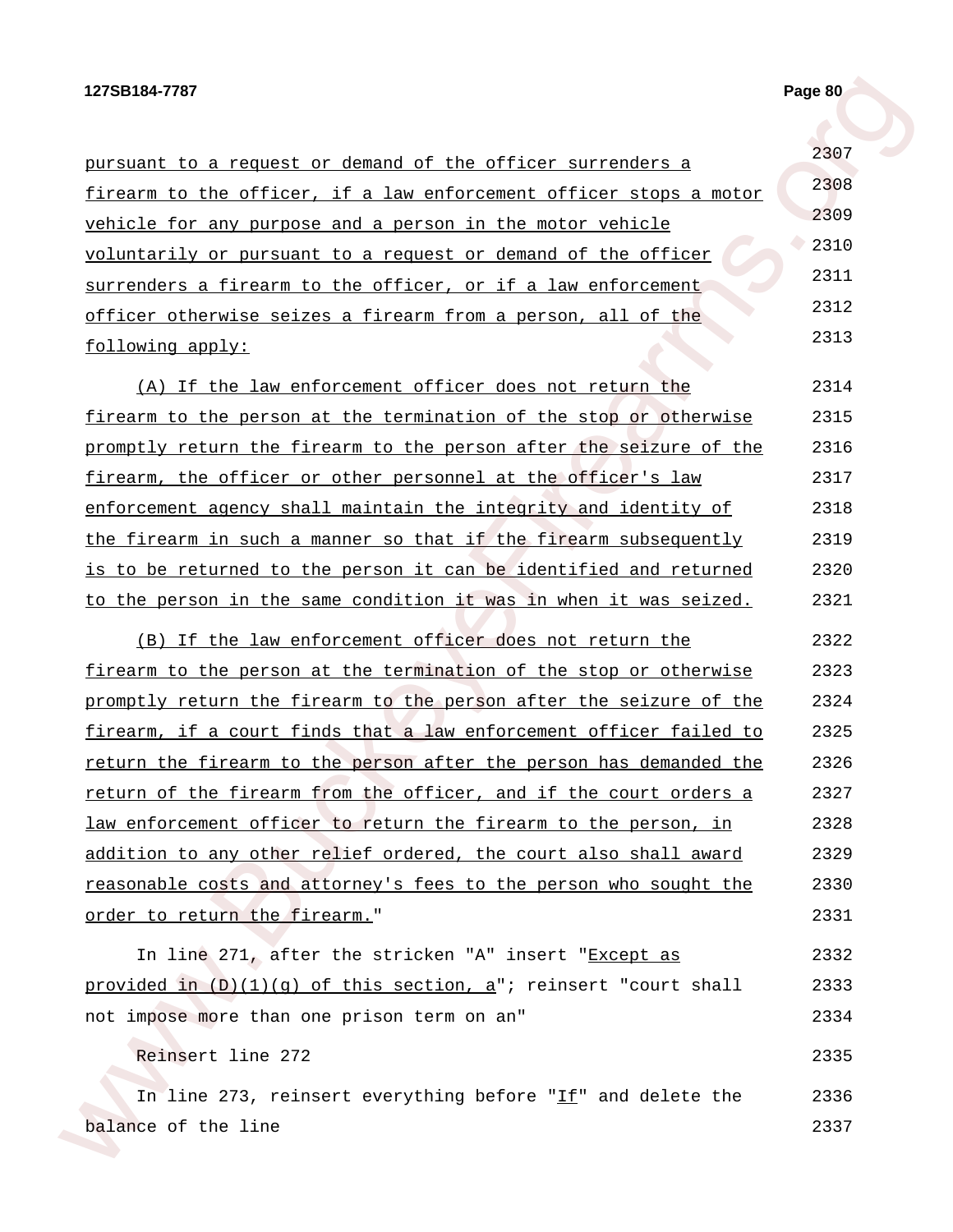pursuant to a request or demand of the officer surrenders a firearm to the officer, if a law enforcement officer stops a motor vehicle for any purpose and a person in the motor vehicle voluntarily or pursuant to a request or demand of the officer surrenders a firearm to the officer, or if a law enforcement officer otherwise seizes a firearm from a person, all of the following apply:

(A) If the law enforcement officer does not return the firearm to the person at the termination of the stop or otherwise promptly return the firearm to the person after the seizure of the firearm, the officer or other personnel at the officer's law enforcement agency shall maintain the integrity and identity of the firearm in such a manner so that if the firearm subsequently is to be returned to the person it can be identified and returned to the person in the same condition it was in when it was seized.

(B) If the law enforcement officer does not return the firearm to the person at the termination of the stop or otherwise promptly return the firearm to the person after the seizure of the firearm, if a court finds that a law enforcement officer failed to return the firearm to the person after the person has demanded the return of the firearm from the officer, and if the court orders a law enforcement officer to return the firearm to the person, in addition to any other relief ordered, the court also shall award reasonable costs and attorney's fees to the person who sought the order to return the firearm."

In line 271, after the stricken "A" insert "Except as provided in (D)(1)(g) of this section, a"; reinsert "court shall not impose more than one prison term on an"

Reinsert line 272

In line 273, reinsert everything before "If" and delete the balance of the line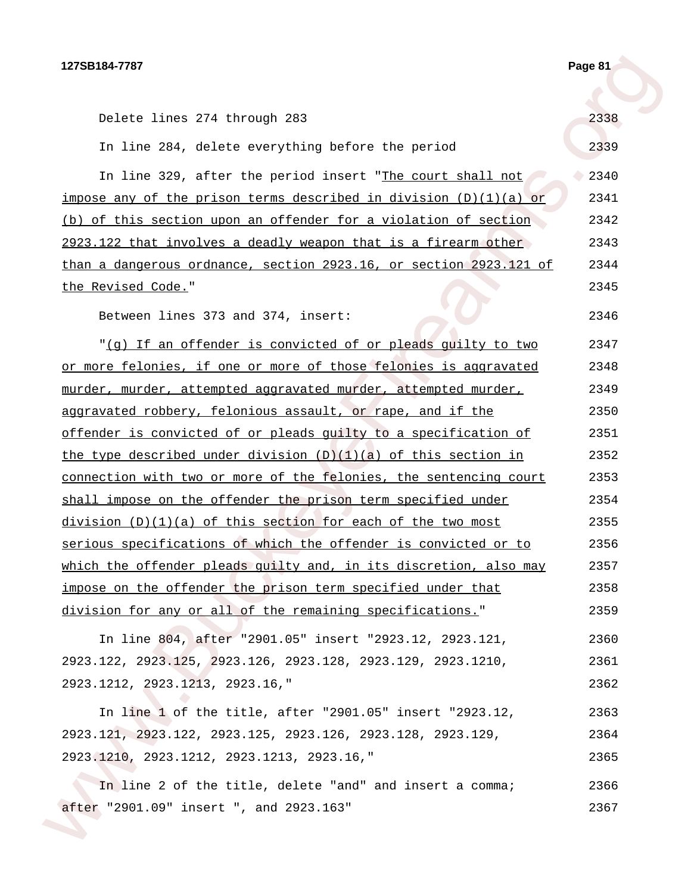Delete lines 274 through 283 2338

In line 284, delete everything before the period 2339

In line 329, after the period insert "<u>The court shall not impose any of the prison terms described in division (D)(1)(a) or (b) of this section upon an offender for a violation of section 2923.122 that involves a deadly weapon that is a firearm other than a dangerous ordnance, section 2923.16, or section 2923.121 of the Revised Code.</u>" 2340 2341 2342 2343 2344 2345

Between lines 373 and 374, insert: 2346

"<u>(g) If an offender is convicted of or pleads guilty to two or more felonies, if one or more of those felonies is aggravated murder, murder, attempted aggravated murder, attempted murder, aggravated robbery, felonious assault, or rape, and if the offender is convicted of or pleads guilty to a specification of the type described under division (D)(1)(a) of this section in connection with two or more of the felonies, the sentencing court shall impose on the offender the prison term specified under division (D)(1)(a) of this section for each of the two most serious specifications of which the offender is convicted or to which the offender pleads guilty and, in its discretion, also may impose on the offender the prison term specified under that division for any or all of the remaining specifications.</u>" 2347 2348 2349 2350 2351 2352 2353 2354 2355 2356 2357 2358 2359

In line 804, after "2901.05" insert "2923.12, 2923.121, 2923.122, 2923.125, 2923.126, 2923.128, 2923.129, 2923.1210, 2923.1212, 2923.1213, 2923.16," 2360 2361 2362

In line 1 of the title, after "2901.05" insert "2923.12, 2923.121, 2923.122, 2923.125, 2923.126, 2923.128, 2923.129, 2923.1210, 2923.1212, 2923.1213, 2923.16," 2363 2364 2365

In line 2 of the title, delete "and" and insert a comma; after "2901.09" insert ", and 2923.163" 2366 2367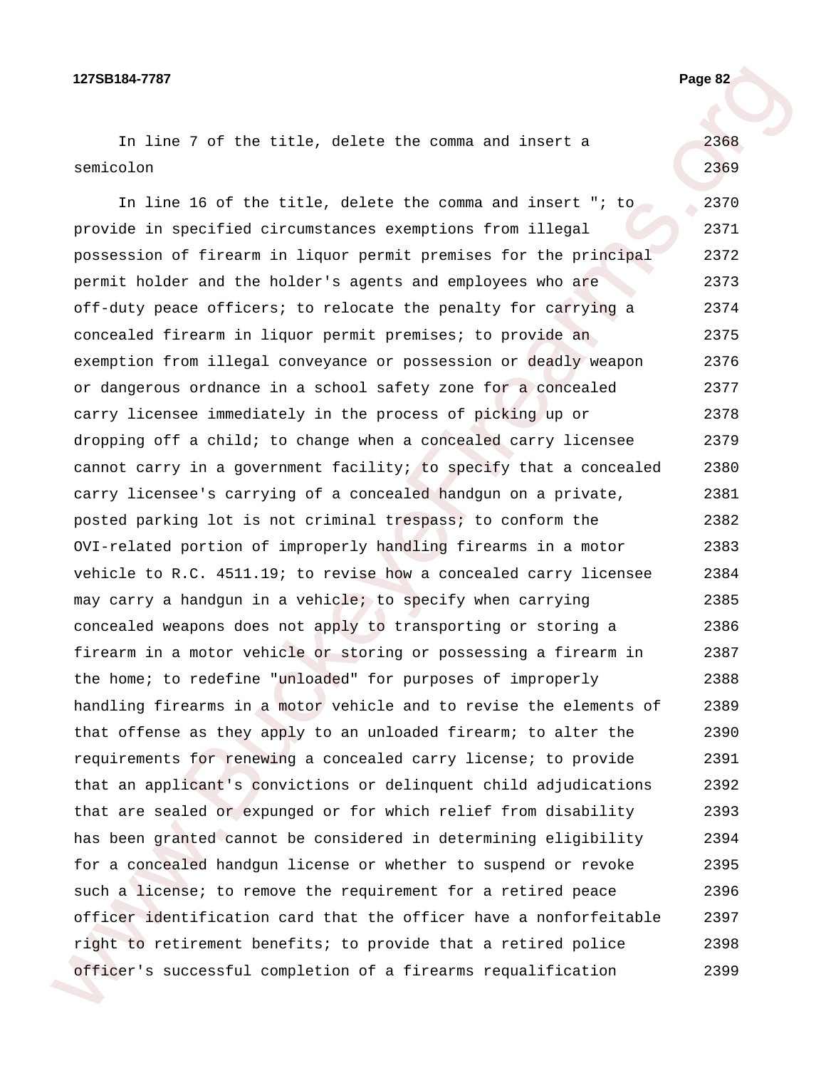In line 7 of the title, delete the comma and insert a semicolon

In line 16 of the title, delete the comma and insert "; to provide in specified circumstances exemptions from illegal possession of firearm in liquor permit premises for the principal permit holder and the holder's agents and employees who are off-duty peace officers; to relocate the penalty for carrying a concealed firearm in liquor permit premises; to provide an exemption from illegal conveyance or possession or deadly weapon or dangerous ordnance in a school safety zone for a concealed carry licensee immediately in the process of picking up or dropping off a child; to change when a concealed carry licensee cannot carry in a government facility; to specify that a concealed carry licensee's carrying of a concealed handgun on a private, posted parking lot is not criminal trespass; to conform the OVI-related portion of improperly handling firearms in a motor vehicle to R.C. 4511.19; to revise how a concealed carry licensee may carry a handgun in a vehicle; to specify when carrying concealed weapons does not apply to transporting or storing a firearm in a motor vehicle or storing or possessing a firearm in the home; to redefine "unloaded" for purposes of improperly handling firearms in a motor vehicle and to revise the elements of that offense as they apply to an unloaded firearm; to alter the requirements for renewing a concealed carry license; to provide that an applicant's convictions or delinquent child adjudications that are sealed or expunged or for which relief from disability has been granted cannot be considered in determining eligibility for a concealed handgun license or whether to suspend or revoke such a license; to remove the requirement for a retired peace officer identification card that the officer have a nonforfeitable right to retirement benefits; to provide that a retired police officer's successful completion of a firearms requalification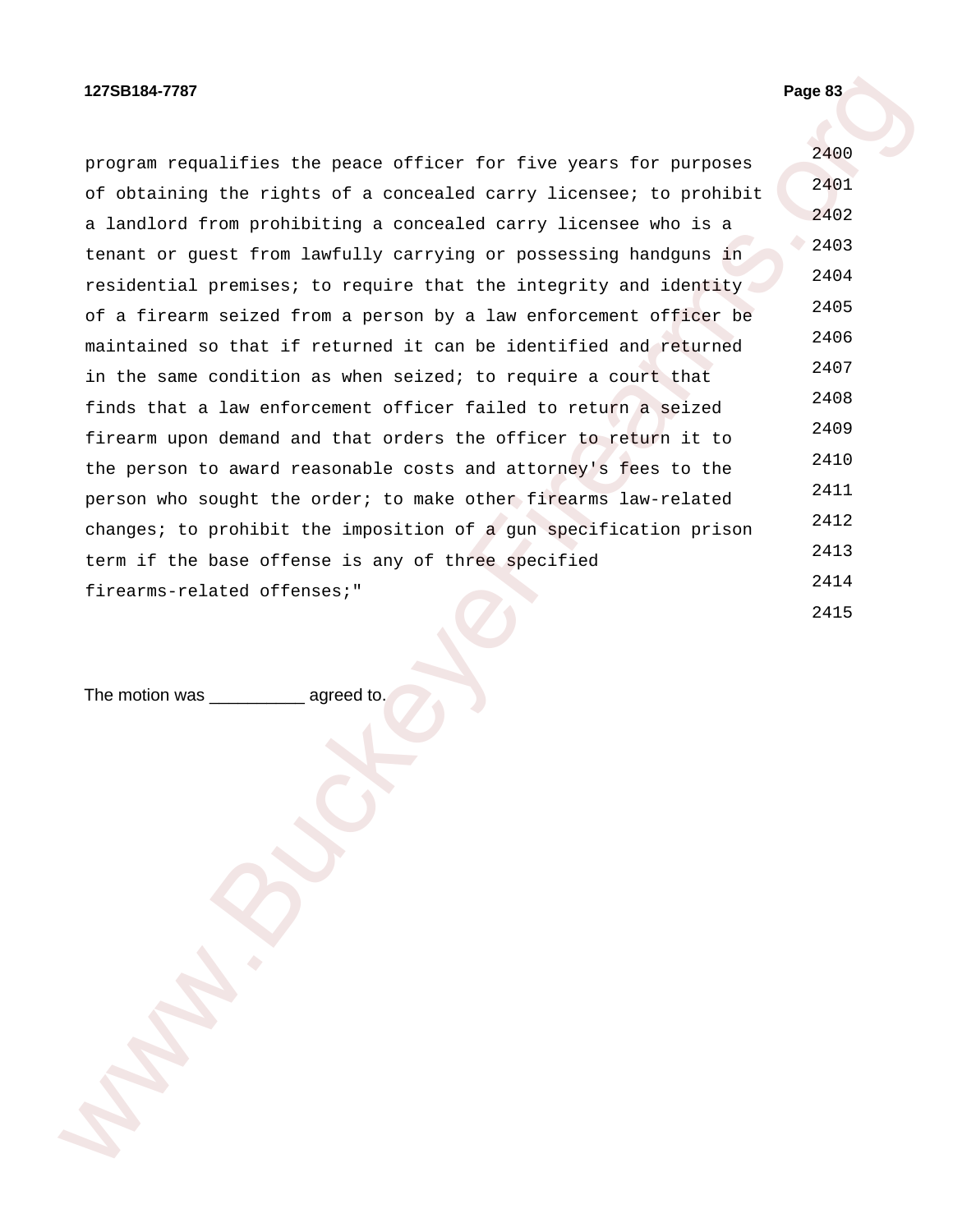program requalifies the peace officer for five years for purposes of obtaining the rights of a concealed carry licensee; to prohibit a landlord from prohibiting a concealed carry licensee who is a tenant or guest from lawfully carrying or possessing handguns in residential premises; to require that the integrity and identity of a firearm seized from a person by a law enforcement officer be maintained so that if returned it can be identified and returned in the same condition as when seized; to require a court that finds that a law enforcement officer failed to return a seized firearm upon demand and that orders the officer to return it to the person to award reasonable costs and attorney's fees to the person who sought the order; to make other firearms law-related changes; to prohibit the imposition of a gun specification prison term if the base offense is any of three specified firearms-related offenses;"

The motion was __________ agreed to.